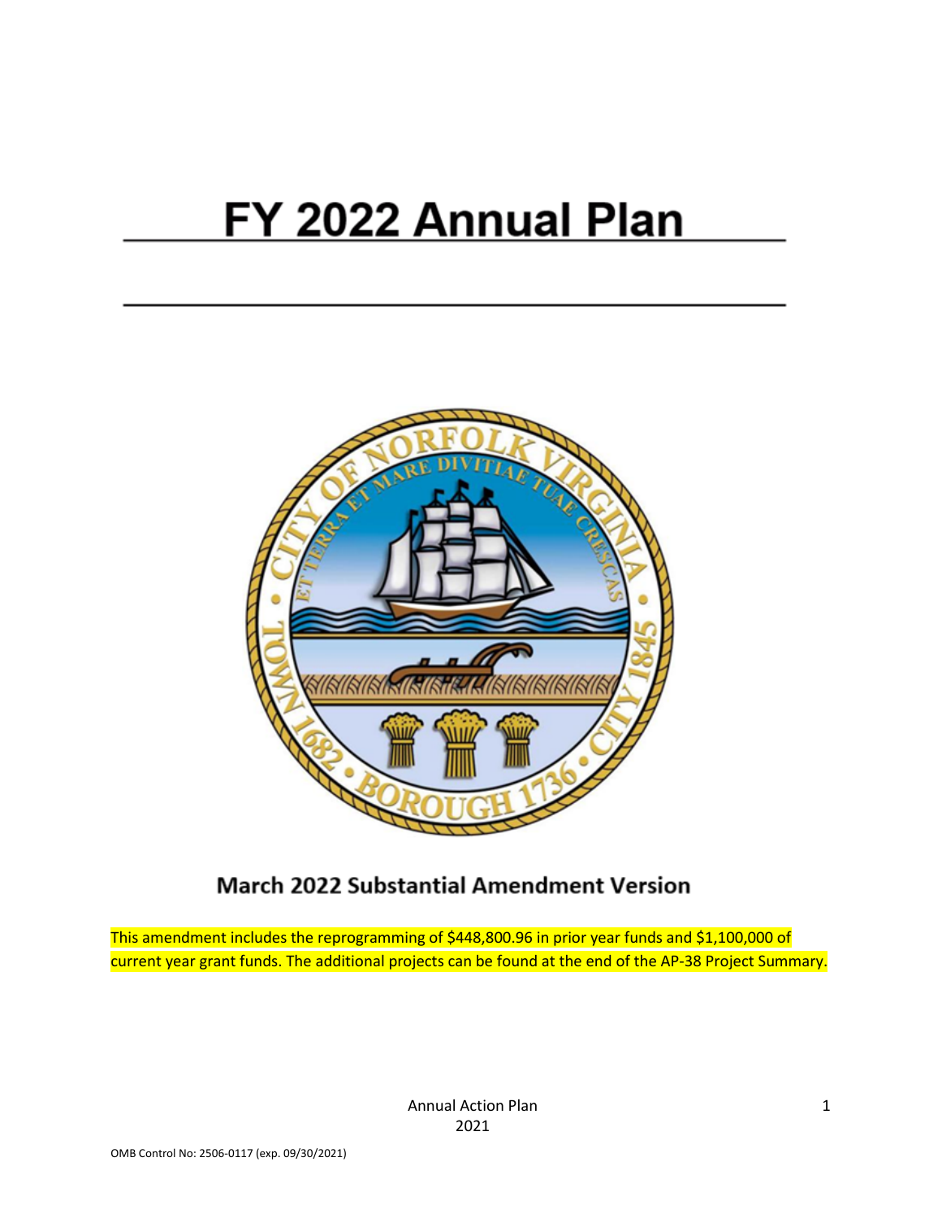# FY 2022 Annual Plan

March 2022 Substantial Amendment Version

This amendment includes the reprogramming of $448,800.96 in prior year funds and $1,100,000 of current year grant funds. The additional projects can be found at the end of the AP-38 Project Summary.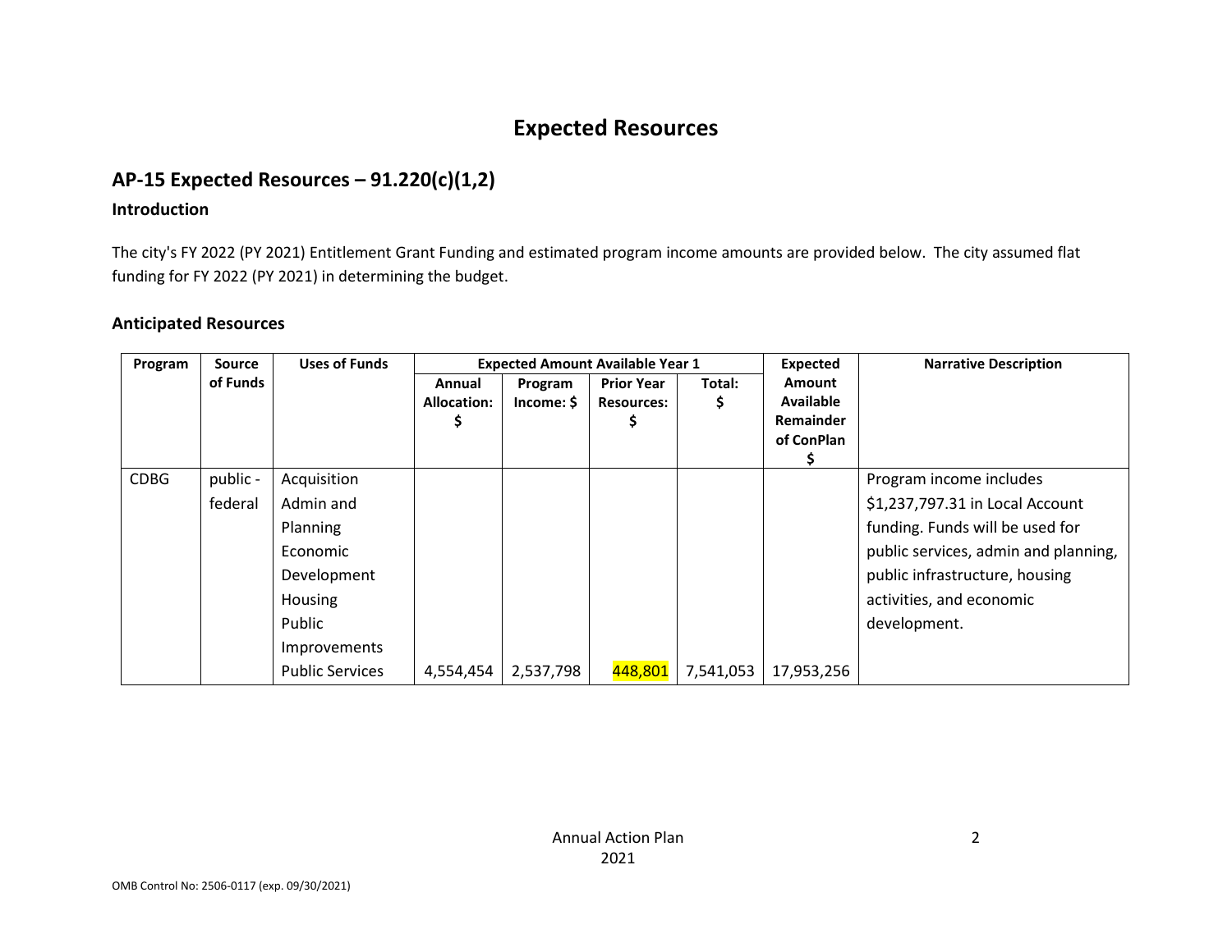# Expected Resources

## AP-15 Expected Resources – 91.220(c)(1,2)

### Introduction

The city's FY 2022 (PY 2021) Entitlement Grant Funding and estimated program income amounts are provided below. The city assumed flat funding for FY 2022 (PY 2021) in determining the budget.

### Anticipated Resources

| Program | Source of Funds | Uses of Funds | Expected Amount Available Year 1 | | | | Expected Amount Available Remainder of ConPlan $ | Narrative Description |
|---|---|---|---|---|---|---|---|---|
| | | | Annual Allocation: $ | Program Income: $ | Prior Year Resources: $ | Total: $ | | |
| CDBG | public - federal | Acquisition<br>Admin and Planning<br>Economic Development<br>Housing<br>Public Improvements<br>Public Services | 4,554,454 | 2,537,798 | 448,801 | 7,541,053 | 17,953,256 | Program income includes $1,237,797.31 in Local Account funding. Funds will be used for public services, admin and planning, public infrastructure, housing activities, and economic development. |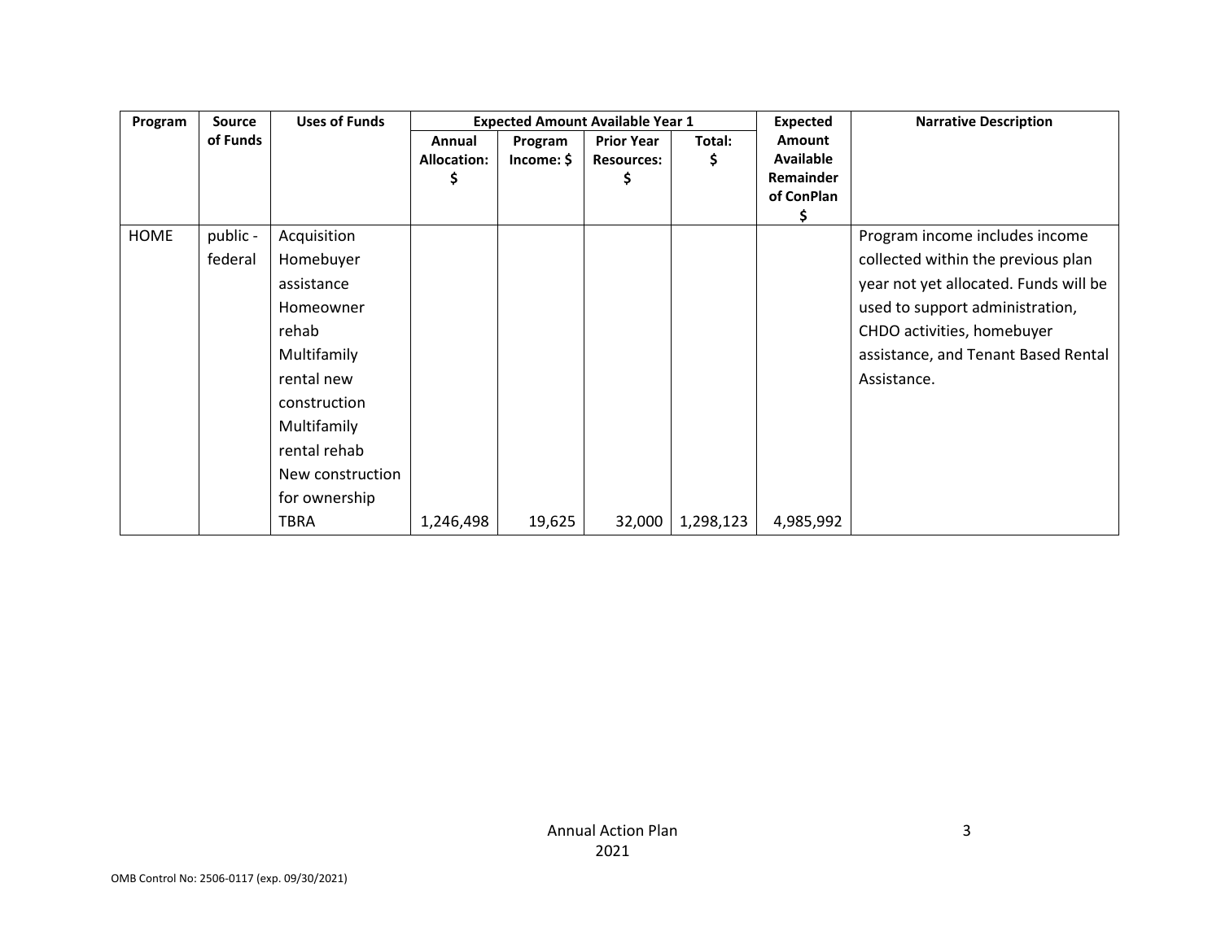| Program | Source of Funds | Uses of Funds | Expected Amount Available Year 1 | | | | Expected Amount Available Remainder of ConPlan $ | Narrative Description |
|---|---|---|---|---|---|---|---|---|
| | | | Annual Allocation: $ | Program Income: $ | Prior Year Resources: $ | Total: $ | | |
| HOME | public - federal | Acquisition Homebuyer assistance Homeowner rehab Multifamily rental new construction Multifamily rental rehab New construction for ownership TBRA | 1,246,498 | 19,625 | 32,000 | 1,298,123 | 4,985,992 | Program income includes income collected within the previous plan year not yet allocated. Funds will be used to support administration, CHDO activities, homebuyer assistance, and Tenant Based Rental Assistance. |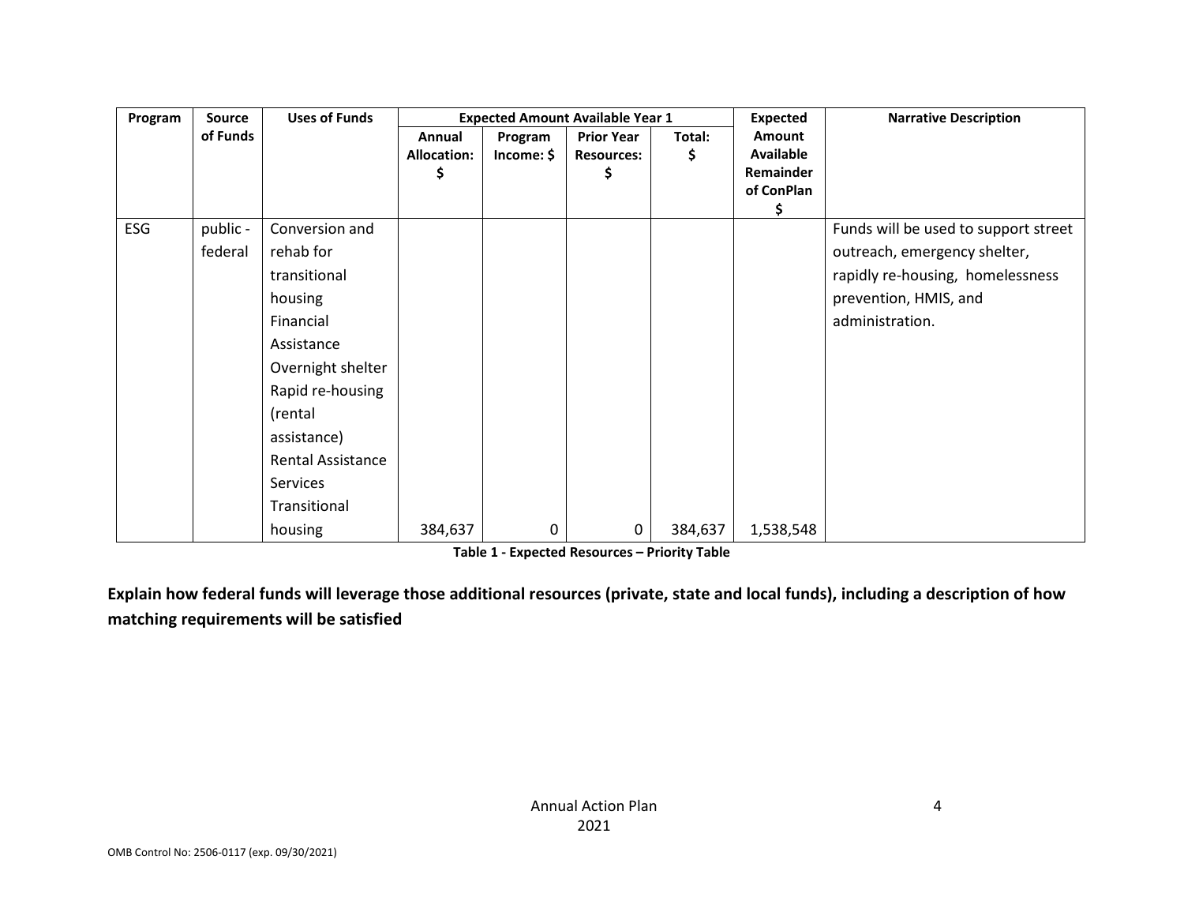| Program | Source of Funds | Uses of Funds | Expected Amount Available Year 1 | | | | Expected Amount Available Remainder of ConPlan $ | Narrative Description |
|---|---|---|---|---|---|---|---|---|
| | | | Annual Allocation: $ | Program Income: $ | Prior Year Resources: $ | Total: $ | | |
| ESG | public - federal | Conversion and rehab for transitional housing<br>Financial Assistance<br>Overnight shelter<br>Rapid re-housing (rental assistance)<br>Rental Assistance Services<br>Transitional housing | 384,637 | 0 | 0 | 384,637 | 1,538,548 | Funds will be used to support street outreach, emergency shelter, rapidly re-housing, homelessness prevention, HMIS, and administration. |

**Table 1 - Expected Resources – Priority Table**

**Explain how federal funds will leverage those additional resources (private, state and local funds), including a description of how matching requirements will be satisfied**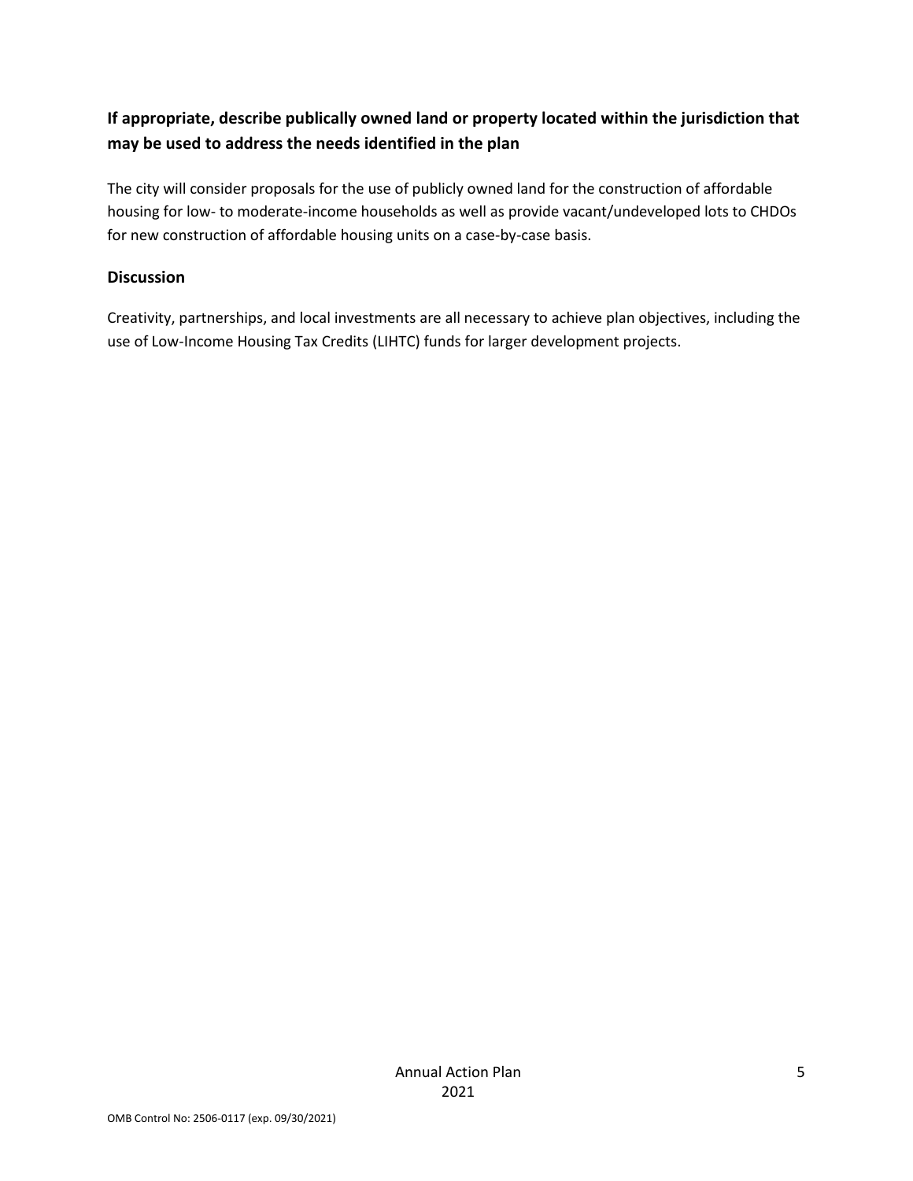### If appropriate, describe publically owned land or property located within the jurisdiction that may be used to address the needs identified in the plan

The city will consider proposals for the use of publicly owned land for the construction of affordable housing for low- to moderate-income households as well as provide vacant/undeveloped lots to CHDOs for new construction of affordable housing units on a case-by-case basis.

### Discussion

Creativity, partnerships, and local investments are all necessary to achieve plan objectives, including the use of Low-Income Housing Tax Credits (LIHTC) funds for larger development projects.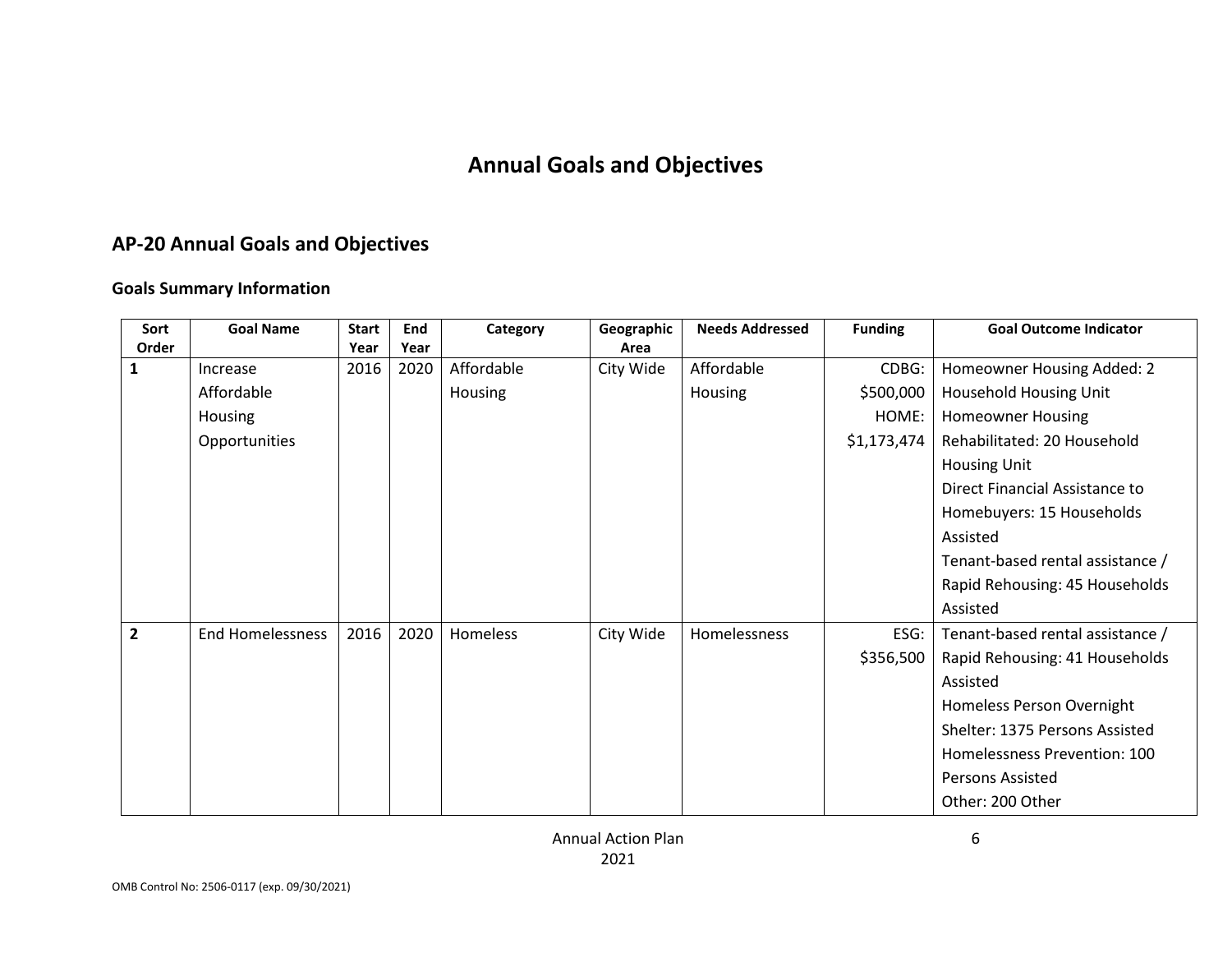# Annual Goals and Objectives

## AP-20 Annual Goals and Objectives

### Goals Summary Information

| Sort Order | Goal Name | Start Year | End Year | Category | Geographic Area | Needs Addressed | Funding | Goal Outcome Indicator |
|---|---|---|---|---|---|---|---|---|
| 1 | Increase Affordable Housing Opportunities | 2016 | 2020 | Affordable Housing | City Wide | Affordable Housing | CDBG: \$500,000 HOME: \$1,173,474 | Homeowner Housing Added: 2 Household Housing Unit<br>Homeowner Housing Rehabilitated: 20 Household Housing Unit<br>Direct Financial Assistance to Homebuyers: 15 Households Assisted<br>Tenant-based rental assistance / Rapid Rehousing: 45 Households Assisted |
| 2 | End Homelessness | 2016 | 2020 | Homeless | City Wide | Homelessness | ESG: \$356,500 | Tenant-based rental assistance / Rapid Rehousing: 41 Households Assisted<br>Homeless Person Overnight Shelter: 1375 Persons Assisted<br>Homelessness Prevention: 100 Persons Assisted<br>Other: 200 Other |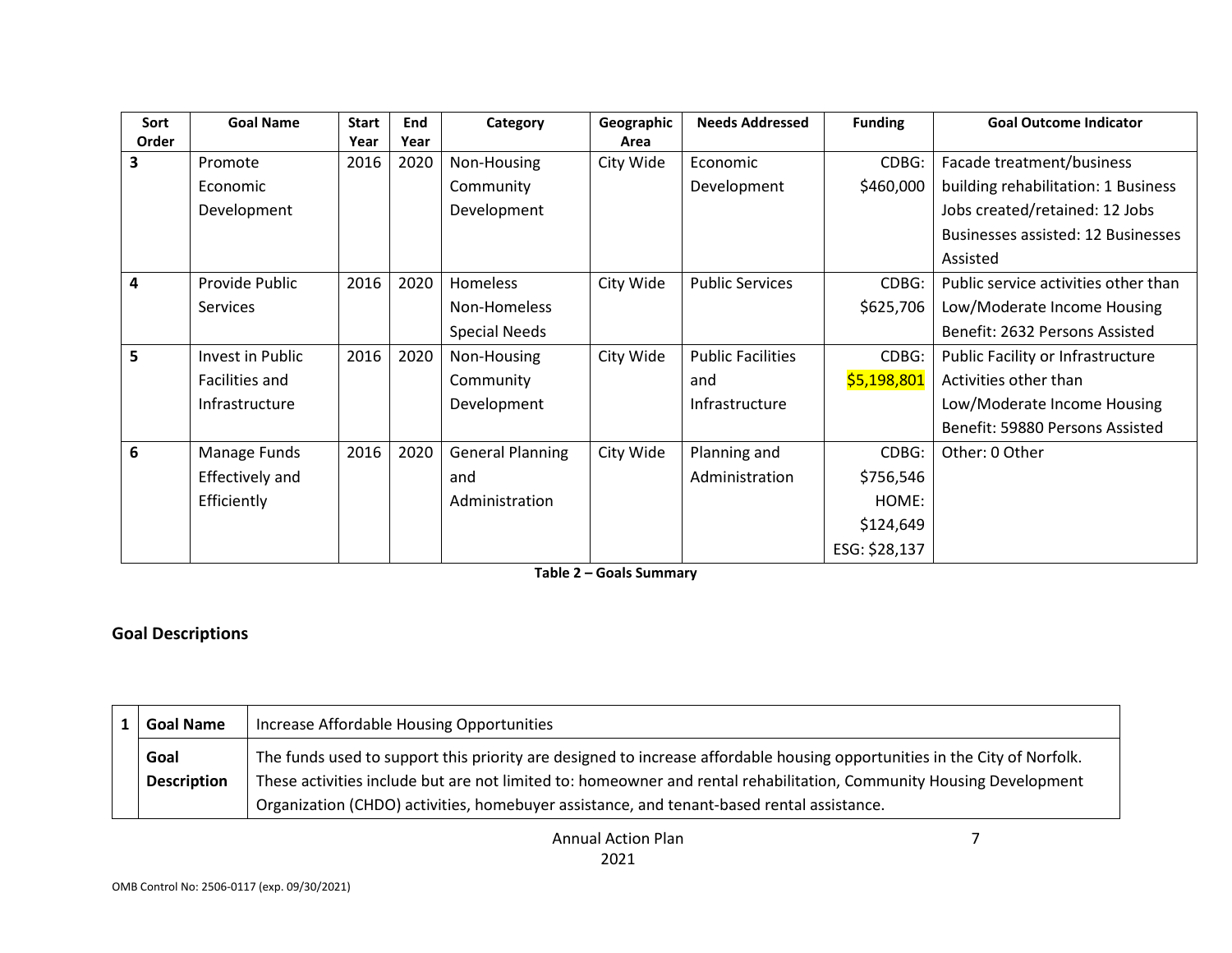| Sort Order | Goal Name | Start Year | End Year | Category | Geographic Area | Needs Addressed | Funding | Goal Outcome Indicator |
|---|---|---|---|---|---|---|---|---|
| 3 | Promote Economic Development | 2016 | 2020 | Non-Housing Community Development | City Wide | Economic Development | CDBG: $460,000 | Facade treatment/business building rehabilitation: 1 Business<br>Jobs created/retained: 12 Jobs<br>Businesses assisted: 12 Businesses Assisted |
| 4 | Provide Public Services | 2016 | 2020 | Homeless<br>Non-Homeless Special Needs | City Wide | Public Services | CDBG: $625,706 | Public service activities other than Low/Moderate Income Housing Benefit: 2632 Persons Assisted |
| 5 | Invest in Public Facilities and Infrastructure | 2016 | 2020 | Non-Housing Community Development | City Wide | Public Facilities and Infrastructure | CDBG: $5,198,801 | Public Facility or Infrastructure Activities other than Low/Moderate Income Housing Benefit: 59880 Persons Assisted |
| 6 | Manage Funds Effectively and Efficiently | 2016 | 2020 | General Planning and Administration | City Wide | Planning and Administration | CDBG: $756,546<br>HOME: $124,649<br>ESG: $28,137 | Other: 0 Other |

**Table 2 – Goals Summary**

## Goal Descriptions

| 1 | Goal Name | Increase Affordable Housing Opportunities |
|---|---|---|
| | **Goal Description** | The funds used to support this priority are designed to increase affordable housing opportunities in the City of Norfolk. These activities include but are not limited to: homeowner and rental rehabilitation, Community Housing Development Organization (CHDO) activities, homebuyer assistance, and tenant-based rental assistance. |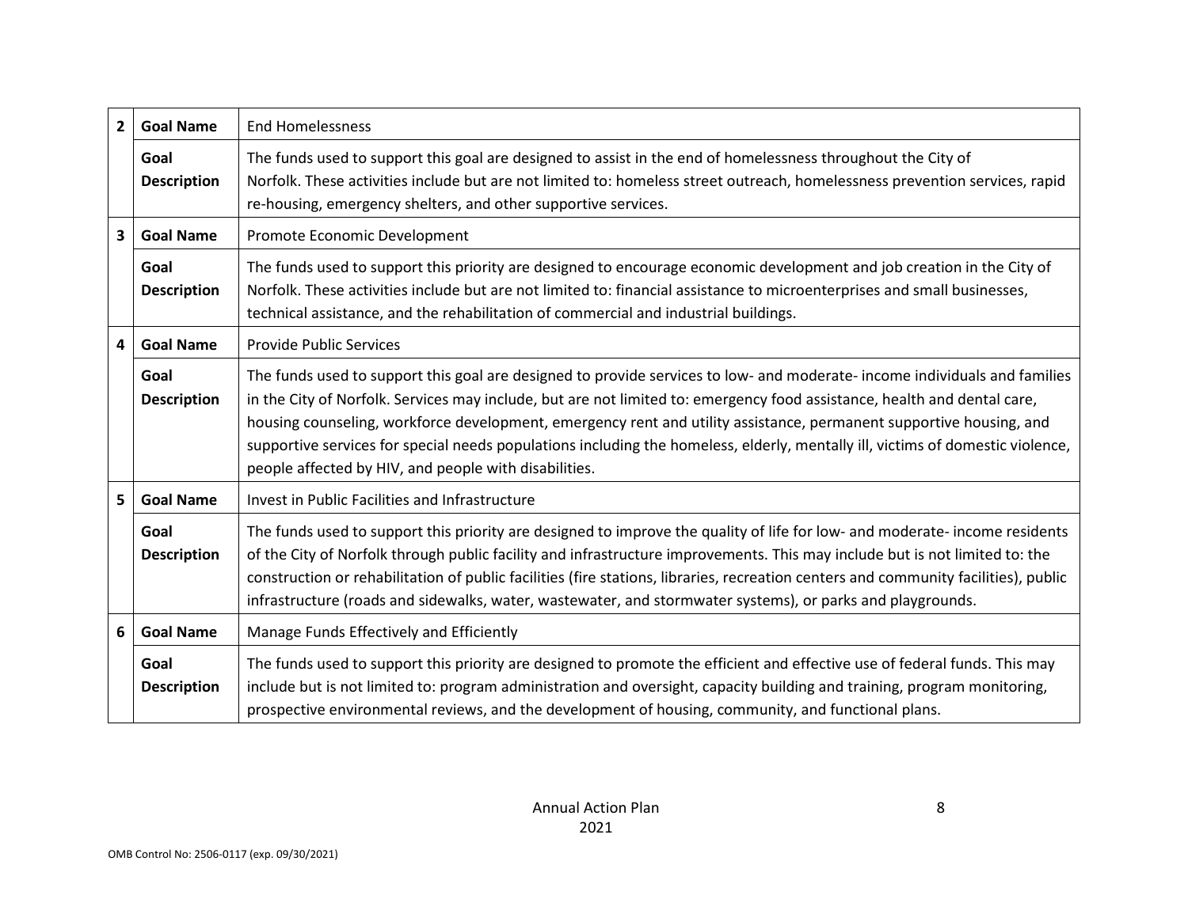| | | |
|---|---|---|
| **2** | **Goal Name** | End Homelessness |
| | **Goal Description** | The funds used to support this goal are designed to assist in the end of homelessness throughout the City of Norfolk. These activities include but are not limited to: homeless street outreach, homelessness prevention services, rapid re-housing, emergency shelters, and other supportive services. |
| **3** | **Goal Name** | Promote Economic Development |
| | **Goal Description** | The funds used to support this priority are designed to encourage economic development and job creation in the City of Norfolk. These activities include but are not limited to: financial assistance to microenterprises and small businesses, technical assistance, and the rehabilitation of commercial and industrial buildings. |
| **4** | **Goal Name** | Provide Public Services |
| | **Goal Description** | The funds used to support this goal are designed to provide services to low- and moderate- income individuals and families in the City of Norfolk. Services may include, but are not limited to: emergency food assistance, health and dental care, housing counseling, workforce development, emergency rent and utility assistance, permanent supportive housing, and supportive services for special needs populations including the homeless, elderly, mentally ill, victims of domestic violence, people affected by HIV, and people with disabilities. |
| **5** | **Goal Name** | Invest in Public Facilities and Infrastructure |
| | **Goal Description** | The funds used to support this priority are designed to improve the quality of life for low- and moderate- income residents of the City of Norfolk through public facility and infrastructure improvements. This may include but is not limited to: the construction or rehabilitation of public facilities (fire stations, libraries, recreation centers and community facilities), public infrastructure (roads and sidewalks, water, wastewater, and stormwater systems), or parks and playgrounds. |
| **6** | **Goal Name** | Manage Funds Effectively and Efficiently |
| | **Goal Description** | The funds used to support this priority are designed to promote the efficient and effective use of federal funds. This may include but is not limited to: program administration and oversight, capacity building and training, program monitoring, prospective environmental reviews, and the development of housing, community, and functional plans. |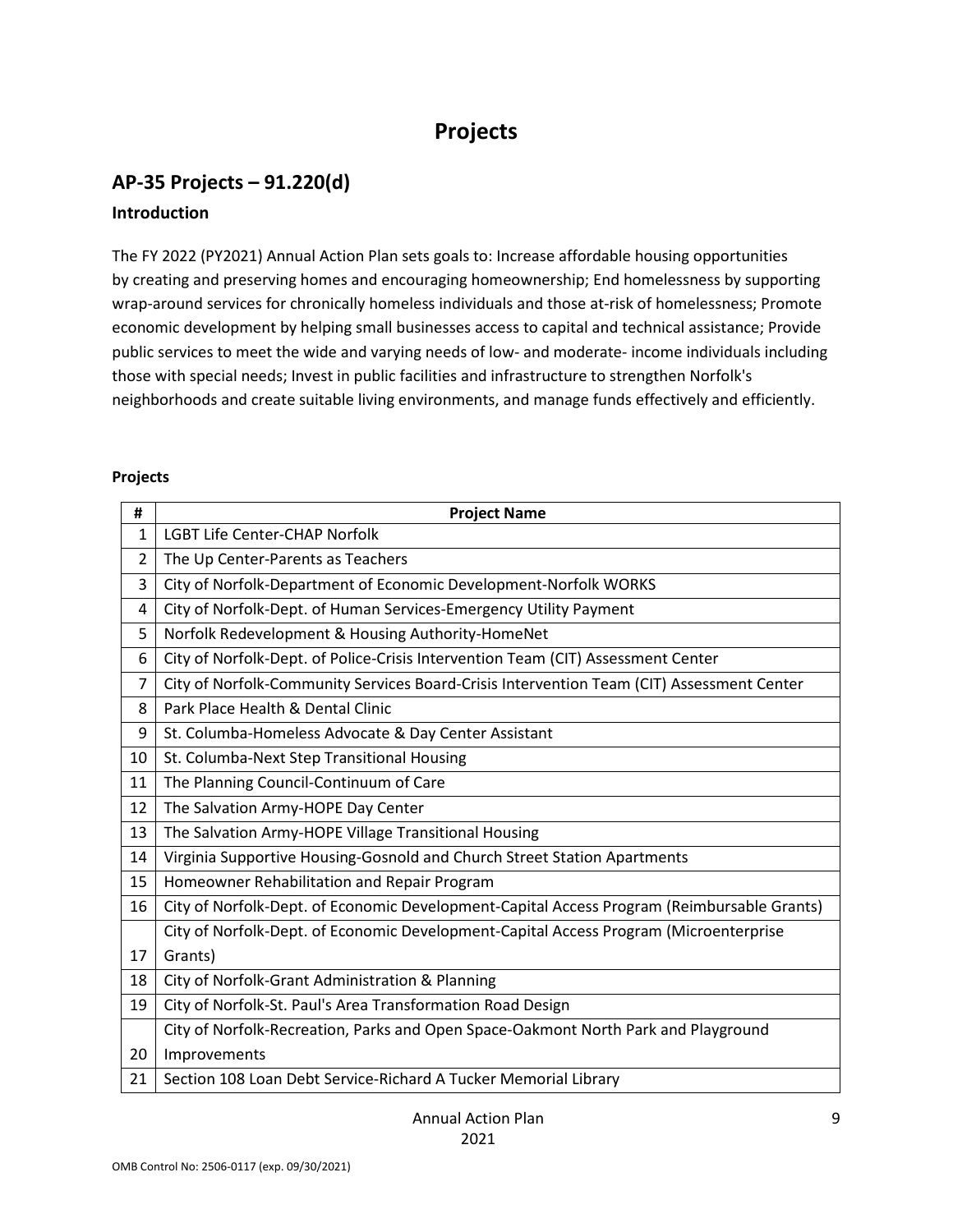# Projects

## AP-35 Projects – 91.220(d)

### Introduction

The FY 2022 (PY2021) Annual Action Plan sets goals to: Increase affordable housing opportunities by creating and preserving homes and encouraging homeownership; End homelessness by supporting wrap-around services for chronically homeless individuals and those at-risk of homelessness; Promote economic development by helping small businesses access to capital and technical assistance; Provide public services to meet the wide and varying needs of low- and moderate- income individuals including those with special needs; Invest in public facilities and infrastructure to strengthen Norfolk's neighborhoods and create suitable living environments, and manage funds effectively and efficiently.

### Projects

| # | Project Name |
|---|---|
| 1 | LGBT Life Center-CHAP Norfolk |
| 2 | The Up Center-Parents as Teachers |
| 3 | City of Norfolk-Department of Economic Development-Norfolk WORKS |
| 4 | City of Norfolk-Dept. of Human Services-Emergency Utility Payment |
| 5 | Norfolk Redevelopment & Housing Authority-HomeNet |
| 6 | City of Norfolk-Dept. of Police-Crisis Intervention Team (CIT) Assessment Center |
| 7 | City of Norfolk-Community Services Board-Crisis Intervention Team (CIT) Assessment Center |
| 8 | Park Place Health & Dental Clinic |
| 9 | St. Columba-Homeless Advocate & Day Center Assistant |
| 10 | St. Columba-Next Step Transitional Housing |
| 11 | The Planning Council-Continuum of Care |
| 12 | The Salvation Army-HOPE Day Center |
| 13 | The Salvation Army-HOPE Village Transitional Housing |
| 14 | Virginia Supportive Housing-Gosnold and Church Street Station Apartments |
| 15 | Homeowner Rehabilitation and Repair Program |
| 16 | City of Norfolk-Dept. of Economic Development-Capital Access Program (Reimbursable Grants) |
| 17 | City of Norfolk-Dept. of Economic Development-Capital Access Program (Microenterprise Grants) |
| 18 | City of Norfolk-Grant Administration & Planning |
| 19 | City of Norfolk-St. Paul's Area Transformation Road Design |
| 20 | City of Norfolk-Recreation, Parks and Open Space-Oakmont North Park and Playground Improvements |
| 21 | Section 108 Loan Debt Service-Richard A Tucker Memorial Library |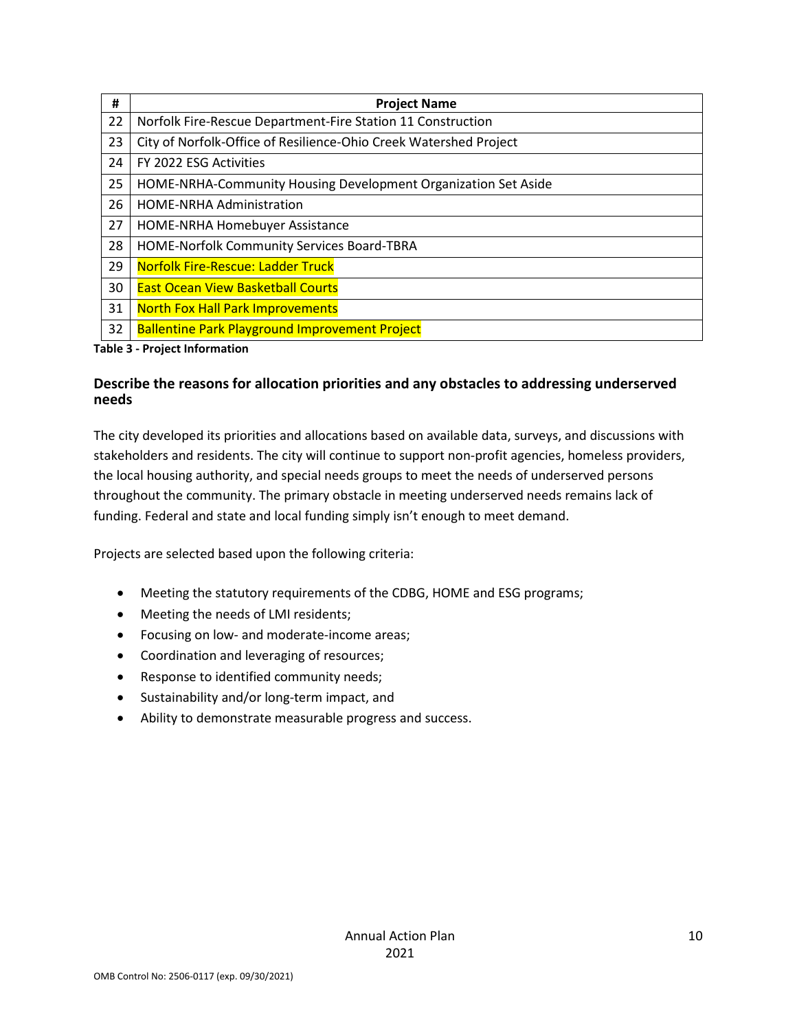| # | Project Name |
|---|---|
| 22 | Norfolk Fire-Rescue Department-Fire Station 11 Construction |
| 23 | City of Norfolk-Office of Resilience-Ohio Creek Watershed Project |
| 24 | FY 2022 ESG Activities |
| 25 | HOME-NRHA-Community Housing Development Organization Set Aside |
| 26 | HOME-NRHA Administration |
| 27 | HOME-NRHA Homebuyer Assistance |
| 28 | HOME-Norfolk Community Services Board-TBRA |
| 29 | Norfolk Fire-Rescue: Ladder Truck |
| 30 | East Ocean View Basketball Courts |
| 31 | North Fox Hall Park Improvements |
| 32 | Ballentine Park Playground Improvement Project |

**Table 3 - Project Information**

### Describe the reasons for allocation priorities and any obstacles to addressing underserved needs

The city developed its priorities and allocations based on available data, surveys, and discussions with stakeholders and residents. The city will continue to support non-profit agencies, homeless providers, the local housing authority, and special needs groups to meet the needs of underserved persons throughout the community. The primary obstacle in meeting underserved needs remains lack of funding. Federal and state and local funding simply isn't enough to meet demand.

Projects are selected based upon the following criteria:

- Meeting the statutory requirements of the CDBG, HOME and ESG programs;
- Meeting the needs of LMI residents;
- Focusing on low- and moderate-income areas;
- Coordination and leveraging of resources;
- Response to identified community needs;
- Sustainability and/or long-term impact, and
- Ability to demonstrate measurable progress and success.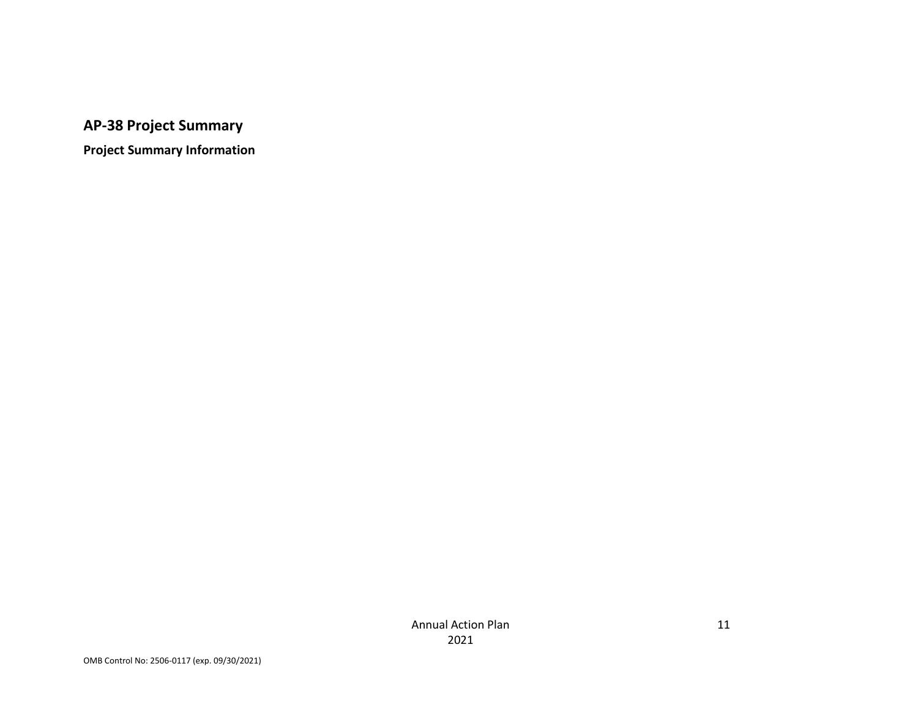## AP-38 Project Summary

### Project Summary Information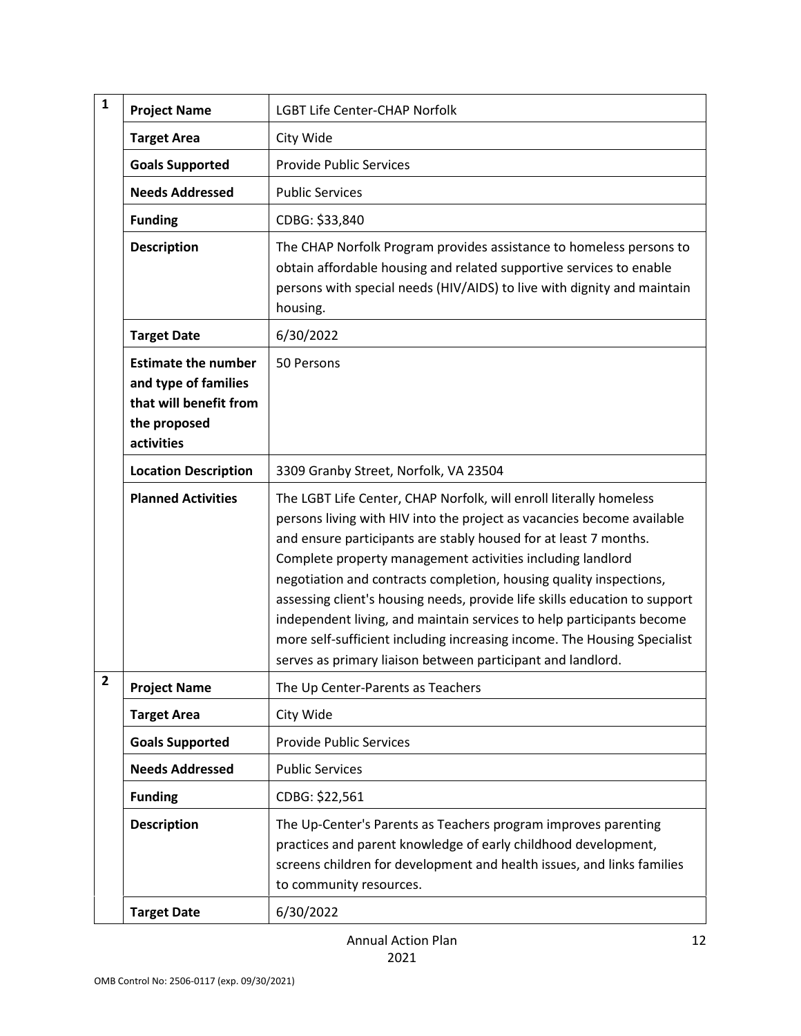| # | Field | Value |
|---|---|---|
| 1 | **Project Name** | LGBT Life Center-CHAP Norfolk |
| | **Target Area** | City Wide |
| | **Goals Supported** | Provide Public Services |
| | **Needs Addressed** | Public Services |
| | **Funding** | CDBG: $33,840 |
| | **Description** | The CHAP Norfolk Program provides assistance to homeless persons to obtain affordable housing and related supportive services to enable persons with special needs (HIV/AIDS) to live with dignity and maintain housing. |
| | **Target Date** | 6/30/2022 |
| | **Estimate the number and type of families that will benefit from the proposed activities** | 50 Persons |
| | **Location Description** | 3309 Granby Street, Norfolk, VA 23504 |
| | **Planned Activities** | The LGBT Life Center, CHAP Norfolk, will enroll literally homeless persons living with HIV into the project as vacancies become available and ensure participants are stably housed for at least 7 months. Complete property management activities including landlord negotiation and contracts completion, housing quality inspections, assessing client's housing needs, provide life skills education to support independent living, and maintain services to help participants become more self-sufficient including increasing income. The Housing Specialist serves as primary liaison between participant and landlord. |
| 2 | **Project Name** | The Up Center-Parents as Teachers |
| | **Target Area** | City Wide |
| | **Goals Supported** | Provide Public Services |
| | **Needs Addressed** | Public Services |
| | **Funding** | CDBG: $22,561 |
| | **Description** | The Up-Center's Parents as Teachers program improves parenting practices and parent knowledge of early childhood development, screens children for development and health issues, and links families to community resources. |
| | **Target Date** | 6/30/2022 |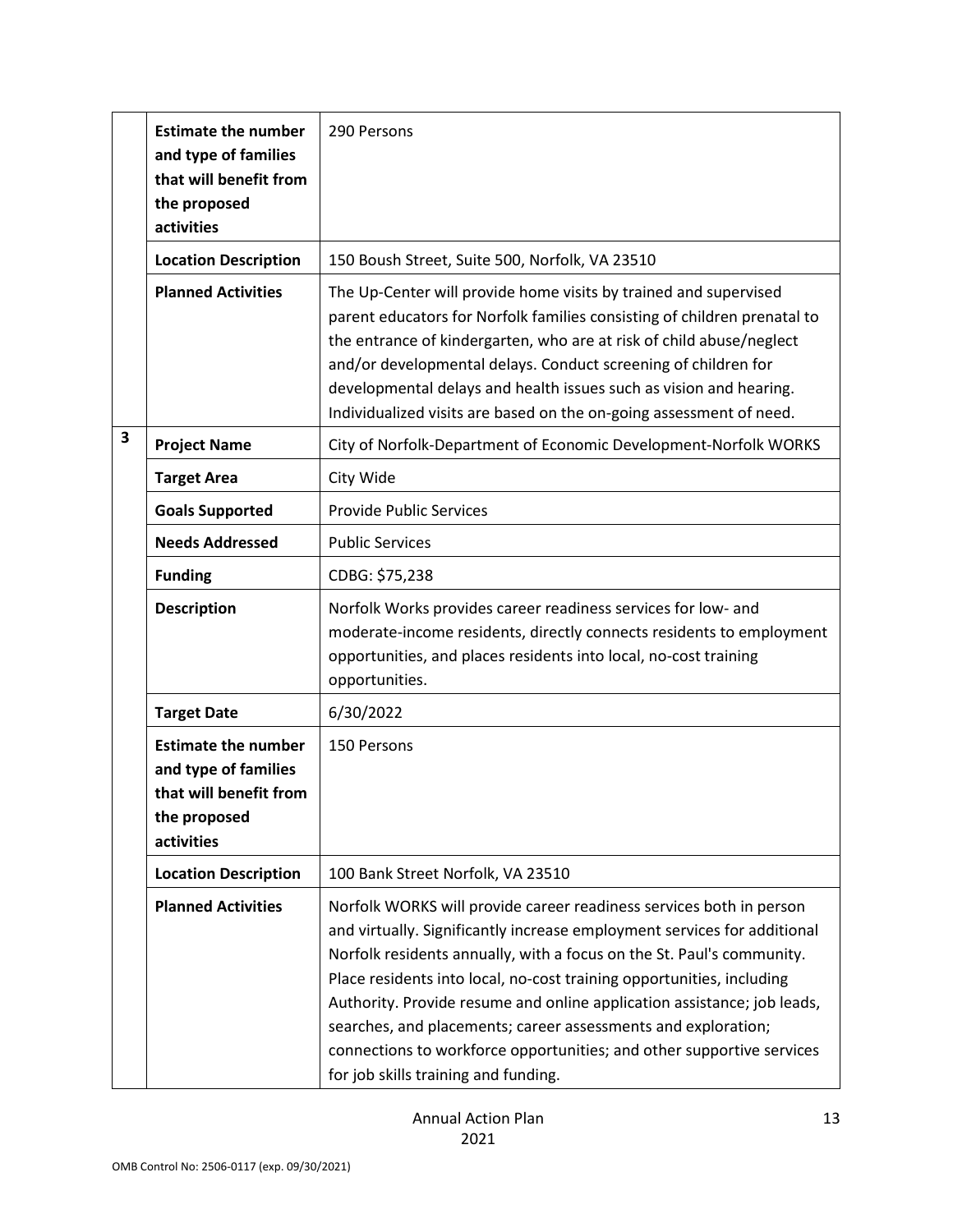| | | |
|---|---|---|
| | **Estimate the number and type of families that will benefit from the proposed activities** | 290 Persons |
| | **Location Description** | 150 Boush Street, Suite 500, Norfolk, VA 23510 |
| | **Planned Activities** | The Up-Center will provide home visits by trained and supervised parent educators for Norfolk families consisting of children prenatal to the entrance of kindergarten, who are at risk of child abuse/neglect and/or developmental delays. Conduct screening of children for developmental delays and health issues such as vision and hearing. Individualized visits are based on the on-going assessment of need. |
| **3** | **Project Name** | City of Norfolk-Department of Economic Development-Norfolk WORKS |
| | **Target Area** | City Wide |
| | **Goals Supported** | Provide Public Services |
| | **Needs Addressed** | Public Services |
| | **Funding** | CDBG: $75,238 |
| | **Description** | Norfolk Works provides career readiness services for low- and moderate-income residents, directly connects residents to employment opportunities, and places residents into local, no-cost training opportunities. |
| | **Target Date** | 6/30/2022 |
| | **Estimate the number and type of families that will benefit from the proposed activities** | 150 Persons |
| | **Location Description** | 100 Bank Street Norfolk, VA 23510 |
| | **Planned Activities** | Norfolk WORKS will provide career readiness services both in person and virtually. Significantly increase employment services for additional Norfolk residents annually, with a focus on the St. Paul's community. Place residents into local, no-cost training opportunities, including Authority. Provide resume and online application assistance; job leads, searches, and placements; career assessments and exploration; connections to workforce opportunities; and other supportive services for job skills training and funding. |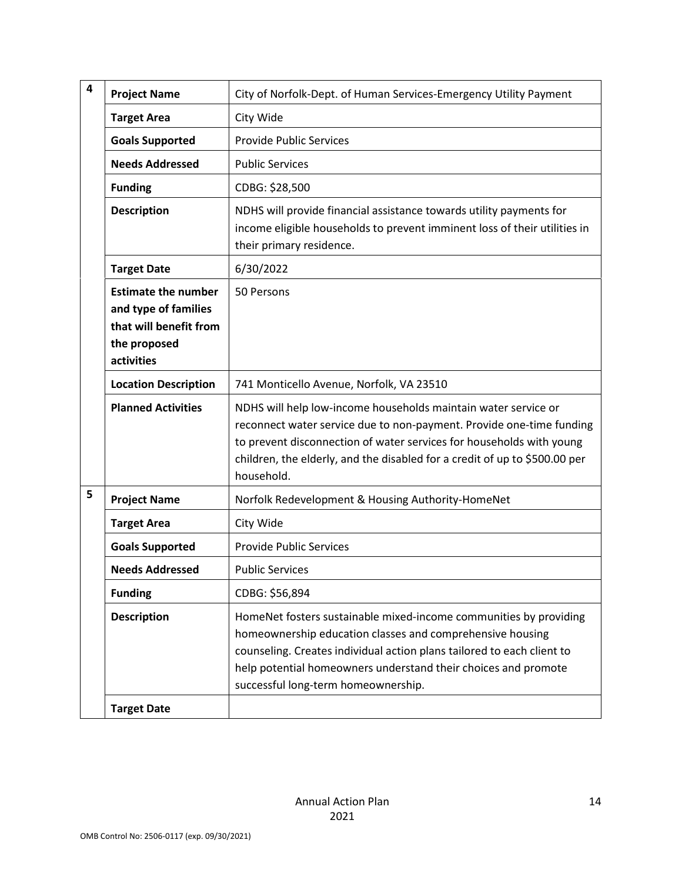| | | |
|---|---|---|
| 4 | **Project Name** | City of Norfolk-Dept. of Human Services-Emergency Utility Payment |
| | **Target Area** | City Wide |
| | **Goals Supported** | Provide Public Services |
| | **Needs Addressed** | Public Services |
| | **Funding** | CDBG: $28,500 |
| | **Description** | NDHS will provide financial assistance towards utility payments for income eligible households to prevent imminent loss of their utilities in their primary residence. |
| | **Target Date** | 6/30/2022 |
| | **Estimate the number and type of families that will benefit from the proposed activities** | 50 Persons |
| | **Location Description** | 741 Monticello Avenue, Norfolk, VA 23510 |
| | **Planned Activities** | NDHS will help low-income households maintain water service or reconnect water service due to non-payment. Provide one-time funding to prevent disconnection of water services for households with young children, the elderly, and the disabled for a credit of up to $500.00 per household. |
| 5 | **Project Name** | Norfolk Redevelopment & Housing Authority-HomeNet |
| | **Target Area** | City Wide |
| | **Goals Supported** | Provide Public Services |
| | **Needs Addressed** | Public Services |
| | **Funding** | CDBG: $56,894 |
| | **Description** | HomeNet fosters sustainable mixed-income communities by providing homeownership education classes and comprehensive housing counseling. Creates individual action plans tailored to each client to help potential homeowners understand their choices and promote successful long-term homeownership. |
| | **Target Date** | |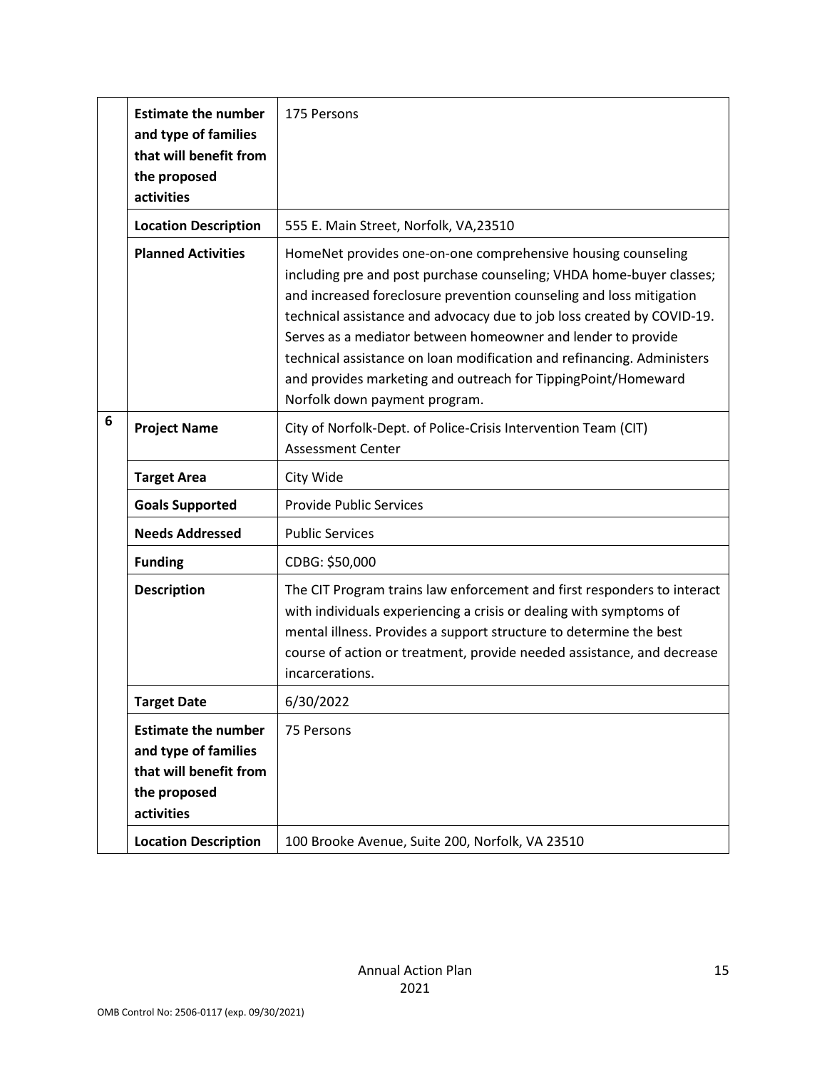| | | |
|---|---|---|
| | **Estimate the number and type of families that will benefit from the proposed activities** | 175 Persons |
| | **Location Description** | 555 E. Main Street, Norfolk, VA,23510 |
| | **Planned Activities** | HomeNet provides one-on-one comprehensive housing counseling including pre and post purchase counseling; VHDA home-buyer classes; and increased foreclosure prevention counseling and loss mitigation technical assistance and advocacy due to job loss created by COVID-19. Serves as a mediator between homeowner and lender to provide technical assistance on loan modification and refinancing. Administers and provides marketing and outreach for TippingPoint/Homeward Norfolk down payment program. |
| **6** | **Project Name** | City of Norfolk-Dept. of Police-Crisis Intervention Team (CIT) Assessment Center |
| | **Target Area** | City Wide |
| | **Goals Supported** | Provide Public Services |
| | **Needs Addressed** | Public Services |
| | **Funding** | CDBG: $50,000 |
| | **Description** | The CIT Program trains law enforcement and first responders to interact with individuals experiencing a crisis or dealing with symptoms of mental illness. Provides a support structure to determine the best course of action or treatment, provide needed assistance, and decrease incarcerations. |
| | **Target Date** | 6/30/2022 |
| | **Estimate the number and type of families that will benefit from the proposed activities** | 75 Persons |
| | **Location Description** | 100 Brooke Avenue, Suite 200, Norfolk, VA 23510 |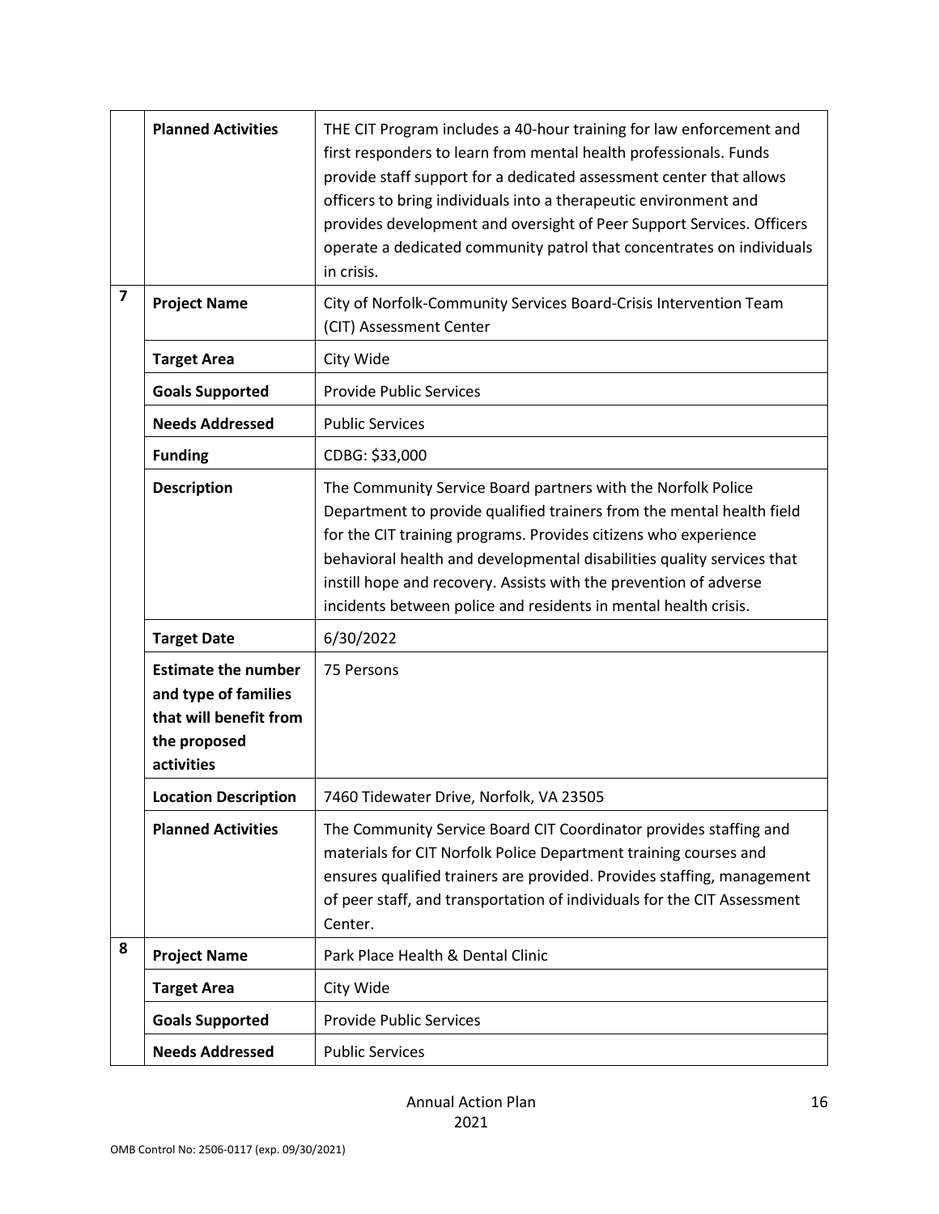| | | |
|---|---|---|
| | **Planned Activities** | THE CIT Program includes a 40-hour training for law enforcement and first responders to learn from mental health professionals. Funds provide staff support for a dedicated assessment center that allows officers to bring individuals into a therapeutic environment and provides development and oversight of Peer Support Services. Officers operate a dedicated community patrol that concentrates on individuals in crisis. |
| **7** | **Project Name** | City of Norfolk-Community Services Board-Crisis Intervention Team (CIT) Assessment Center |
| | **Target Area** | City Wide |
| | **Goals Supported** | Provide Public Services |
| | **Needs Addressed** | Public Services |
| | **Funding** | CDBG: $33,000 |
| | **Description** | The Community Service Board partners with the Norfolk Police Department to provide qualified trainers from the mental health field for the CIT training programs. Provides citizens who experience behavioral health and developmental disabilities quality services that instill hope and recovery. Assists with the prevention of adverse incidents between police and residents in mental health crisis. |
| | **Target Date** | 6/30/2022 |
| | **Estimate the number and type of families that will benefit from the proposed activities** | 75 Persons |
| | **Location Description** | 7460 Tidewater Drive, Norfolk, VA 23505 |
| | **Planned Activities** | The Community Service Board CIT Coordinator provides staffing and materials for CIT Norfolk Police Department training courses and ensures qualified trainers are provided. Provides staffing, management of peer staff, and transportation of individuals for the CIT Assessment Center. |
| **8** | **Project Name** | Park Place Health & Dental Clinic |
| | **Target Area** | City Wide |
| | **Goals Supported** | Provide Public Services |
| | **Needs Addressed** | Public Services |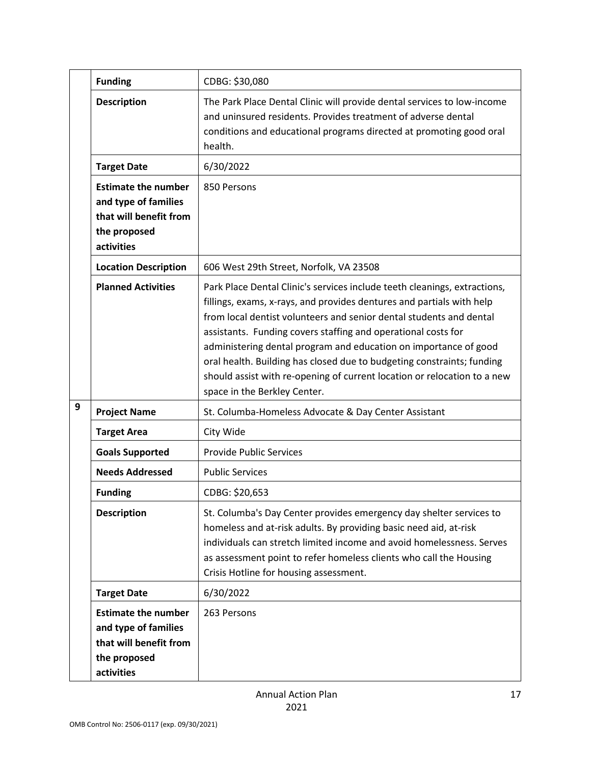| | | |
|---|---|---|
| | **Funding** | CDBG: $30,080 |
| | **Description** | The Park Place Dental Clinic will provide dental services to low-income and uninsured residents. Provides treatment of adverse dental conditions and educational programs directed at promoting good oral health. |
| | **Target Date** | 6/30/2022 |
| | **Estimate the number and type of families that will benefit from the proposed activities** | 850 Persons |
| | **Location Description** | 606 West 29th Street, Norfolk, VA 23508 |
| | **Planned Activities** | Park Place Dental Clinic's services include teeth cleanings, extractions, fillings, exams, x-rays, and provides dentures and partials with help from local dentist volunteers and senior dental students and dental assistants. Funding covers staffing and operational costs for administering dental program and education on importance of good oral health. Building has closed due to budgeting constraints; funding should assist with re-opening of current location or relocation to a new space in the Berkley Center. |
| 9 | **Project Name** | St. Columba-Homeless Advocate & Day Center Assistant |
| | **Target Area** | City Wide |
| | **Goals Supported** | Provide Public Services |
| | **Needs Addressed** | Public Services |
| | **Funding** | CDBG: $20,653 |
| | **Description** | St. Columba's Day Center provides emergency day shelter services to homeless and at-risk adults. By providing basic need aid, at-risk individuals can stretch limited income and avoid homelessness. Serves as assessment point to refer homeless clients who call the Housing Crisis Hotline for housing assessment. |
| | **Target Date** | 6/30/2022 |
| | **Estimate the number and type of families that will benefit from the proposed activities** | 263 Persons |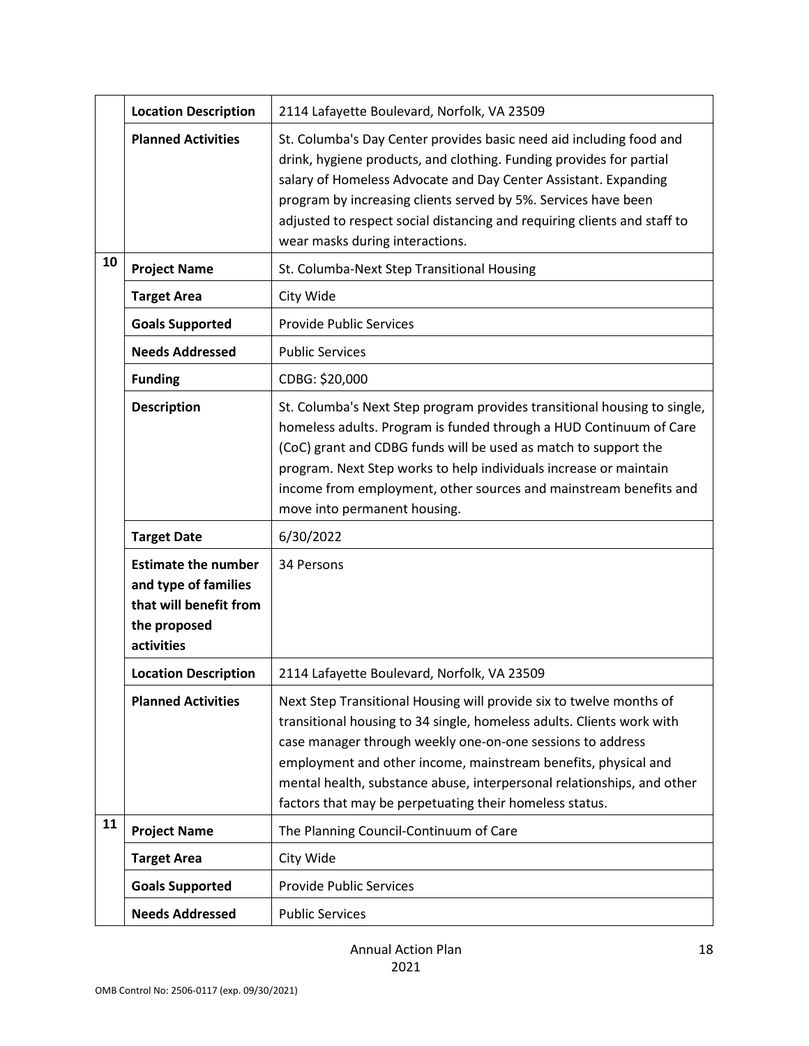| | | |
|---|---|---|
| | **Location Description** | 2114 Lafayette Boulevard, Norfolk, VA 23509 |
| | **Planned Activities** | St. Columba's Day Center provides basic need aid including food and drink, hygiene products, and clothing. Funding provides for partial salary of Homeless Advocate and Day Center Assistant. Expanding program by increasing clients served by 5%. Services have been adjusted to respect social distancing and requiring clients and staff to wear masks during interactions. |
| **10** | **Project Name** | St. Columba-Next Step Transitional Housing |
| | **Target Area** | City Wide |
| | **Goals Supported** | Provide Public Services |
| | **Needs Addressed** | Public Services |
| | **Funding** | CDBG: $20,000 |
| | **Description** | St. Columba's Next Step program provides transitional housing to single, homeless adults. Program is funded through a HUD Continuum of Care (CoC) grant and CDBG funds will be used as match to support the program. Next Step works to help individuals increase or maintain income from employment, other sources and mainstream benefits and move into permanent housing. |
| | **Target Date** | 6/30/2022 |
| | **Estimate the number and type of families that will benefit from the proposed activities** | 34 Persons |
| | **Location Description** | 2114 Lafayette Boulevard, Norfolk, VA 23509 |
| | **Planned Activities** | Next Step Transitional Housing will provide six to twelve months of transitional housing to 34 single, homeless adults. Clients work with case manager through weekly one-on-one sessions to address employment and other income, mainstream benefits, physical and mental health, substance abuse, interpersonal relationships, and other factors that may be perpetuating their homeless status. |
| **11** | **Project Name** | The Planning Council-Continuum of Care |
| | **Target Area** | City Wide |
| | **Goals Supported** | Provide Public Services |
| | **Needs Addressed** | Public Services |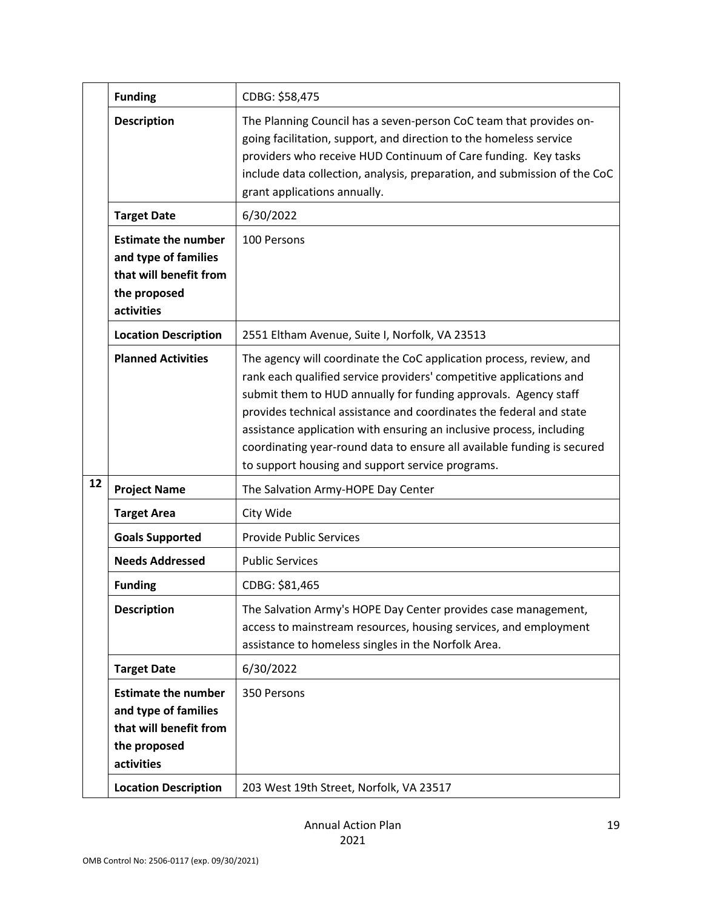| | | |
|---|---|---|
| | **Funding** | CDBG: $58,475 |
| | **Description** | The Planning Council has a seven-person CoC team that provides on-going facilitation, support, and direction to the homeless service providers who receive HUD Continuum of Care funding. Key tasks include data collection, analysis, preparation, and submission of the CoC grant applications annually. |
| | **Target Date** | 6/30/2022 |
| | **Estimate the number and type of families that will benefit from the proposed activities** | 100 Persons |
| | **Location Description** | 2551 Eltham Avenue, Suite I, Norfolk, VA 23513 |
| | **Planned Activities** | The agency will coordinate the CoC application process, review, and rank each qualified service providers' competitive applications and submit them to HUD annually for funding approvals. Agency staff provides technical assistance and coordinates the federal and state assistance application with ensuring an inclusive process, including coordinating year-round data to ensure all available funding is secured to support housing and support service programs. |
| **12** | **Project Name** | The Salvation Army-HOPE Day Center |
| | **Target Area** | City Wide |
| | **Goals Supported** | Provide Public Services |
| | **Needs Addressed** | Public Services |
| | **Funding** | CDBG: $81,465 |
| | **Description** | The Salvation Army's HOPE Day Center provides case management, access to mainstream resources, housing services, and employment assistance to homeless singles in the Norfolk Area. |
| | **Target Date** | 6/30/2022 |
| | **Estimate the number and type of families that will benefit from the proposed activities** | 350 Persons |
| | **Location Description** | 203 West 19th Street, Norfolk, VA 23517 |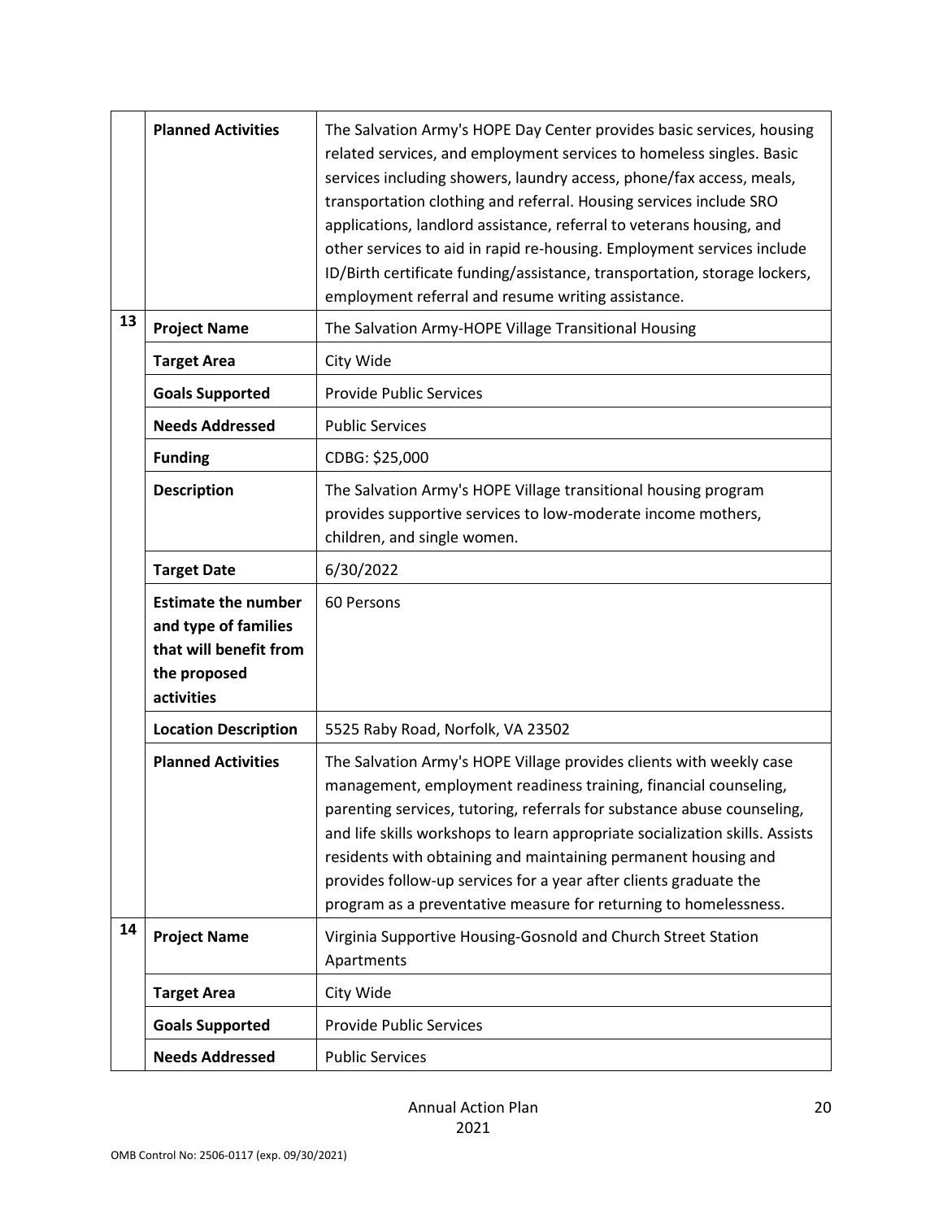| | | |
|---|---|---|
| | **Planned Activities** | The Salvation Army's HOPE Day Center provides basic services, housing related services, and employment services to homeless singles. Basic services including showers, laundry access, phone/fax access, meals, transportation clothing and referral. Housing services include SRO applications, landlord assistance, referral to veterans housing, and other services to aid in rapid re-housing. Employment services include ID/Birth certificate funding/assistance, transportation, storage lockers, employment referral and resume writing assistance. |
| 13 | **Project Name** | The Salvation Army-HOPE Village Transitional Housing |
| | **Target Area** | City Wide |
| | **Goals Supported** | Provide Public Services |
| | **Needs Addressed** | Public Services |
| | **Funding** | CDBG: $25,000 |
| | **Description** | The Salvation Army's HOPE Village transitional housing program provides supportive services to low-moderate income mothers, children, and single women. |
| | **Target Date** | 6/30/2022 |
| | **Estimate the number and type of families that will benefit from the proposed activities** | 60 Persons |
| | **Location Description** | 5525 Raby Road, Norfolk, VA 23502 |
| | **Planned Activities** | The Salvation Army's HOPE Village provides clients with weekly case management, employment readiness training, financial counseling, parenting services, tutoring, referrals for substance abuse counseling, and life skills workshops to learn appropriate socialization skills. Assists residents with obtaining and maintaining permanent housing and provides follow-up services for a year after clients graduate the program as a preventative measure for returning to homelessness. |
| 14 | **Project Name** | Virginia Supportive Housing-Gosnold and Church Street Station Apartments |
| | **Target Area** | City Wide |
| | **Goals Supported** | Provide Public Services |
| | **Needs Addressed** | Public Services |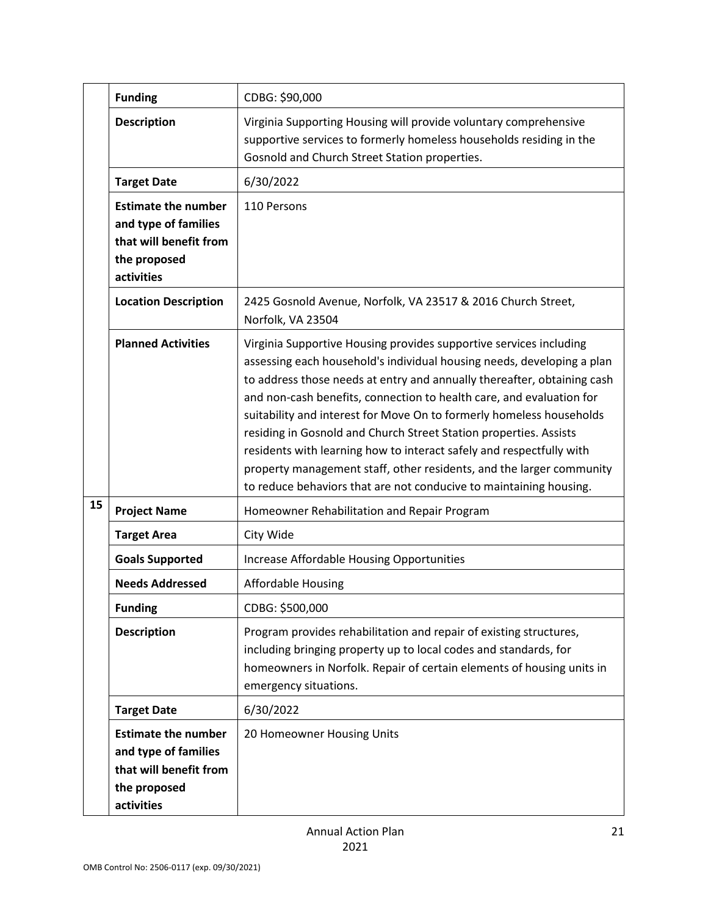| | | |
|---|---|---|
| | **Funding** | CDBG: $90,000 |
| | **Description** | Virginia Supporting Housing will provide voluntary comprehensive supportive services to formerly homeless households residing in the Gosnold and Church Street Station properties. |
| | **Target Date** | 6/30/2022 |
| | **Estimate the number and type of families that will benefit from the proposed activities** | 110 Persons |
| | **Location Description** | 2425 Gosnold Avenue, Norfolk, VA 23517 & 2016 Church Street, Norfolk, VA 23504 |
| | **Planned Activities** | Virginia Supportive Housing provides supportive services including assessing each household's individual housing needs, developing a plan to address those needs at entry and annually thereafter, obtaining cash and non-cash benefits, connection to health care, and evaluation for suitability and interest for Move On to formerly homeless households residing in Gosnold and Church Street Station properties. Assists residents with learning how to interact safely and respectfully with property management staff, other residents, and the larger community to reduce behaviors that are not conducive to maintaining housing. |
| **15** | **Project Name** | Homeowner Rehabilitation and Repair Program |
| | **Target Area** | City Wide |
| | **Goals Supported** | Increase Affordable Housing Opportunities |
| | **Needs Addressed** | Affordable Housing |
| | **Funding** | CDBG: $500,000 |
| | **Description** | Program provides rehabilitation and repair of existing structures, including bringing property up to local codes and standards, for homeowners in Norfolk. Repair of certain elements of housing units in emergency situations. |
| | **Target Date** | 6/30/2022 |
| | **Estimate the number and type of families that will benefit from the proposed activities** | 20 Homeowner Housing Units |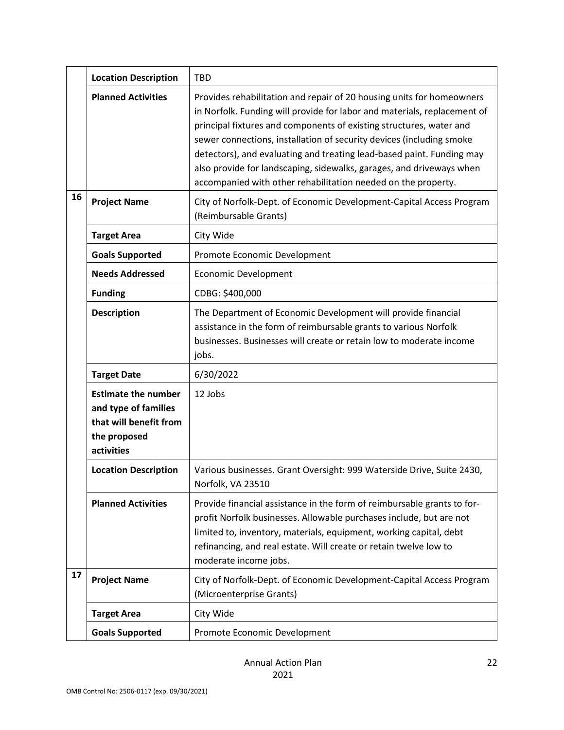| | | |
|---|---|---|
| | **Location Description** | TBD |
| | **Planned Activities** | Provides rehabilitation and repair of 20 housing units for homeowners in Norfolk. Funding will provide for labor and materials, replacement of principal fixtures and components of existing structures, water and sewer connections, installation of security devices (including smoke detectors), and evaluating and treating lead-based paint. Funding may also provide for landscaping, sidewalks, garages, and driveways when accompanied with other rehabilitation needed on the property. |
| **16** | **Project Name** | City of Norfolk-Dept. of Economic Development-Capital Access Program (Reimbursable Grants) |
| | **Target Area** | City Wide |
| | **Goals Supported** | Promote Economic Development |
| | **Needs Addressed** | Economic Development |
| | **Funding** | CDBG: $400,000 |
| | **Description** | The Department of Economic Development will provide financial assistance in the form of reimbursable grants to various Norfolk businesses. Businesses will create or retain low to moderate income jobs. |
| | **Target Date** | 6/30/2022 |
| | **Estimate the number and type of families that will benefit from the proposed activities** | 12 Jobs |
| | **Location Description** | Various businesses. Grant Oversight: 999 Waterside Drive, Suite 2430, Norfolk, VA 23510 |
| | **Planned Activities** | Provide financial assistance in the form of reimbursable grants to for-profit Norfolk businesses. Allowable purchases include, but are not limited to, inventory, materials, equipment, working capital, debt refinancing, and real estate. Will create or retain twelve low to moderate income jobs. |
| **17** | **Project Name** | City of Norfolk-Dept. of Economic Development-Capital Access Program (Microenterprise Grants) |
| | **Target Area** | City Wide |
| | **Goals Supported** | Promote Economic Development |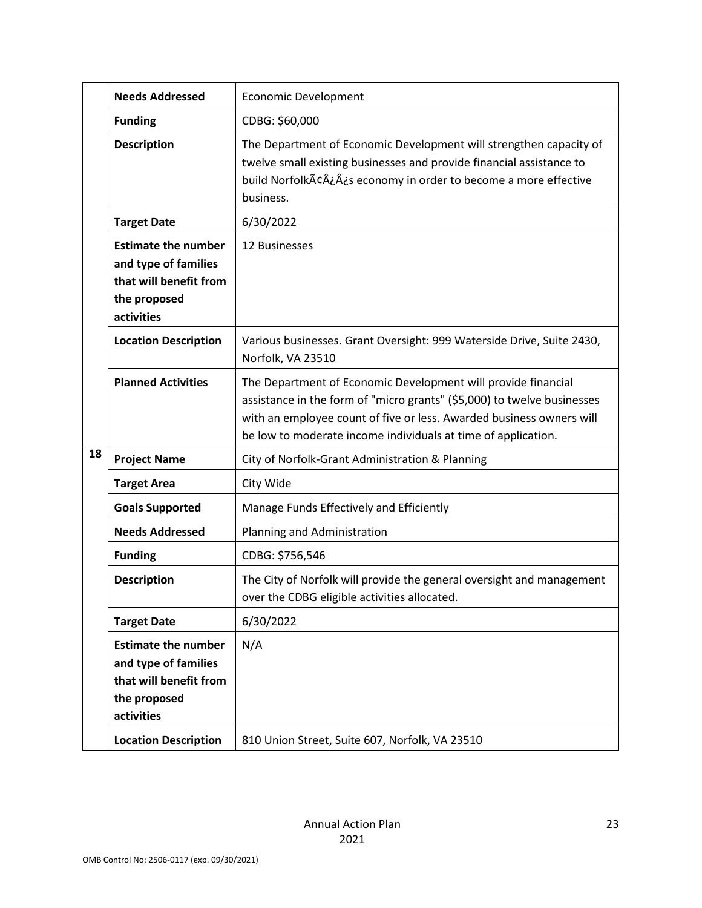| | | |
|---|---|---|
| | **Needs Addressed** | Economic Development |
| | **Funding** | CDBG: $60,000 |
| | **Description** | The Department of Economic Development will strengthen capacity of twelve small existing businesses and provide financial assistance to build NorfolkÃ¢Â¿Â¿s economy in order to become a more effective business. |
| | **Target Date** | 6/30/2022 |
| | **Estimate the number and type of families that will benefit from the proposed activities** | 12 Businesses |
| | **Location Description** | Various businesses. Grant Oversight: 999 Waterside Drive, Suite 2430, Norfolk, VA 23510 |
| | **Planned Activities** | The Department of Economic Development will provide financial assistance in the form of "micro grants" ($5,000) to twelve businesses with an employee count of five or less. Awarded business owners will be low to moderate income individuals at time of application. |
| 18 | **Project Name** | City of Norfolk-Grant Administration & Planning |
| | **Target Area** | City Wide |
| | **Goals Supported** | Manage Funds Effectively and Efficiently |
| | **Needs Addressed** | Planning and Administration |
| | **Funding** | CDBG: $756,546 |
| | **Description** | The City of Norfolk will provide the general oversight and management over the CDBG eligible activities allocated. |
| | **Target Date** | 6/30/2022 |
| | **Estimate the number and type of families that will benefit from the proposed activities** | N/A |
| | **Location Description** | 810 Union Street, Suite 607, Norfolk, VA 23510 |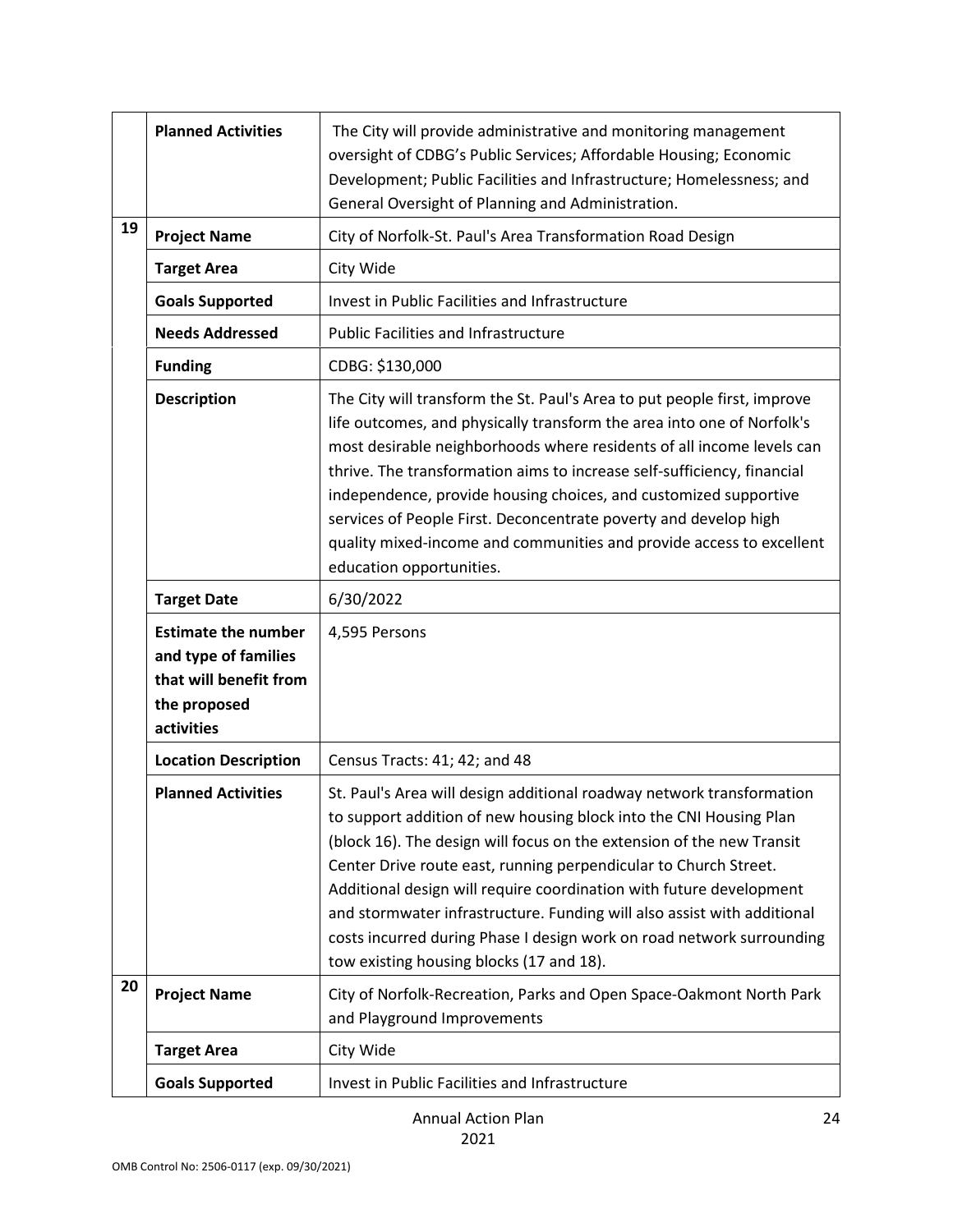| | | |
|---|---|---|
| | **Planned Activities** | The City will provide administrative and monitoring management oversight of CDBG's Public Services; Affordable Housing; Economic Development; Public Facilities and Infrastructure; Homelessness; and General Oversight of Planning and Administration. |
| 19 | **Project Name** | City of Norfolk-St. Paul's Area Transformation Road Design |
| | **Target Area** | City Wide |
| | **Goals Supported** | Invest in Public Facilities and Infrastructure |
| | **Needs Addressed** | Public Facilities and Infrastructure |
| | **Funding** | CDBG: $130,000 |
| | **Description** | The City will transform the St. Paul's Area to put people first, improve life outcomes, and physically transform the area into one of Norfolk's most desirable neighborhoods where residents of all income levels can thrive. The transformation aims to increase self-sufficiency, financial independence, provide housing choices, and customized supportive services of People First. Deconcentrate poverty and develop high quality mixed-income and communities and provide access to excellent education opportunities. |
| | **Target Date** | 6/30/2022 |
| | **Estimate the number and type of families that will benefit from the proposed activities** | 4,595 Persons |
| | **Location Description** | Census Tracts: 41; 42; and 48 |
| | **Planned Activities** | St. Paul's Area will design additional roadway network transformation to support addition of new housing block into the CNI Housing Plan (block 16). The design will focus on the extension of the new Transit Center Drive route east, running perpendicular to Church Street. Additional design will require coordination with future development and stormwater infrastructure. Funding will also assist with additional costs incurred during Phase I design work on road network surrounding tow existing housing blocks (17 and 18). |
| 20 | **Project Name** | City of Norfolk-Recreation, Parks and Open Space-Oakmont North Park and Playground Improvements |
| | **Target Area** | City Wide |
| | **Goals Supported** | Invest in Public Facilities and Infrastructure |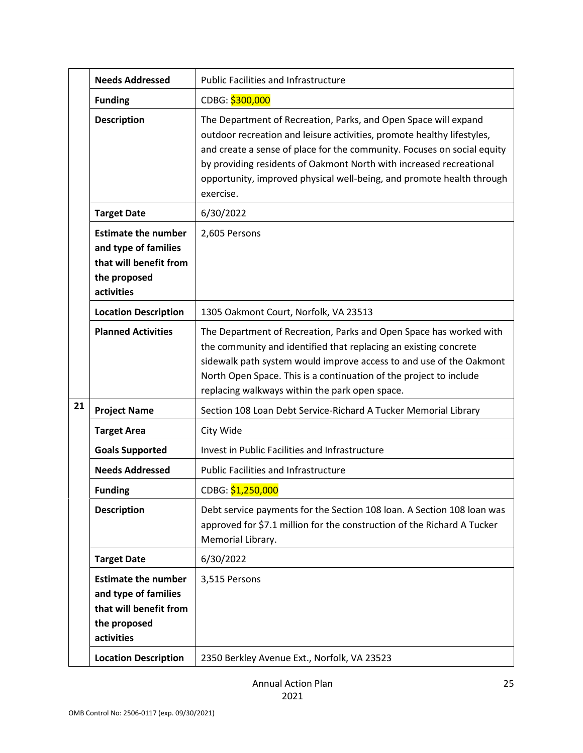| | | |
|---|---|---|
| | **Needs Addressed** | Public Facilities and Infrastructure |
| | **Funding** | CDBG: $300,000 |
| | **Description** | The Department of Recreation, Parks, and Open Space will expand outdoor recreation and leisure activities, promote healthy lifestyles, and create a sense of place for the community. Focuses on social equity by providing residents of Oakmont North with increased recreational opportunity, improved physical well-being, and promote health through exercise. |
| | **Target Date** | 6/30/2022 |
| | **Estimate the number and type of families that will benefit from the proposed activities** | 2,605 Persons |
| | **Location Description** | 1305 Oakmont Court, Norfolk, VA 23513 |
| | **Planned Activities** | The Department of Recreation, Parks and Open Space has worked with the community and identified that replacing an existing concrete sidewalk path system would improve access to and use of the Oakmont North Open Space. This is a continuation of the project to include replacing walkways within the park open space. |
| **21** | **Project Name** | Section 108 Loan Debt Service-Richard A Tucker Memorial Library |
| | **Target Area** | City Wide |
| | **Goals Supported** | Invest in Public Facilities and Infrastructure |
| | **Needs Addressed** | Public Facilities and Infrastructure |
| | **Funding** | CDBG: $1,250,000 |
| | **Description** | Debt service payments for the Section 108 loan. A Section 108 loan was approved for $7.1 million for the construction of the Richard A Tucker Memorial Library. |
| | **Target Date** | 6/30/2022 |
| | **Estimate the number and type of families that will benefit from the proposed activities** | 3,515 Persons |
| | **Location Description** | 2350 Berkley Avenue Ext., Norfolk, VA 23523 |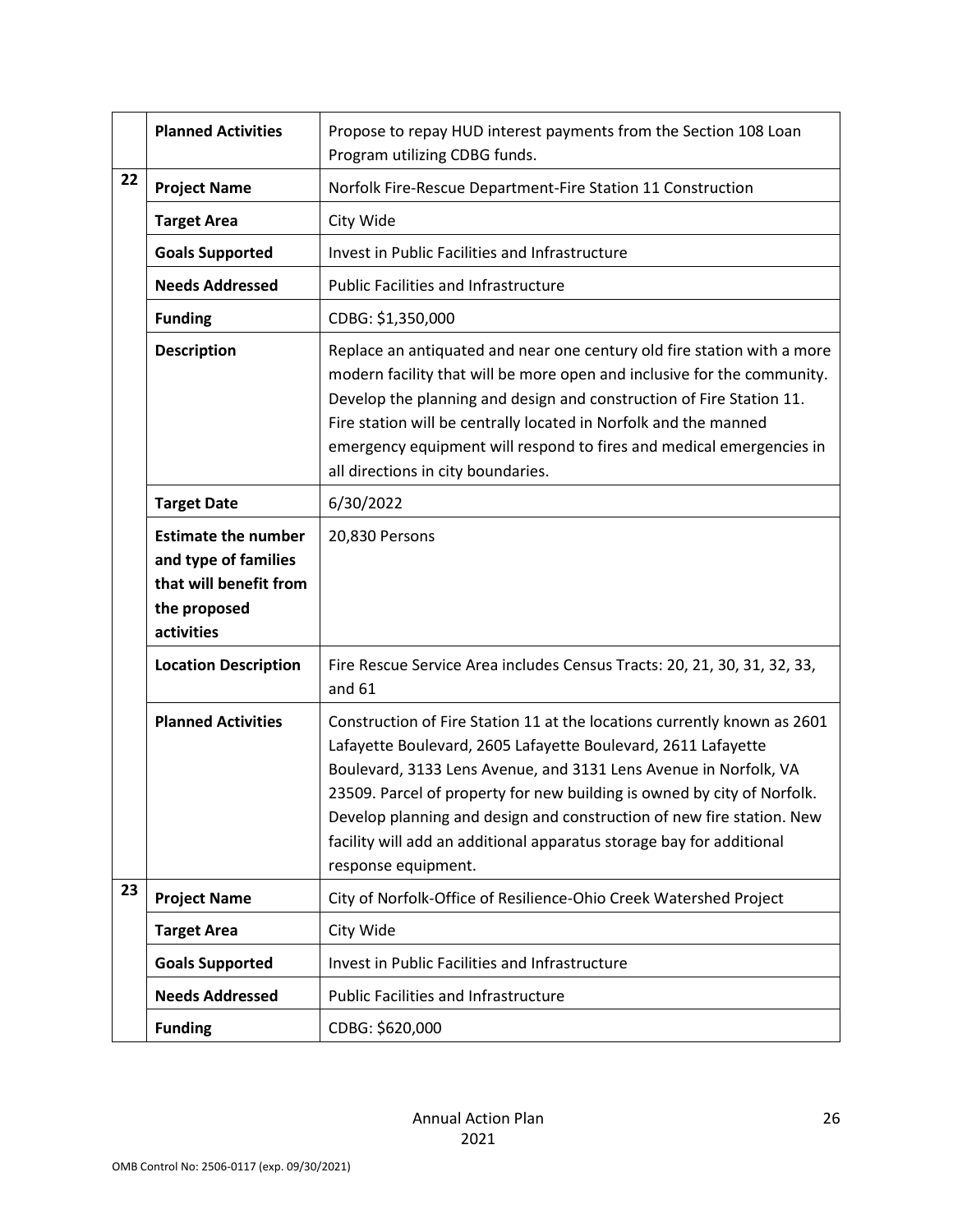| | | |
|---|---|---|
| | **Planned Activities** | Propose to repay HUD interest payments from the Section 108 Loan Program utilizing CDBG funds. |
| **22** | **Project Name** | Norfolk Fire-Rescue Department-Fire Station 11 Construction |
| | **Target Area** | City Wide |
| | **Goals Supported** | Invest in Public Facilities and Infrastructure |
| | **Needs Addressed** | Public Facilities and Infrastructure |
| | **Funding** | CDBG: $1,350,000 |
| | **Description** | Replace an antiquated and near one century old fire station with a more modern facility that will be more open and inclusive for the community. Develop the planning and design and construction of Fire Station 11. Fire station will be centrally located in Norfolk and the manned emergency equipment will respond to fires and medical emergencies in all directions in city boundaries. |
| | **Target Date** | 6/30/2022 |
| | **Estimate the number and type of families that will benefit from the proposed activities** | 20,830 Persons |
| | **Location Description** | Fire Rescue Service Area includes Census Tracts: 20, 21, 30, 31, 32, 33, and 61 |
| | **Planned Activities** | Construction of Fire Station 11 at the locations currently known as 2601 Lafayette Boulevard, 2605 Lafayette Boulevard, 2611 Lafayette Boulevard, 3133 Lens Avenue, and 3131 Lens Avenue in Norfolk, VA 23509. Parcel of property for new building is owned by city of Norfolk. Develop planning and design and construction of new fire station. New facility will add an additional apparatus storage bay for additional response equipment. |
| **23** | **Project Name** | City of Norfolk-Office of Resilience-Ohio Creek Watershed Project |
| | **Target Area** | City Wide |
| | **Goals Supported** | Invest in Public Facilities and Infrastructure |
| | **Needs Addressed** | Public Facilities and Infrastructure |
| | **Funding** | CDBG: $620,000 |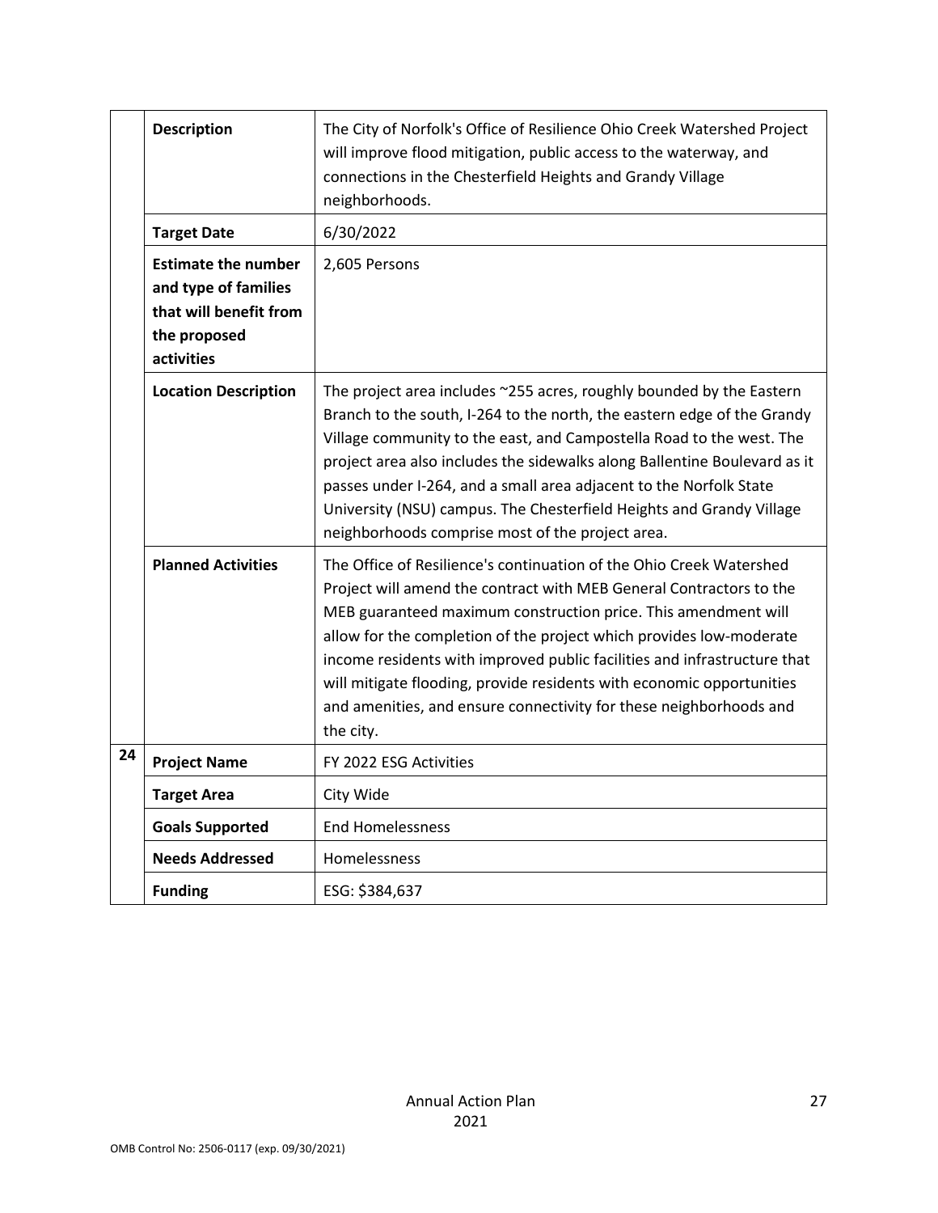| | | |
|---|---|---|
| | **Description** | The City of Norfolk's Office of Resilience Ohio Creek Watershed Project will improve flood mitigation, public access to the waterway, and connections in the Chesterfield Heights and Grandy Village neighborhoods. |
| | **Target Date** | 6/30/2022 |
| | **Estimate the number and type of families that will benefit from the proposed activities** | 2,605 Persons |
| | **Location Description** | The project area includes ~255 acres, roughly bounded by the Eastern Branch to the south, I-264 to the north, the eastern edge of the Grandy Village community to the east, and Campostella Road to the west. The project area also includes the sidewalks along Ballentine Boulevard as it passes under I-264, and a small area adjacent to the Norfolk State University (NSU) campus. The Chesterfield Heights and Grandy Village neighborhoods comprise most of the project area. |
| | **Planned Activities** | The Office of Resilience's continuation of the Ohio Creek Watershed Project will amend the contract with MEB General Contractors to the MEB guaranteed maximum construction price. This amendment will allow for the completion of the project which provides low-moderate income residents with improved public facilities and infrastructure that will mitigate flooding, provide residents with economic opportunities and amenities, and ensure connectivity for these neighborhoods and the city. |
| **24** | **Project Name** | FY 2022 ESG Activities |
| | **Target Area** | City Wide |
| | **Goals Supported** | End Homelessness |
| | **Needs Addressed** | Homelessness |
| | **Funding** | ESG: $384,637 |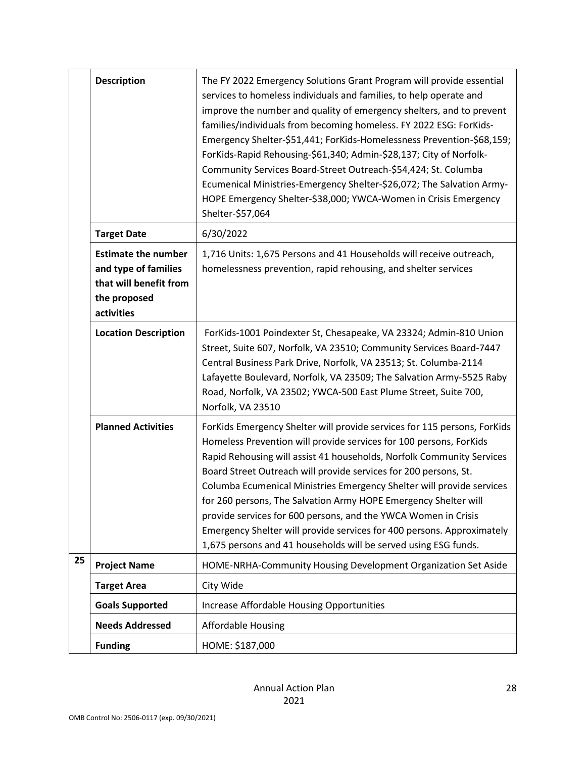| | | |
|---|---|---|
| | **Description** | The FY 2022 Emergency Solutions Grant Program will provide essential services to homeless individuals and families, to help operate and improve the number and quality of emergency shelters, and to prevent families/individuals from becoming homeless. FY 2022 ESG: ForKids-Emergency Shelter-$51,441; ForKids-Homelessness Prevention-$68,159; ForKids-Rapid Rehousing-$61,340; Admin-$28,137; City of Norfolk-Community Services Board-Street Outreach-$54,424; St. Columba Ecumenical Ministries-Emergency Shelter-$26,072; The Salvation Army-HOPE Emergency Shelter-$38,000; YWCA-Women in Crisis Emergency Shelter-$57,064 |
| | **Target Date** | 6/30/2022 |
| | **Estimate the number and type of families that will benefit from the proposed activities** | 1,716 Units: 1,675 Persons and 41 Households will receive outreach, homelessness prevention, rapid rehousing, and shelter services |
| | **Location Description** | ForKids-1001 Poindexter St, Chesapeake, VA 23324; Admin-810 Union Street, Suite 607, Norfolk, VA 23510; Community Services Board-7447 Central Business Park Drive, Norfolk, VA 23513; St. Columba-2114 Lafayette Boulevard, Norfolk, VA 23509; The Salvation Army-5525 Raby Road, Norfolk, VA 23502; YWCA-500 East Plume Street, Suite 700, Norfolk, VA 23510 |
| | **Planned Activities** | ForKids Emergency Shelter will provide services for 115 persons, ForKids Homeless Prevention will provide services for 100 persons, ForKids Rapid Rehousing will assist 41 households, Norfolk Community Services Board Street Outreach will provide services for 200 persons, St. Columba Ecumenical Ministries Emergency Shelter will provide services for 260 persons, The Salvation Army HOPE Emergency Shelter will provide services for 600 persons, and the YWCA Women in Crisis Emergency Shelter will provide services for 400 persons. Approximately 1,675 persons and 41 households will be served using ESG funds. |
| 25 | **Project Name** | HOME-NRHA-Community Housing Development Organization Set Aside |
| | **Target Area** | City Wide |
| | **Goals Supported** | Increase Affordable Housing Opportunities |
| | **Needs Addressed** | Affordable Housing |
| | **Funding** | HOME: $187,000 |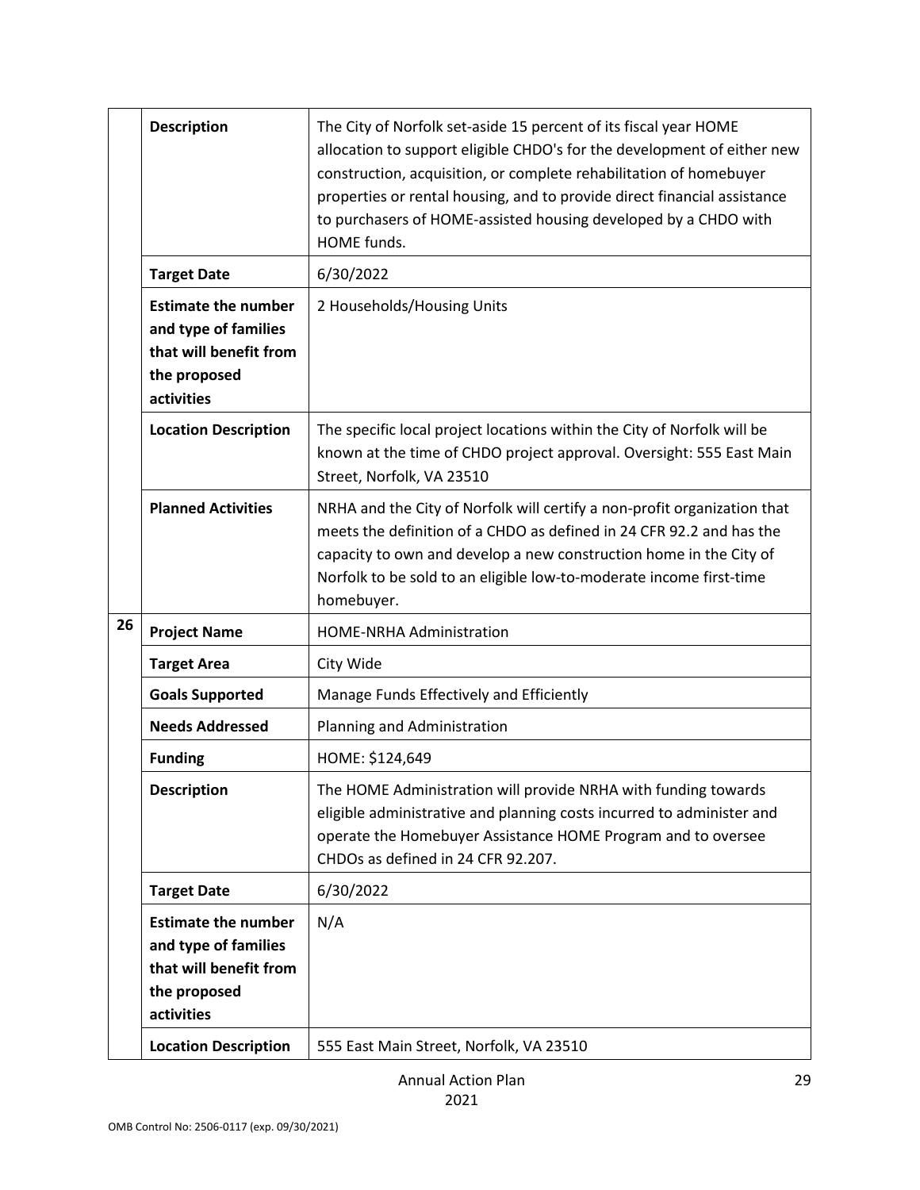| | | |
|---|---|---|
| | **Description** | The City of Norfolk set-aside 15 percent of its fiscal year HOME allocation to support eligible CHDO's for the development of either new construction, acquisition, or complete rehabilitation of homebuyer properties or rental housing, and to provide direct financial assistance to purchasers of HOME-assisted housing developed by a CHDO with HOME funds. |
| | **Target Date** | 6/30/2022 |
| | **Estimate the number and type of families that will benefit from the proposed activities** | 2 Households/Housing Units |
| | **Location Description** | The specific local project locations within the City of Norfolk will be known at the time of CHDO project approval. Oversight: 555 East Main Street, Norfolk, VA 23510 |
| | **Planned Activities** | NRHA and the City of Norfolk will certify a non-profit organization that meets the definition of a CHDO as defined in 24 CFR 92.2 and has the capacity to own and develop a new construction home in the City of Norfolk to be sold to an eligible low-to-moderate income first-time homebuyer. |
| **26** | **Project Name** | HOME-NRHA Administration |
| | **Target Area** | City Wide |
| | **Goals Supported** | Manage Funds Effectively and Efficiently |
| | **Needs Addressed** | Planning and Administration |
| | **Funding** | HOME: $124,649 |
| | **Description** | The HOME Administration will provide NRHA with funding towards eligible administrative and planning costs incurred to administer and operate the Homebuyer Assistance HOME Program and to oversee CHDOs as defined in 24 CFR 92.207. |
| | **Target Date** | 6/30/2022 |
| | **Estimate the number and type of families that will benefit from the proposed activities** | N/A |
| | **Location Description** | 555 East Main Street, Norfolk, VA 23510 |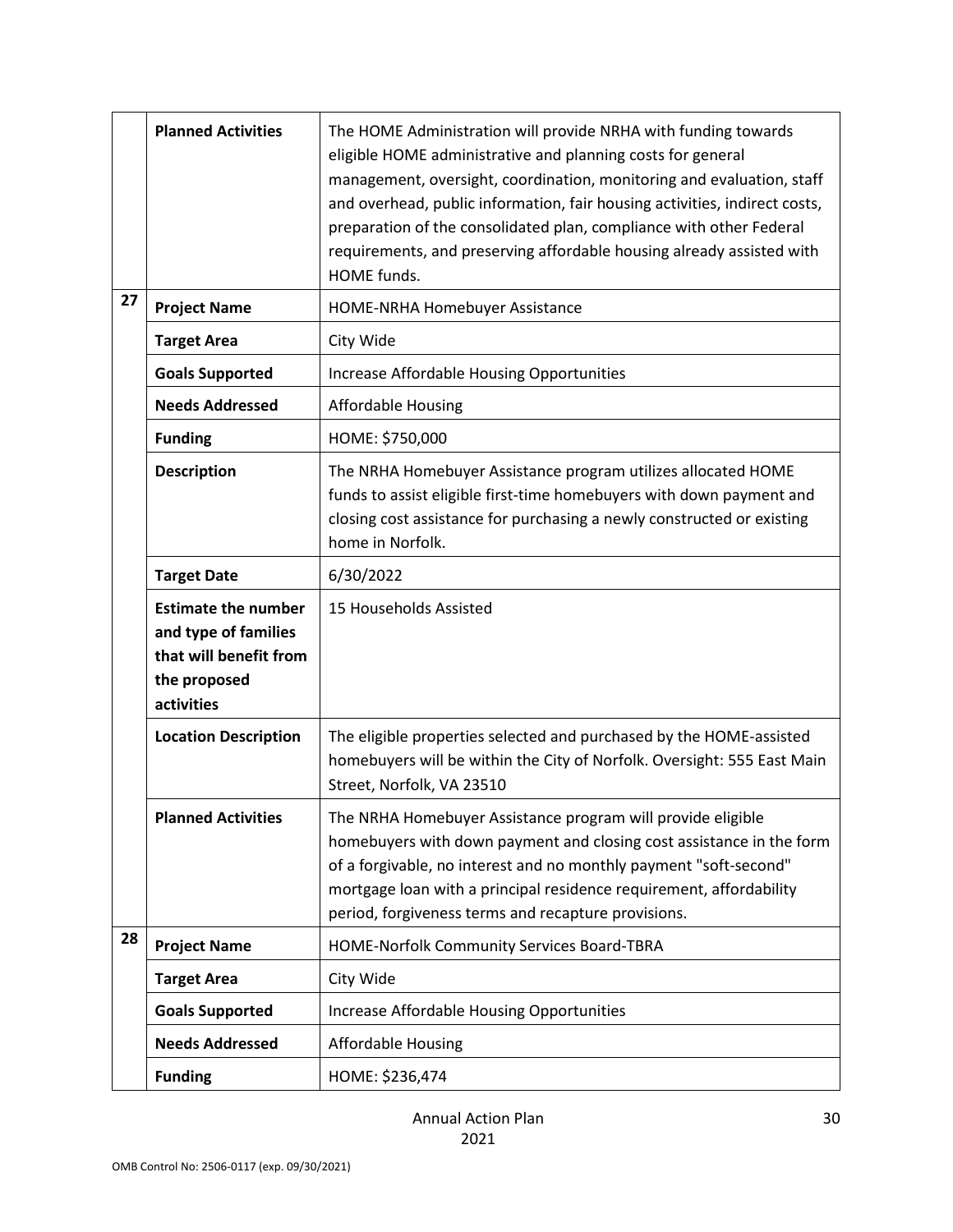| | | |
|---|---|---|
| | **Planned Activities** | The HOME Administration will provide NRHA with funding towards eligible HOME administrative and planning costs for general management, oversight, coordination, monitoring and evaluation, staff and overhead, public information, fair housing activities, indirect costs, preparation of the consolidated plan, compliance with other Federal requirements, and preserving affordable housing already assisted with HOME funds. |
| 27 | **Project Name** | HOME-NRHA Homebuyer Assistance |
| | **Target Area** | City Wide |
| | **Goals Supported** | Increase Affordable Housing Opportunities |
| | **Needs Addressed** | Affordable Housing |
| | **Funding** | HOME: $750,000 |
| | **Description** | The NRHA Homebuyer Assistance program utilizes allocated HOME funds to assist eligible first-time homebuyers with down payment and closing cost assistance for purchasing a newly constructed or existing home in Norfolk. |
| | **Target Date** | 6/30/2022 |
| | **Estimate the number and type of families that will benefit from the proposed activities** | 15 Households Assisted |
| | **Location Description** | The eligible properties selected and purchased by the HOME-assisted homebuyers will be within the City of Norfolk. Oversight: 555 East Main Street, Norfolk, VA 23510 |
| | **Planned Activities** | The NRHA Homebuyer Assistance program will provide eligible homebuyers with down payment and closing cost assistance in the form of a forgivable, no interest and no monthly payment "soft-second" mortgage loan with a principal residence requirement, affordability period, forgiveness terms and recapture provisions. |
| 28 | **Project Name** | HOME-Norfolk Community Services Board-TBRA |
| | **Target Area** | City Wide |
| | **Goals Supported** | Increase Affordable Housing Opportunities |
| | **Needs Addressed** | Affordable Housing |
| | **Funding** | HOME: $236,474 |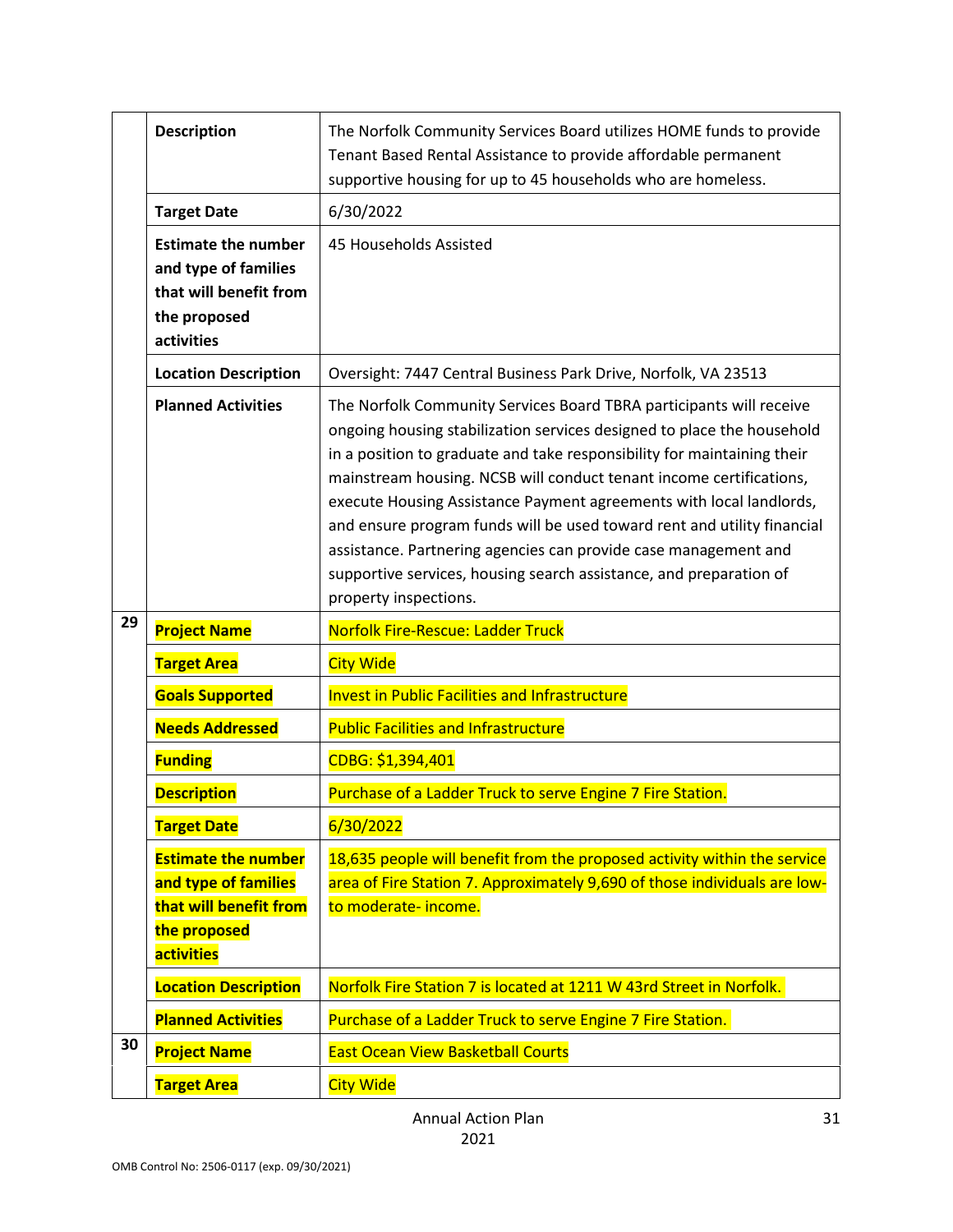| | | |
|---|---|---|
| | **Description** | The Norfolk Community Services Board utilizes HOME funds to provide Tenant Based Rental Assistance to provide affordable permanent supportive housing for up to 45 households who are homeless. |
| | **Target Date** | 6/30/2022 |
| | **Estimate the number and type of families that will benefit from the proposed activities** | 45 Households Assisted |
| | **Location Description** | Oversight: 7447 Central Business Park Drive, Norfolk, VA 23513 |
| | **Planned Activities** | The Norfolk Community Services Board TBRA participants will receive ongoing housing stabilization services designed to place the household in a position to graduate and take responsibility for maintaining their mainstream housing. NCSB will conduct tenant income certifications, execute Housing Assistance Payment agreements with local landlords, and ensure program funds will be used toward rent and utility financial assistance. Partnering agencies can provide case management and supportive services, housing search assistance, and preparation of property inspections. |
| 29 | **Project Name** | Norfolk Fire-Rescue: Ladder Truck |
| | **Target Area** | City Wide |
| | **Goals Supported** | Invest in Public Facilities and Infrastructure |
| | **Needs Addressed** | Public Facilities and Infrastructure |
| | **Funding** | CDBG: $1,394,401 |
| | **Description** | Purchase of a Ladder Truck to serve Engine 7 Fire Station. |
| | **Target Date** | 6/30/2022 |
| | **Estimate the number and type of families that will benefit from the proposed activities** | 18,635 people will benefit from the proposed activity within the service area of Fire Station 7. Approximately 9,690 of those individuals are low-to moderate- income. |
| | **Location Description** | Norfolk Fire Station 7 is located at 1211 W 43rd Street in Norfolk. |
| | **Planned Activities** | Purchase of a Ladder Truck to serve Engine 7 Fire Station. |
| 30 | **Project Name** | East Ocean View Basketball Courts |
| | **Target Area** | City Wide |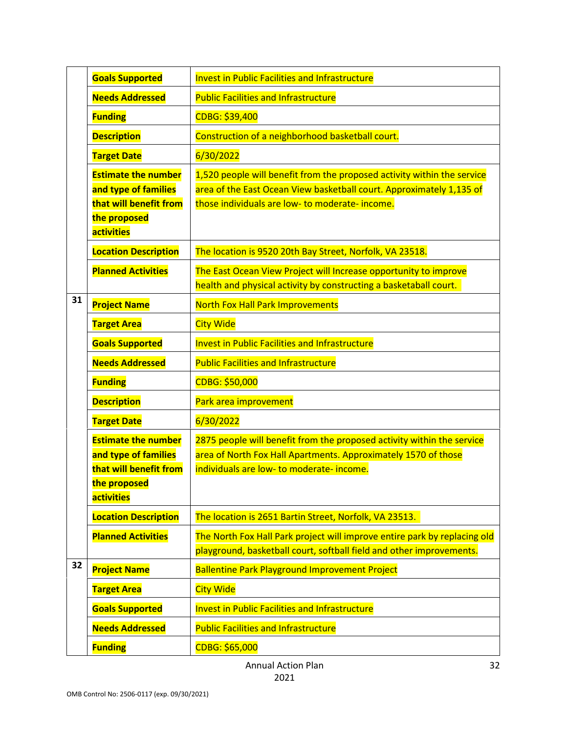| | | |
|---|---|---|
| | **Goals Supported** | Invest in Public Facilities and Infrastructure |
| | **Needs Addressed** | Public Facilities and Infrastructure |
| | **Funding** | CDBG: $39,400 |
| | **Description** | Construction of a neighborhood basketball court. |
| | **Target Date** | 6/30/2022 |
| | **Estimate the number and type of families that will benefit from the proposed activities** | 1,520 people will benefit from the proposed activity within the service area of the East Ocean View basketball court. Approximately 1,135 of those individuals are low- to moderate- income. |
| | **Location Description** | The location is 9520 20th Bay Street, Norfolk, VA 23518. |
| | **Planned Activities** | The East Ocean View Project will Increase opportunity to improve health and physical activity by constructing a basketaball court. |
| 31 | **Project Name** | North Fox Hall Park Improvements |
| | **Target Area** | City Wide |
| | **Goals Supported** | Invest in Public Facilities and Infrastructure |
| | **Needs Addressed** | Public Facilities and Infrastructure |
| | **Funding** | CDBG: $50,000 |
| | **Description** | Park area improvement |
| | **Target Date** | 6/30/2022 |
| | **Estimate the number and type of families that will benefit from the proposed activities** | 2875 people will benefit from the proposed activity within the service area of North Fox Hall Apartments. Approximately 1570 of those individuals are low- to moderate- income. |
| | **Location Description** | The location is 2651 Bartin Street, Norfolk, VA 23513. |
| | **Planned Activities** | The North Fox Hall Park project will improve entire park by replacing old playground, basketball court, softball field and other improvements. |
| 32 | **Project Name** | Ballentine Park Playground Improvement Project |
| | **Target Area** | City Wide |
| | **Goals Supported** | Invest in Public Facilities and Infrastructure |
| | **Needs Addressed** | Public Facilities and Infrastructure |
| | **Funding** | CDBG: $65,000 |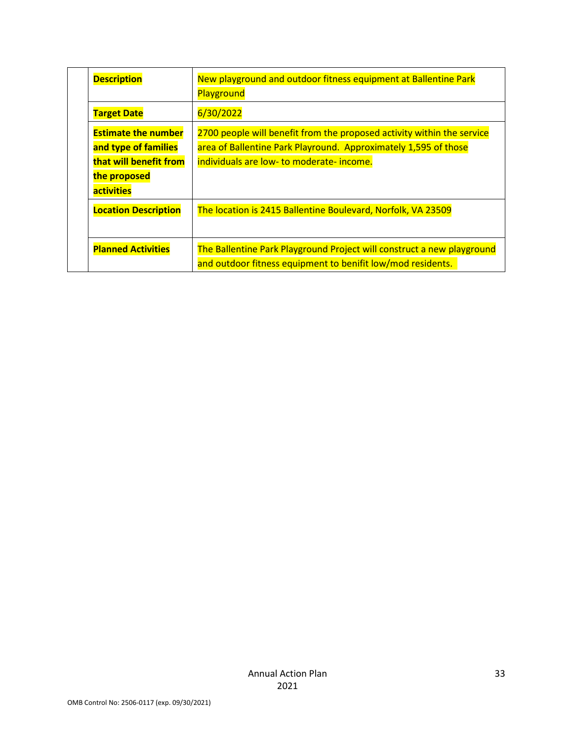| | | |
|---|---|---|
| | **Description** | New playground and outdoor fitness equipment at Ballentine Park Playground |
| | **Target Date** | 6/30/2022 |
| | **Estimate the number and type of families that will benefit from the proposed activities** | 2700 people will benefit from the proposed activity within the service area of Ballentine Park Playround. Approximately 1,595 of those individuals are low- to moderate- income. |
| | **Location Description** | The location is 2415 Ballentine Boulevard, Norfolk, VA 23509 |
| | **Planned Activities** | The Ballentine Park Playground Project will construct a new playground and outdoor fitness equipment to benifit low/mod residents. |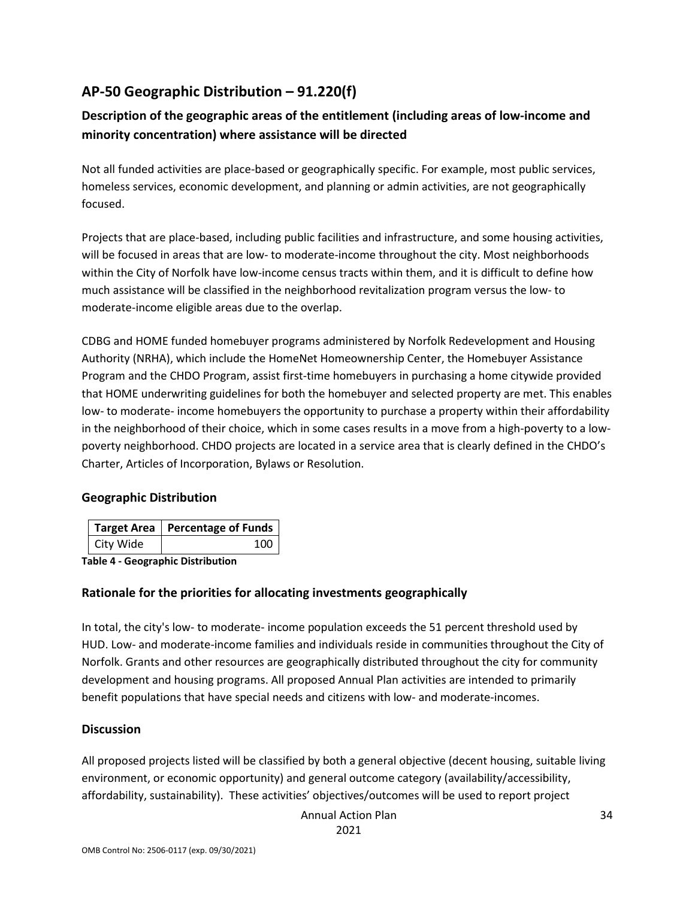## AP-50 Geographic Distribution – 91.220(f)

### Description of the geographic areas of the entitlement (including areas of low-income and minority concentration) where assistance will be directed

Not all funded activities are place-based or geographically specific. For example, most public services, homeless services, economic development, and planning or admin activities, are not geographically focused.

Projects that are place-based, including public facilities and infrastructure, and some housing activities, will be focused in areas that are low- to moderate-income throughout the city. Most neighborhoods within the City of Norfolk have low-income census tracts within them, and it is difficult to define how much assistance will be classified in the neighborhood revitalization program versus the low- to moderate-income eligible areas due to the overlap.

CDBG and HOME funded homebuyer programs administered by Norfolk Redevelopment and Housing Authority (NRHA), which include the HomeNet Homeownership Center, the Homebuyer Assistance Program and the CHDO Program, assist first-time homebuyers in purchasing a home citywide provided that HOME underwriting guidelines for both the homebuyer and selected property are met. This enables low- to moderate- income homebuyers the opportunity to purchase a property within their affordability in the neighborhood of their choice, which in some cases results in a move from a high-poverty to a low-poverty neighborhood. CHDO projects are located in a service area that is clearly defined in the CHDO's Charter, Articles of Incorporation, Bylaws or Resolution.

### Geographic Distribution

| Target Area | Percentage of Funds |
|---|---|
| City Wide | 100 |

**Table 4 - Geographic Distribution**

### Rationale for the priorities for allocating investments geographically

In total, the city's low- to moderate- income population exceeds the 51 percent threshold used by HUD. Low- and moderate-income families and individuals reside in communities throughout the City of Norfolk. Grants and other resources are geographically distributed throughout the city for community development and housing programs. All proposed Annual Plan activities are intended to primarily benefit populations that have special needs and citizens with low- and moderate-incomes.

### Discussion

All proposed projects listed will be classified by both a general objective (decent housing, suitable living environment, or economic opportunity) and general outcome category (availability/accessibility, affordability, sustainability). These activities' objectives/outcomes will be used to report project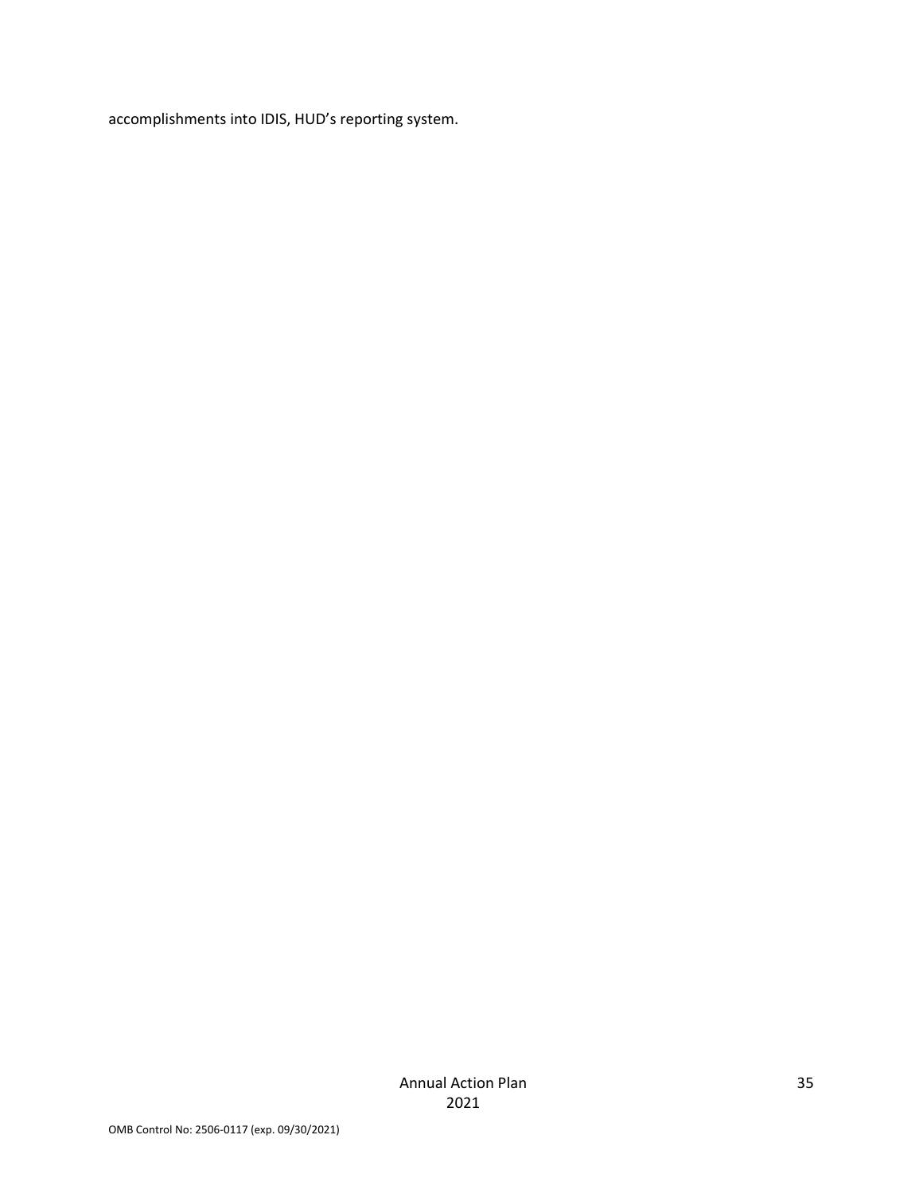accomplishments into IDIS, HUD's reporting system.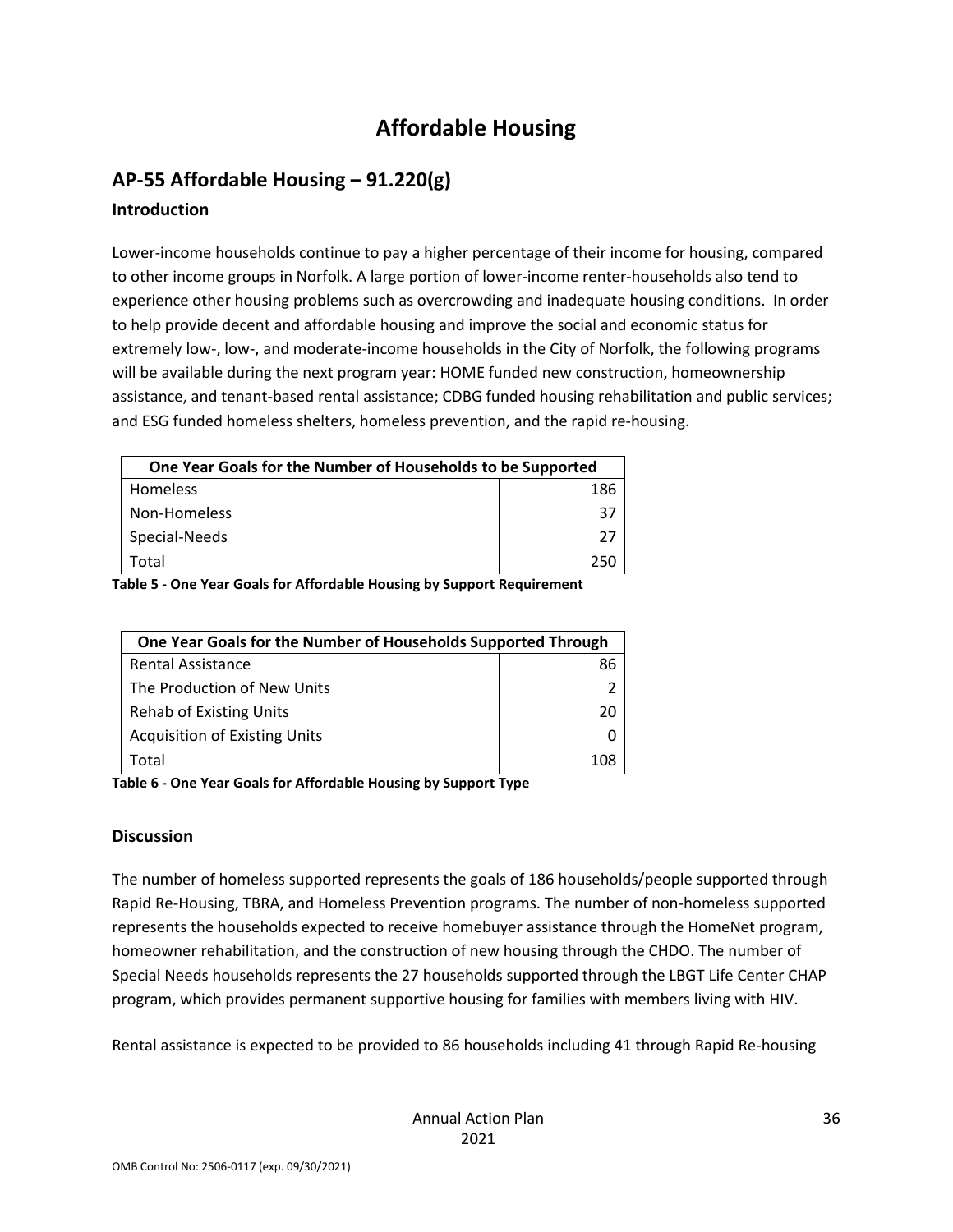# Affordable Housing

## AP-55 Affordable Housing – 91.220(g)

### Introduction

Lower-income households continue to pay a higher percentage of their income for housing, compared to other income groups in Norfolk. A large portion of lower-income renter-households also tend to experience other housing problems such as overcrowding and inadequate housing conditions. In order to help provide decent and affordable housing and improve the social and economic status for extremely low-, low-, and moderate-income households in the City of Norfolk, the following programs will be available during the next program year: HOME funded new construction, homeownership assistance, and tenant-based rental assistance; CDBG funded housing rehabilitation and public services; and ESG funded homeless shelters, homeless prevention, and the rapid re-housing.

| One Year Goals for the Number of Households to be Supported | |
|---|---|
| Homeless | 186 |
| Non-Homeless | 37 |
| Special-Needs | 27 |
| Total | 250 |

**Table 5 - One Year Goals for Affordable Housing by Support Requirement**

| One Year Goals for the Number of Households Supported Through | |
|---|---|
| Rental Assistance | 86 |
| The Production of New Units | 2 |
| Rehab of Existing Units | 20 |
| Acquisition of Existing Units | 0 |
| Total | 108 |

**Table 6 - One Year Goals for Affordable Housing by Support Type**

### Discussion

The number of homeless supported represents the goals of 186 households/people supported through Rapid Re-Housing, TBRA, and Homeless Prevention programs. The number of non-homeless supported represents the households expected to receive homebuyer assistance through the HomeNet program, homeowner rehabilitation, and the construction of new housing through the CHDO. The number of Special Needs households represents the 27 households supported through the LBGT Life Center CHAP program, which provides permanent supportive housing for families with members living with HIV.

Rental assistance is expected to be provided to 86 households including 41 through Rapid Re-housing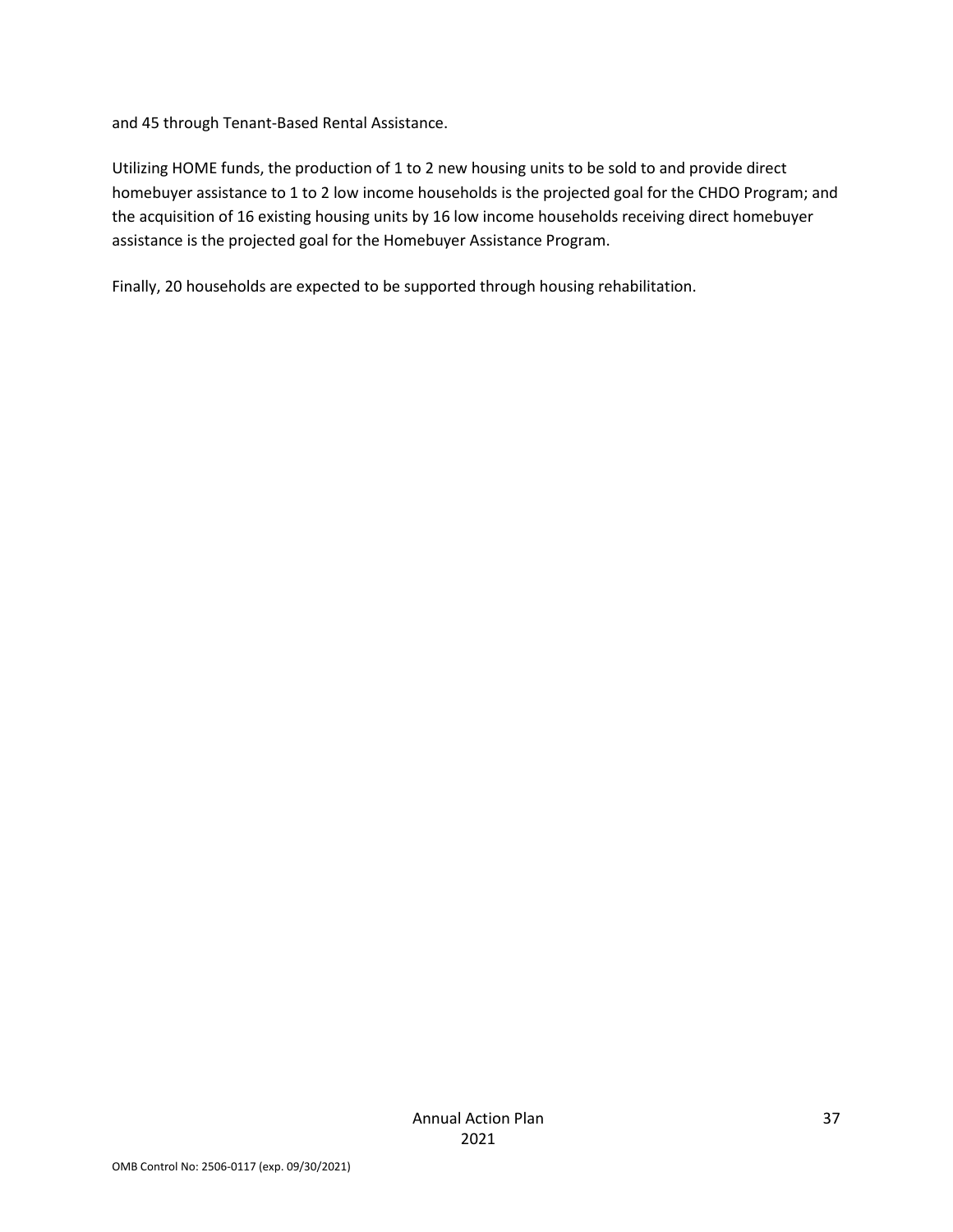and 45 through Tenant-Based Rental Assistance.

Utilizing HOME funds, the production of 1 to 2 new housing units to be sold to and provide direct homebuyer assistance to 1 to 2 low income households is the projected goal for the CHDO Program; and the acquisition of 16 existing housing units by 16 low income households receiving direct homebuyer assistance is the projected goal for the Homebuyer Assistance Program.

Finally, 20 households are expected to be supported through housing rehabilitation.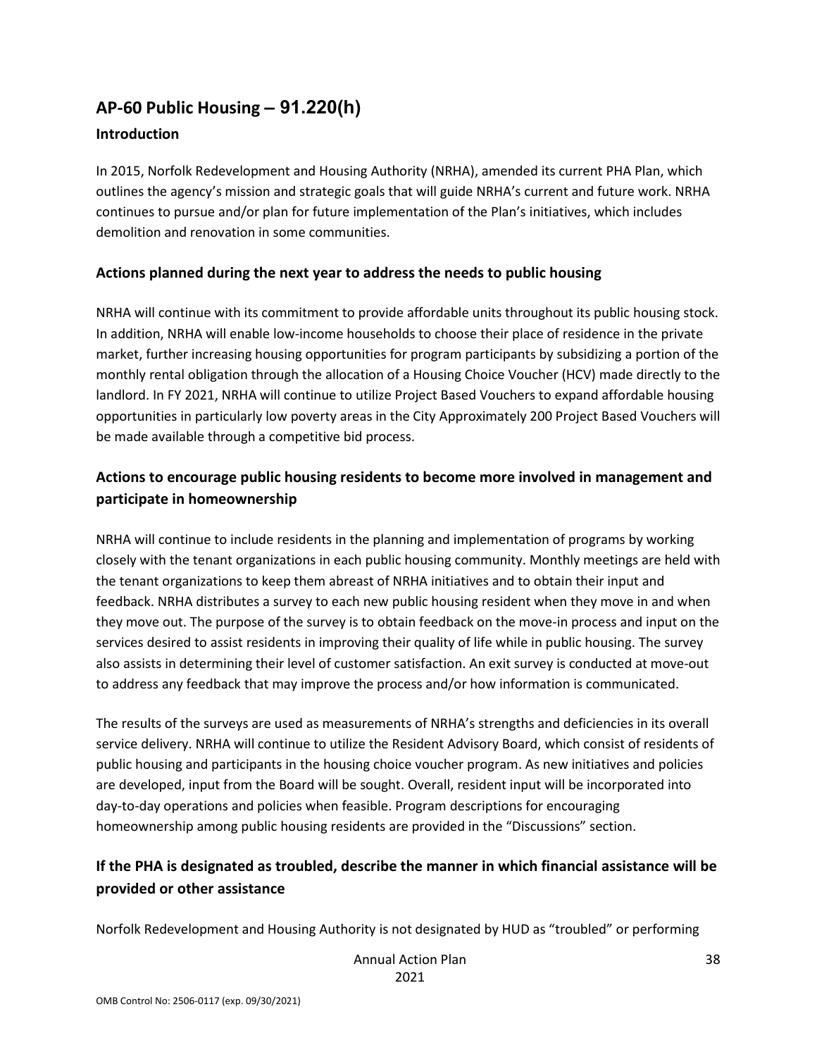## AP-60 Public Housing – 91.220(h)

### Introduction

In 2015, Norfolk Redevelopment and Housing Authority (NRHA), amended its current PHA Plan, which outlines the agency's mission and strategic goals that will guide NRHA's current and future work. NRHA continues to pursue and/or plan for future implementation of the Plan's initiatives, which includes demolition and renovation in some communities.

### Actions planned during the next year to address the needs to public housing

NRHA will continue with its commitment to provide affordable units throughout its public housing stock. In addition, NRHA will enable low-income households to choose their place of residence in the private market, further increasing housing opportunities for program participants by subsidizing a portion of the monthly rental obligation through the allocation of a Housing Choice Voucher (HCV) made directly to the landlord. In FY 2021, NRHA will continue to utilize Project Based Vouchers to expand affordable housing opportunities in particularly low poverty areas in the City Approximately 200 Project Based Vouchers will be made available through a competitive bid process.

### Actions to encourage public housing residents to become more involved in management and participate in homeownership

NRHA will continue to include residents in the planning and implementation of programs by working closely with the tenant organizations in each public housing community. Monthly meetings are held with the tenant organizations to keep them abreast of NRHA initiatives and to obtain their input and feedback. NRHA distributes a survey to each new public housing resident when they move in and when they move out. The purpose of the survey is to obtain feedback on the move-in process and input on the services desired to assist residents in improving their quality of life while in public housing. The survey also assists in determining their level of customer satisfaction. An exit survey is conducted at move-out to address any feedback that may improve the process and/or how information is communicated.

The results of the surveys are used as measurements of NRHA's strengths and deficiencies in its overall service delivery. NRHA will continue to utilize the Resident Advisory Board, which consist of residents of public housing and participants in the housing choice voucher program. As new initiatives and policies are developed, input from the Board will be sought. Overall, resident input will be incorporated into day-to-day operations and policies when feasible. Program descriptions for encouraging homeownership among public housing residents are provided in the "Discussions" section.

### If the PHA is designated as troubled, describe the manner in which financial assistance will be provided or other assistance

Norfolk Redevelopment and Housing Authority is not designated by HUD as "troubled" or performing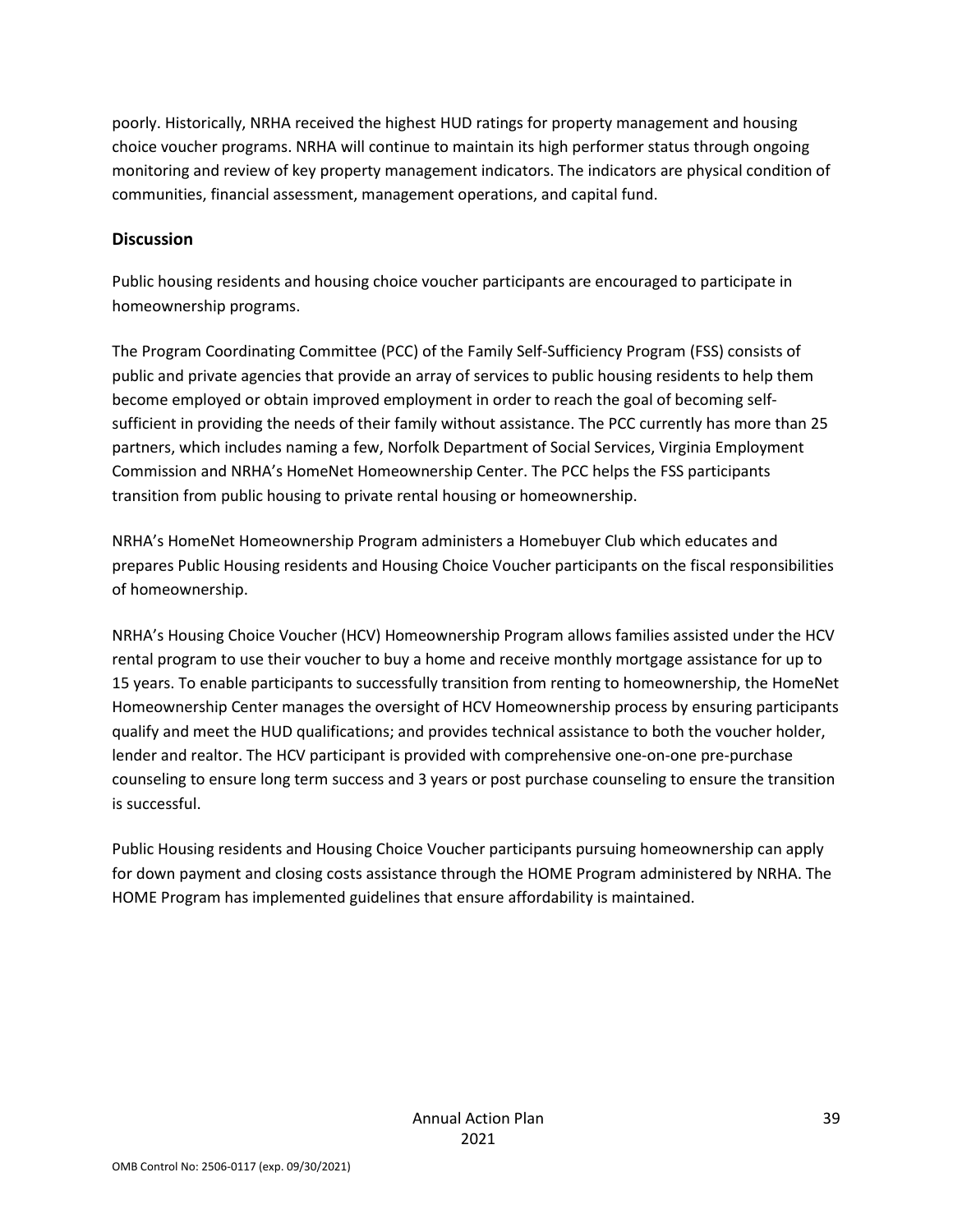poorly. Historically, NRHA received the highest HUD ratings for property management and housing choice voucher programs. NRHA will continue to maintain its high performer status through ongoing monitoring and review of key property management indicators. The indicators are physical condition of communities, financial assessment, management operations, and capital fund.

## Discussion

Public housing residents and housing choice voucher participants are encouraged to participate in homeownership programs.

The Program Coordinating Committee (PCC) of the Family Self-Sufficiency Program (FSS) consists of public and private agencies that provide an array of services to public housing residents to help them become employed or obtain improved employment in order to reach the goal of becoming self-sufficient in providing the needs of their family without assistance. The PCC currently has more than 25 partners, which includes naming a few, Norfolk Department of Social Services, Virginia Employment Commission and NRHA's HomeNet Homeownership Center. The PCC helps the FSS participants transition from public housing to private rental housing or homeownership.

NRHA's HomeNet Homeownership Program administers a Homebuyer Club which educates and prepares Public Housing residents and Housing Choice Voucher participants on the fiscal responsibilities of homeownership.

NRHA's Housing Choice Voucher (HCV) Homeownership Program allows families assisted under the HCV rental program to use their voucher to buy a home and receive monthly mortgage assistance for up to 15 years. To enable participants to successfully transition from renting to homeownership, the HomeNet Homeownership Center manages the oversight of HCV Homeownership process by ensuring participants qualify and meet the HUD qualifications; and provides technical assistance to both the voucher holder, lender and realtor. The HCV participant is provided with comprehensive one-on-one pre-purchase counseling to ensure long term success and 3 years or post purchase counseling to ensure the transition is successful.

Public Housing residents and Housing Choice Voucher participants pursuing homeownership can apply for down payment and closing costs assistance through the HOME Program administered by NRHA. The HOME Program has implemented guidelines that ensure affordability is maintained.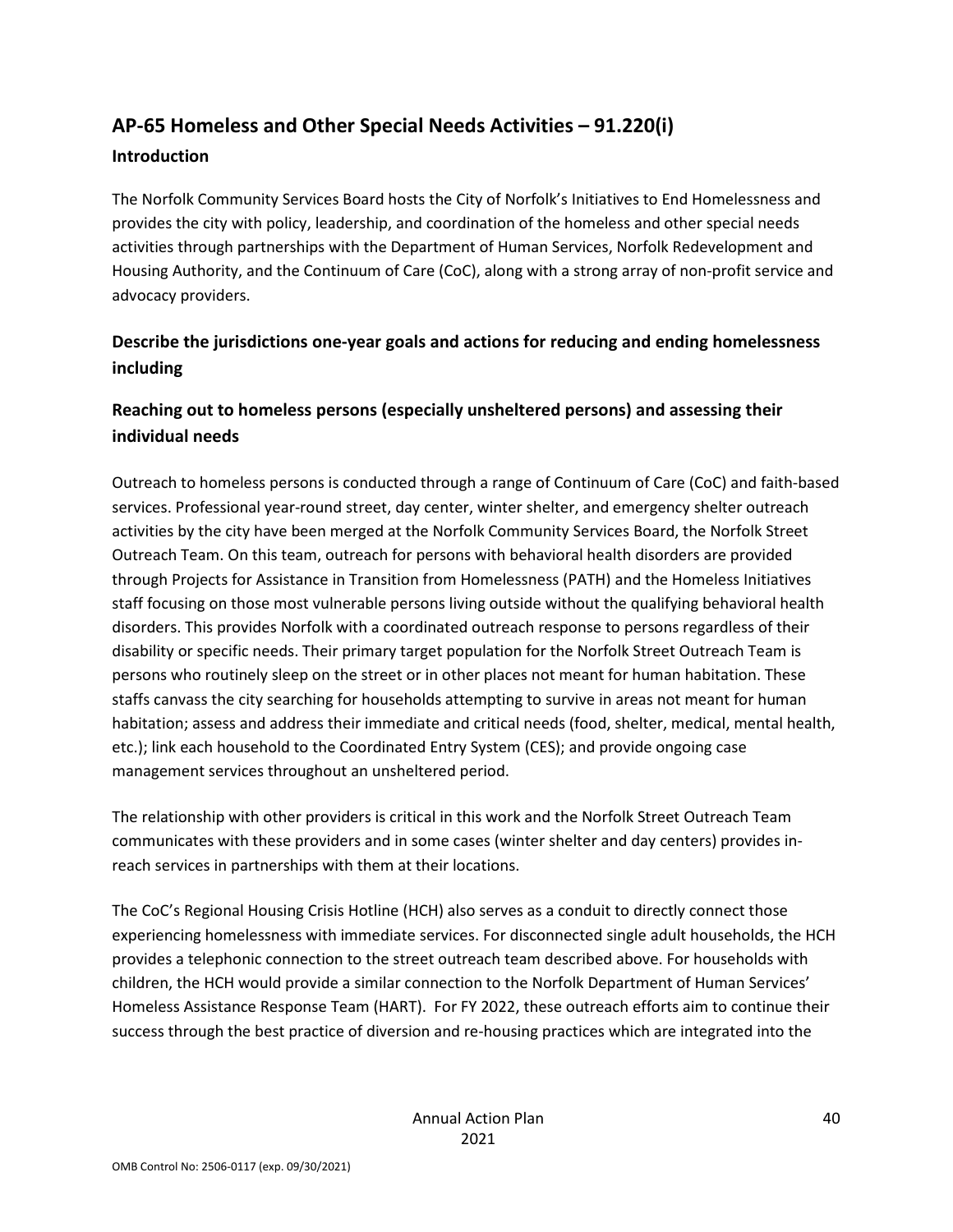## AP-65 Homeless and Other Special Needs Activities – 91.220(i)

### Introduction

The Norfolk Community Services Board hosts the City of Norfolk's Initiatives to End Homelessness and provides the city with policy, leadership, and coordination of the homeless and other special needs activities through partnerships with the Department of Human Services, Norfolk Redevelopment and Housing Authority, and the Continuum of Care (CoC), along with a strong array of non-profit service and advocacy providers.

### Describe the jurisdictions one-year goals and actions for reducing and ending homelessness including

### Reaching out to homeless persons (especially unsheltered persons) and assessing their individual needs

Outreach to homeless persons is conducted through a range of Continuum of Care (CoC) and faith-based services. Professional year-round street, day center, winter shelter, and emergency shelter outreach activities by the city have been merged at the Norfolk Community Services Board, the Norfolk Street Outreach Team. On this team, outreach for persons with behavioral health disorders are provided through Projects for Assistance in Transition from Homelessness (PATH) and the Homeless Initiatives staff focusing on those most vulnerable persons living outside without the qualifying behavioral health disorders. This provides Norfolk with a coordinated outreach response to persons regardless of their disability or specific needs. Their primary target population for the Norfolk Street Outreach Team is persons who routinely sleep on the street or in other places not meant for human habitation. These staffs canvass the city searching for households attempting to survive in areas not meant for human habitation; assess and address their immediate and critical needs (food, shelter, medical, mental health, etc.); link each household to the Coordinated Entry System (CES); and provide ongoing case management services throughout an unsheltered period.

The relationship with other providers is critical in this work and the Norfolk Street Outreach Team communicates with these providers and in some cases (winter shelter and day centers) provides in-reach services in partnerships with them at their locations.

The CoC's Regional Housing Crisis Hotline (HCH) also serves as a conduit to directly connect those experiencing homelessness with immediate services. For disconnected single adult households, the HCH provides a telephonic connection to the street outreach team described above. For households with children, the HCH would provide a similar connection to the Norfolk Department of Human Services' Homeless Assistance Response Team (HART). For FY 2022, these outreach efforts aim to continue their success through the best practice of diversion and re-housing practices which are integrated into the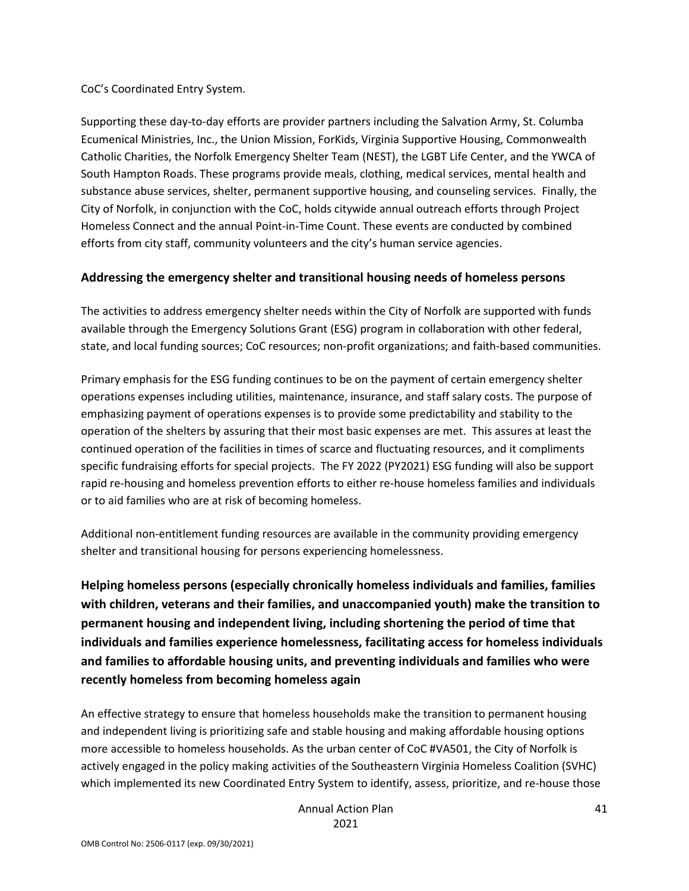CoC's Coordinated Entry System.

Supporting these day-to-day efforts are provider partners including the Salvation Army, St. Columba Ecumenical Ministries, Inc., the Union Mission, ForKids, Virginia Supportive Housing, Commonwealth Catholic Charities, the Norfolk Emergency Shelter Team (NEST), the LGBT Life Center, and the YWCA of South Hampton Roads. These programs provide meals, clothing, medical services, mental health and substance abuse services, shelter, permanent supportive housing, and counseling services. Finally, the City of Norfolk, in conjunction with the CoC, holds citywide annual outreach efforts through Project Homeless Connect and the annual Point-in-Time Count. These events are conducted by combined efforts from city staff, community volunteers and the city's human service agencies.

### Addressing the emergency shelter and transitional housing needs of homeless persons

The activities to address emergency shelter needs within the City of Norfolk are supported with funds available through the Emergency Solutions Grant (ESG) program in collaboration with other federal, state, and local funding sources; CoC resources; non-profit organizations; and faith-based communities.

Primary emphasis for the ESG funding continues to be on the payment of certain emergency shelter operations expenses including utilities, maintenance, insurance, and staff salary costs. The purpose of emphasizing payment of operations expenses is to provide some predictability and stability to the operation of the shelters by assuring that their most basic expenses are met. This assures at least the continued operation of the facilities in times of scarce and fluctuating resources, and it compliments specific fundraising efforts for special projects. The FY 2022 (PY2021) ESG funding will also be support rapid re-housing and homeless prevention efforts to either re-house homeless families and individuals or to aid families who are at risk of becoming homeless.

Additional non-entitlement funding resources are available in the community providing emergency shelter and transitional housing for persons experiencing homelessness.

### Helping homeless persons (especially chronically homeless individuals and families, families with children, veterans and their families, and unaccompanied youth) make the transition to permanent housing and independent living, including shortening the period of time that individuals and families experience homelessness, facilitating access for homeless individuals and families to affordable housing units, and preventing individuals and families who were recently homeless from becoming homeless again

An effective strategy to ensure that homeless households make the transition to permanent housing and independent living is prioritizing safe and stable housing and making affordable housing options more accessible to homeless households. As the urban center of CoC #VA501, the City of Norfolk is actively engaged in the policy making activities of the Southeastern Virginia Homeless Coalition (SVHC) which implemented its new Coordinated Entry System to identify, assess, prioritize, and re-house those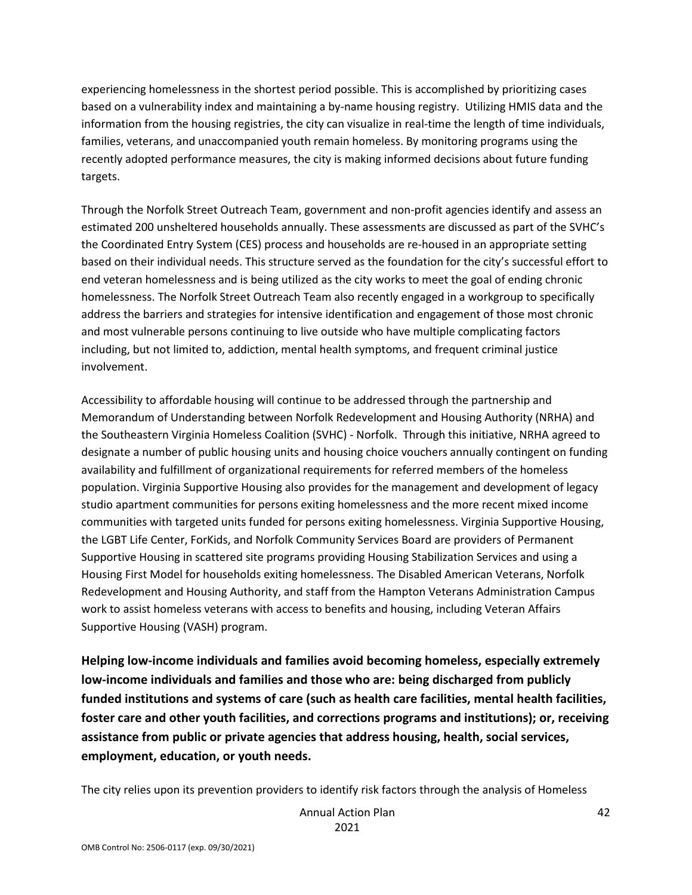experiencing homelessness in the shortest period possible. This is accomplished by prioritizing cases based on a vulnerability index and maintaining a by-name housing registry. Utilizing HMIS data and the information from the housing registries, the city can visualize in real-time the length of time individuals, families, veterans, and unaccompanied youth remain homeless. By monitoring programs using the recently adopted performance measures, the city is making informed decisions about future funding targets.

Through the Norfolk Street Outreach Team, government and non-profit agencies identify and assess an estimated 200 unsheltered households annually. These assessments are discussed as part of the SVHC's the Coordinated Entry System (CES) process and households are re-housed in an appropriate setting based on their individual needs. This structure served as the foundation for the city's successful effort to end veteran homelessness and is being utilized as the city works to meet the goal of ending chronic homelessness. The Norfolk Street Outreach Team also recently engaged in a workgroup to specifically address the barriers and strategies for intensive identification and engagement of those most chronic and most vulnerable persons continuing to live outside who have multiple complicating factors including, but not limited to, addiction, mental health symptoms, and frequent criminal justice involvement.

Accessibility to affordable housing will continue to be addressed through the partnership and Memorandum of Understanding between Norfolk Redevelopment and Housing Authority (NRHA) and the Southeastern Virginia Homeless Coalition (SVHC) - Norfolk. Through this initiative, NRHA agreed to designate a number of public housing units and housing choice vouchers annually contingent on funding availability and fulfillment of organizational requirements for referred members of the homeless population. Virginia Supportive Housing also provides for the management and development of legacy studio apartment communities for persons exiting homelessness and the more recent mixed income communities with targeted units funded for persons exiting homelessness. Virginia Supportive Housing, the LGBT Life Center, ForKids, and Norfolk Community Services Board are providers of Permanent Supportive Housing in scattered site programs providing Housing Stabilization Services and using a Housing First Model for households exiting homelessness. The Disabled American Veterans, Norfolk Redevelopment and Housing Authority, and staff from the Hampton Veterans Administration Campus work to assist homeless veterans with access to benefits and housing, including Veteran Affairs Supportive Housing (VASH) program.

**Helping low-income individuals and families avoid becoming homeless, especially extremely low-income individuals and families and those who are: being discharged from publicly funded institutions and systems of care (such as health care facilities, mental health facilities, foster care and other youth facilities, and corrections programs and institutions); or, receiving assistance from public or private agencies that address housing, health, social services, employment, education, or youth needs.**

The city relies upon its prevention providers to identify risk factors through the analysis of Homeless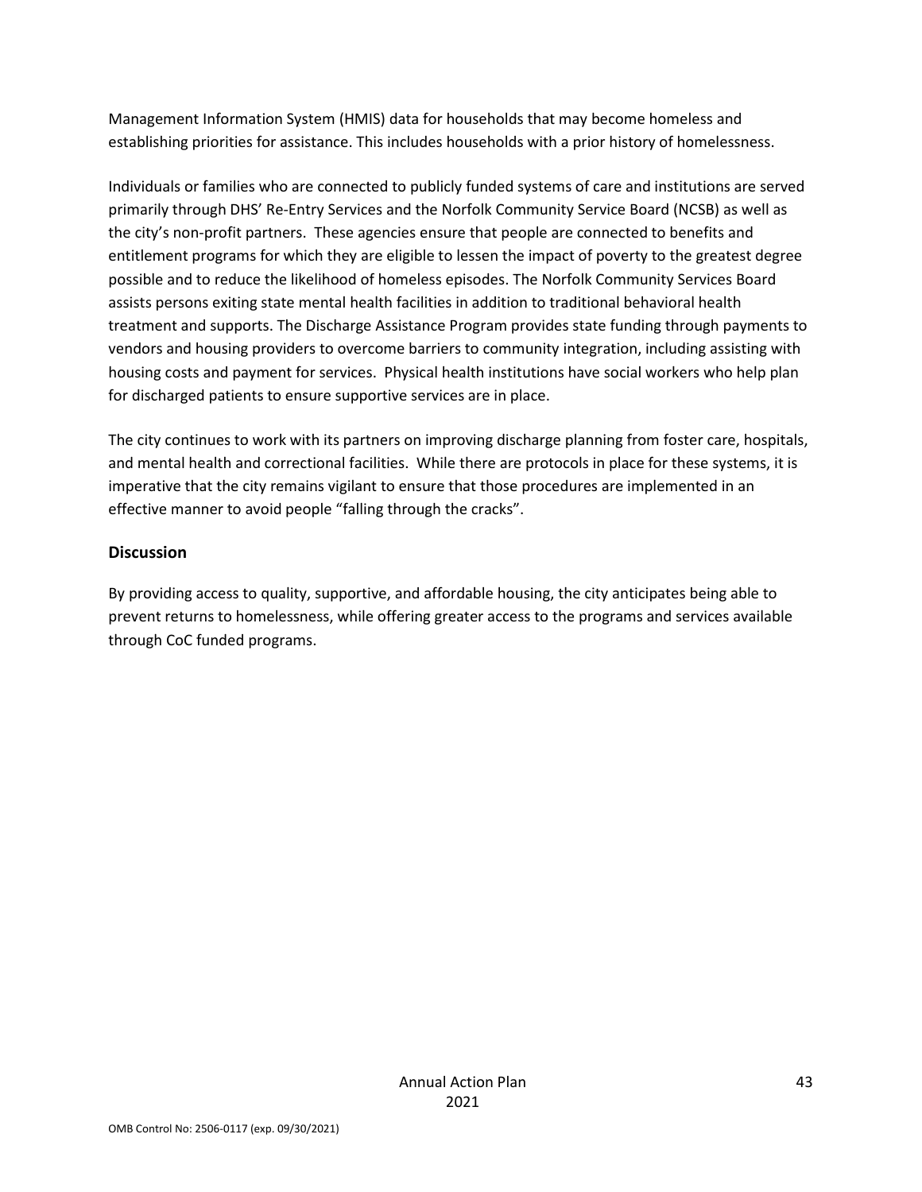Management Information System (HMIS) data for households that may become homeless and establishing priorities for assistance. This includes households with a prior history of homelessness.

Individuals or families who are connected to publicly funded systems of care and institutions are served primarily through DHS' Re-Entry Services and the Norfolk Community Service Board (NCSB) as well as the city's non-profit partners. These agencies ensure that people are connected to benefits and entitlement programs for which they are eligible to lessen the impact of poverty to the greatest degree possible and to reduce the likelihood of homeless episodes. The Norfolk Community Services Board assists persons exiting state mental health facilities in addition to traditional behavioral health treatment and supports. The Discharge Assistance Program provides state funding through payments to vendors and housing providers to overcome barriers to community integration, including assisting with housing costs and payment for services. Physical health institutions have social workers who help plan for discharged patients to ensure supportive services are in place.

The city continues to work with its partners on improving discharge planning from foster care, hospitals, and mental health and correctional facilities. While there are protocols in place for these systems, it is imperative that the city remains vigilant to ensure that those procedures are implemented in an effective manner to avoid people "falling through the cracks".

### Discussion

By providing access to quality, supportive, and affordable housing, the city anticipates being able to prevent returns to homelessness, while offering greater access to the programs and services available through CoC funded programs.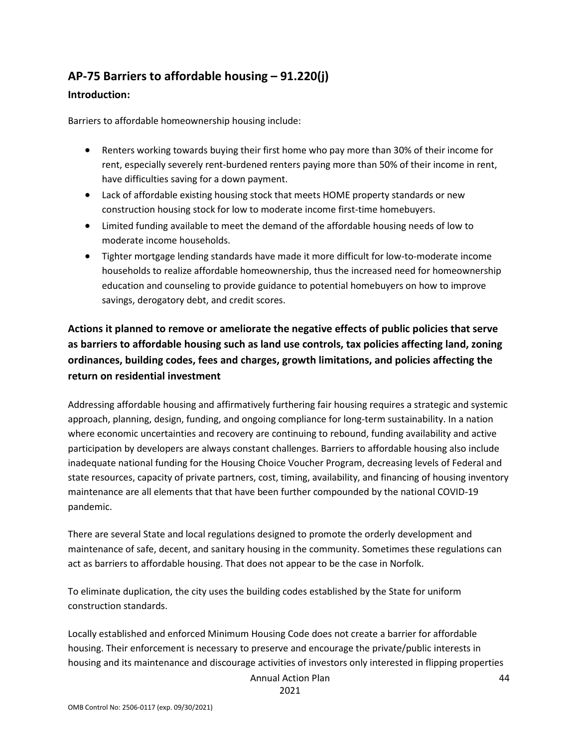## AP-75 Barriers to affordable housing – 91.220(j)

### Introduction:

Barriers to affordable homeownership housing include:

- Renters working towards buying their first home who pay more than 30% of their income for rent, especially severely rent-burdened renters paying more than 50% of their income in rent, have difficulties saving for a down payment.
- Lack of affordable existing housing stock that meets HOME property standards or new construction housing stock for low to moderate income first-time homebuyers.
- Limited funding available to meet the demand of the affordable housing needs of low to moderate income households.
- Tighter mortgage lending standards have made it more difficult for low-to-moderate income households to realize affordable homeownership, thus the increased need for homeownership education and counseling to provide guidance to potential homebuyers on how to improve savings, derogatory debt, and credit scores.

### Actions it planned to remove or ameliorate the negative effects of public policies that serve as barriers to affordable housing such as land use controls, tax policies affecting land, zoning ordinances, building codes, fees and charges, growth limitations, and policies affecting the return on residential investment

Addressing affordable housing and affirmatively furthering fair housing requires a strategic and systemic approach, planning, design, funding, and ongoing compliance for long-term sustainability. In a nation where economic uncertainties and recovery are continuing to rebound, funding availability and active participation by developers are always constant challenges. Barriers to affordable housing also include inadequate national funding for the Housing Choice Voucher Program, decreasing levels of Federal and state resources, capacity of private partners, cost, timing, availability, and financing of housing inventory maintenance are all elements that that have been further compounded by the national COVID-19 pandemic.

There are several State and local regulations designed to promote the orderly development and maintenance of safe, decent, and sanitary housing in the community. Sometimes these regulations can act as barriers to affordable housing. That does not appear to be the case in Norfolk.

To eliminate duplication, the city uses the building codes established by the State for uniform construction standards.

Locally established and enforced Minimum Housing Code does not create a barrier for affordable housing. Their enforcement is necessary to preserve and encourage the private/public interests in housing and its maintenance and discourage activities of investors only interested in flipping properties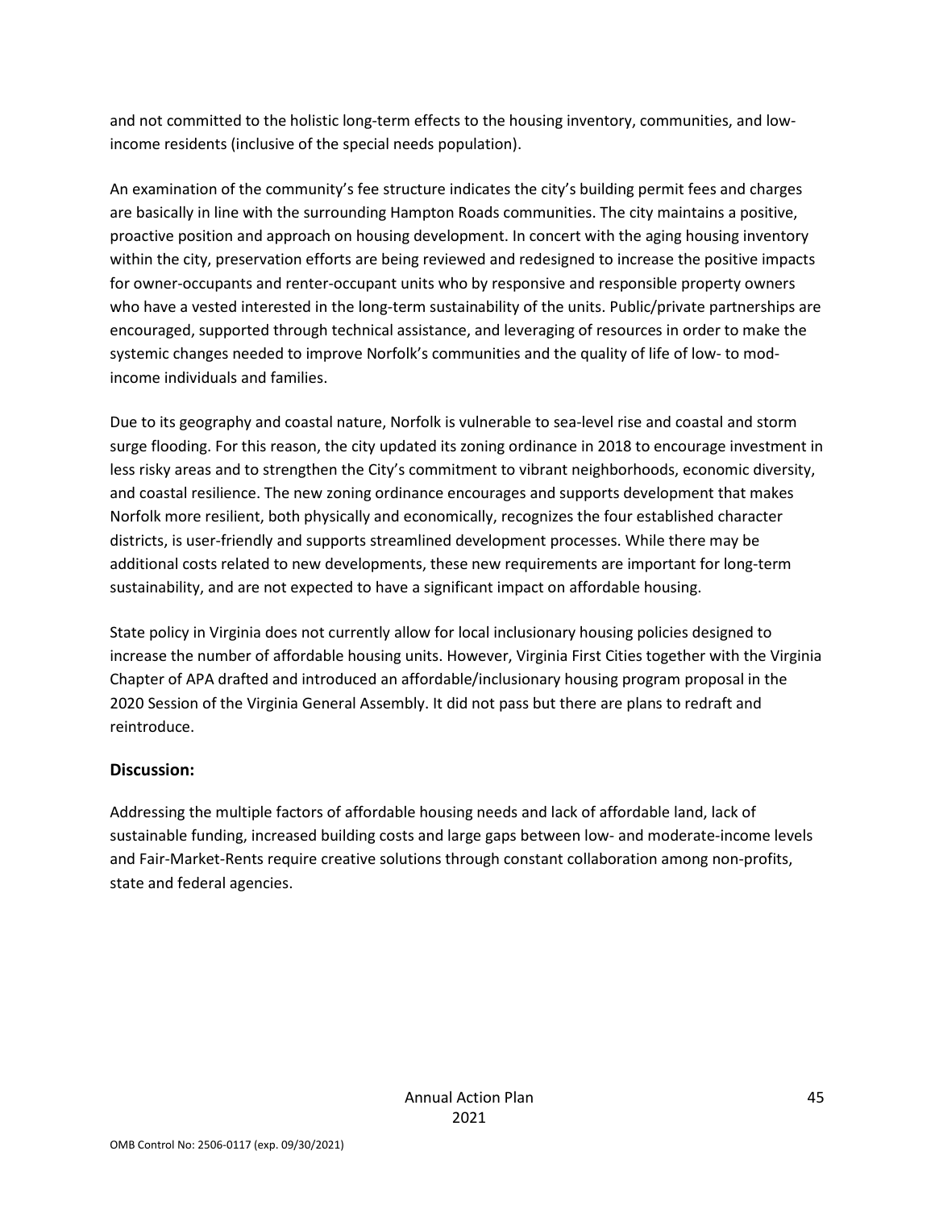and not committed to the holistic long-term effects to the housing inventory, communities, and low-income residents (inclusive of the special needs population).

An examination of the community's fee structure indicates the city's building permit fees and charges are basically in line with the surrounding Hampton Roads communities. The city maintains a positive, proactive position and approach on housing development. In concert with the aging housing inventory within the city, preservation efforts are being reviewed and redesigned to increase the positive impacts for owner-occupants and renter-occupant units who by responsive and responsible property owners who have a vested interested in the long-term sustainability of the units. Public/private partnerships are encouraged, supported through technical assistance, and leveraging of resources in order to make the systemic changes needed to improve Norfolk's communities and the quality of life of low- to mod-income individuals and families.

Due to its geography and coastal nature, Norfolk is vulnerable to sea-level rise and coastal and storm surge flooding. For this reason, the city updated its zoning ordinance in 2018 to encourage investment in less risky areas and to strengthen the City's commitment to vibrant neighborhoods, economic diversity, and coastal resilience. The new zoning ordinance encourages and supports development that makes Norfolk more resilient, both physically and economically, recognizes the four established character districts, is user-friendly and supports streamlined development processes. While there may be additional costs related to new developments, these new requirements are important for long-term sustainability, and are not expected to have a significant impact on affordable housing.

State policy in Virginia does not currently allow for local inclusionary housing policies designed to increase the number of affordable housing units. However, Virginia First Cities together with the Virginia Chapter of APA drafted and introduced an affordable/inclusionary housing program proposal in the 2020 Session of the Virginia General Assembly. It did not pass but there are plans to redraft and reintroduce.

### Discussion:

Addressing the multiple factors of affordable housing needs and lack of affordable land, lack of sustainable funding, increased building costs and large gaps between low- and moderate-income levels and Fair-Market-Rents require creative solutions through constant collaboration among non-profits, state and federal agencies.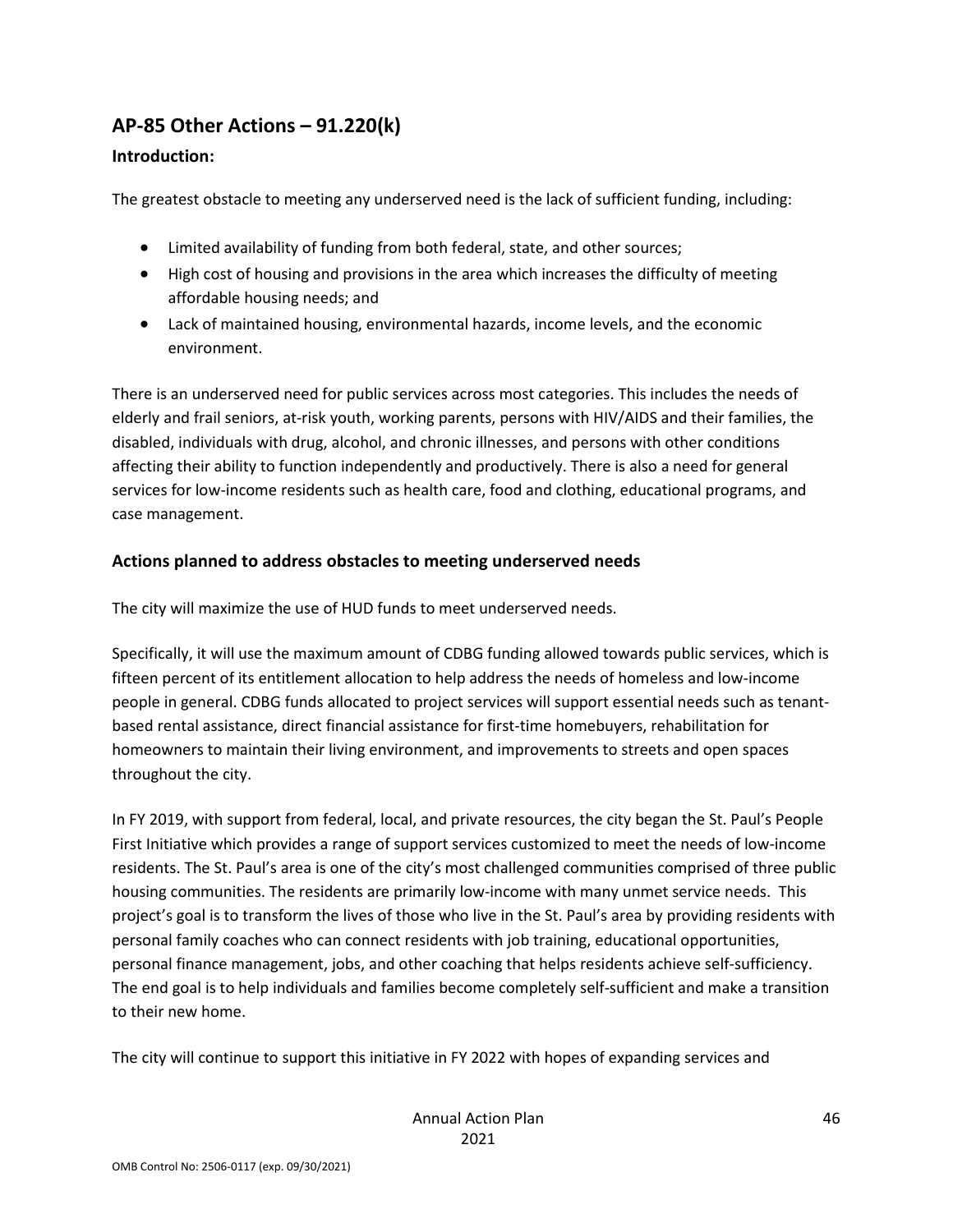## AP-85 Other Actions – 91.220(k)

### Introduction:

The greatest obstacle to meeting any underserved need is the lack of sufficient funding, including:

- Limited availability of funding from both federal, state, and other sources;
- High cost of housing and provisions in the area which increases the difficulty of meeting affordable housing needs; and
- Lack of maintained housing, environmental hazards, income levels, and the economic environment.

There is an underserved need for public services across most categories. This includes the needs of elderly and frail seniors, at-risk youth, working parents, persons with HIV/AIDS and their families, the disabled, individuals with drug, alcohol, and chronic illnesses, and persons with other conditions affecting their ability to function independently and productively. There is also a need for general services for low-income residents such as health care, food and clothing, educational programs, and case management.

### Actions planned to address obstacles to meeting underserved needs

The city will maximize the use of HUD funds to meet underserved needs.

Specifically, it will use the maximum amount of CDBG funding allowed towards public services, which is fifteen percent of its entitlement allocation to help address the needs of homeless and low-income people in general. CDBG funds allocated to project services will support essential needs such as tenant-based rental assistance, direct financial assistance for first-time homebuyers, rehabilitation for homeowners to maintain their living environment, and improvements to streets and open spaces throughout the city.

In FY 2019, with support from federal, local, and private resources, the city began the St. Paul's People First Initiative which provides a range of support services customized to meet the needs of low-income residents. The St. Paul's area is one of the city's most challenged communities comprised of three public housing communities. The residents are primarily low-income with many unmet service needs. This project's goal is to transform the lives of those who live in the St. Paul's area by providing residents with personal family coaches who can connect residents with job training, educational opportunities, personal finance management, jobs, and other coaching that helps residents achieve self-sufficiency. The end goal is to help individuals and families become completely self-sufficient and make a transition to their new home.

The city will continue to support this initiative in FY 2022 with hopes of expanding services and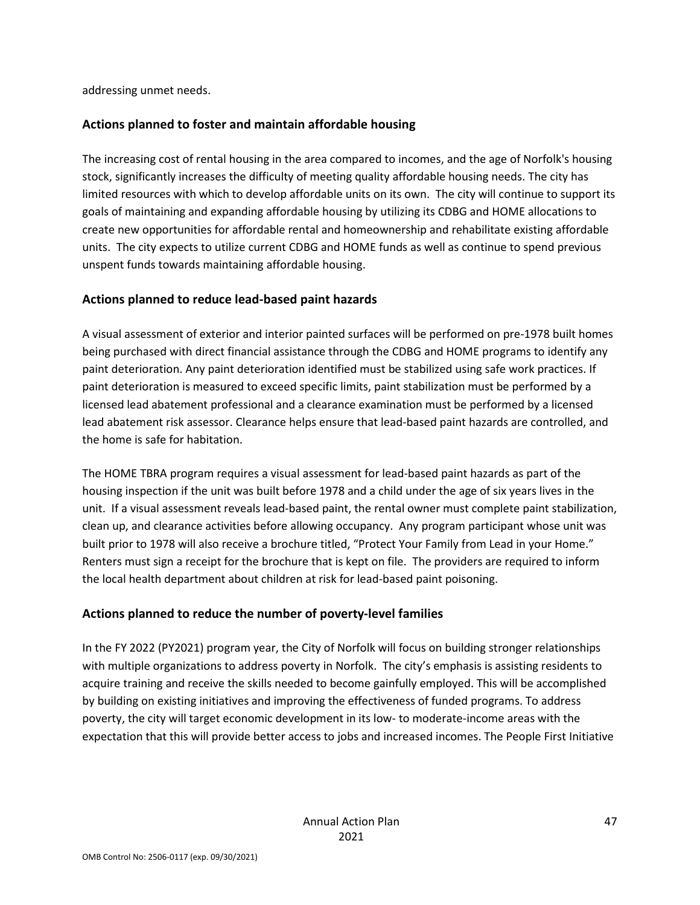addressing unmet needs.

## Actions planned to foster and maintain affordable housing

The increasing cost of rental housing in the area compared to incomes, and the age of Norfolk's housing stock, significantly increases the difficulty of meeting quality affordable housing needs. The city has limited resources with which to develop affordable units on its own. The city will continue to support its goals of maintaining and expanding affordable housing by utilizing its CDBG and HOME allocations to create new opportunities for affordable rental and homeownership and rehabilitate existing affordable units. The city expects to utilize current CDBG and HOME funds as well as continue to spend previous unspent funds towards maintaining affordable housing.

## Actions planned to reduce lead-based paint hazards

A visual assessment of exterior and interior painted surfaces will be performed on pre-1978 built homes being purchased with direct financial assistance through the CDBG and HOME programs to identify any paint deterioration. Any paint deterioration identified must be stabilized using safe work practices. If paint deterioration is measured to exceed specific limits, paint stabilization must be performed by a licensed lead abatement professional and a clearance examination must be performed by a licensed lead abatement risk assessor. Clearance helps ensure that lead-based paint hazards are controlled, and the home is safe for habitation.

The HOME TBRA program requires a visual assessment for lead-based paint hazards as part of the housing inspection if the unit was built before 1978 and a child under the age of six years lives in the unit. If a visual assessment reveals lead-based paint, the rental owner must complete paint stabilization, clean up, and clearance activities before allowing occupancy. Any program participant whose unit was built prior to 1978 will also receive a brochure titled, "Protect Your Family from Lead in your Home." Renters must sign a receipt for the brochure that is kept on file. The providers are required to inform the local health department about children at risk for lead-based paint poisoning.

## Actions planned to reduce the number of poverty-level families

In the FY 2022 (PY2021) program year, the City of Norfolk will focus on building stronger relationships with multiple organizations to address poverty in Norfolk. The city's emphasis is assisting residents to acquire training and receive the skills needed to become gainfully employed. This will be accomplished by building on existing initiatives and improving the effectiveness of funded programs. To address poverty, the city will target economic development in its low- to moderate-income areas with the expectation that this will provide better access to jobs and increased incomes. The People First Initiative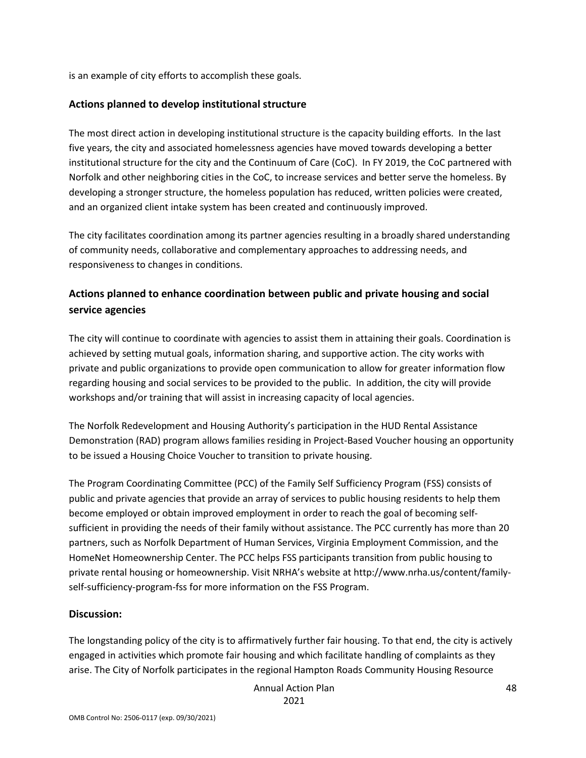is an example of city efforts to accomplish these goals.

## Actions planned to develop institutional structure

The most direct action in developing institutional structure is the capacity building efforts. In the last five years, the city and associated homelessness agencies have moved towards developing a better institutional structure for the city and the Continuum of Care (CoC). In FY 2019, the CoC partnered with Norfolk and other neighboring cities in the CoC, to increase services and better serve the homeless. By developing a stronger structure, the homeless population has reduced, written policies were created, and an organized client intake system has been created and continuously improved.

The city facilitates coordination among its partner agencies resulting in a broadly shared understanding of community needs, collaborative and complementary approaches to addressing needs, and responsiveness to changes in conditions.

## Actions planned to enhance coordination between public and private housing and social service agencies

The city will continue to coordinate with agencies to assist them in attaining their goals. Coordination is achieved by setting mutual goals, information sharing, and supportive action. The city works with private and public organizations to provide open communication to allow for greater information flow regarding housing and social services to be provided to the public. In addition, the city will provide workshops and/or training that will assist in increasing capacity of local agencies.

The Norfolk Redevelopment and Housing Authority's participation in the HUD Rental Assistance Demonstration (RAD) program allows families residing in Project-Based Voucher housing an opportunity to be issued a Housing Choice Voucher to transition to private housing.

The Program Coordinating Committee (PCC) of the Family Self Sufficiency Program (FSS) consists of public and private agencies that provide an array of services to public housing residents to help them become employed or obtain improved employment in order to reach the goal of becoming self-sufficient in providing the needs of their family without assistance. The PCC currently has more than 20 partners, such as Norfolk Department of Human Services, Virginia Employment Commission, and the HomeNet Homeownership Center. The PCC helps FSS participants transition from public housing to private rental housing or homeownership. Visit NRHA's website at http://www.nrha.us/content/family-self-sufficiency-program-fss for more information on the FSS Program.

## Discussion:

The longstanding policy of the city is to affirmatively further fair housing. To that end, the city is actively engaged in activities which promote fair housing and which facilitate handling of complaints as they arise. The City of Norfolk participates in the regional Hampton Roads Community Housing Resource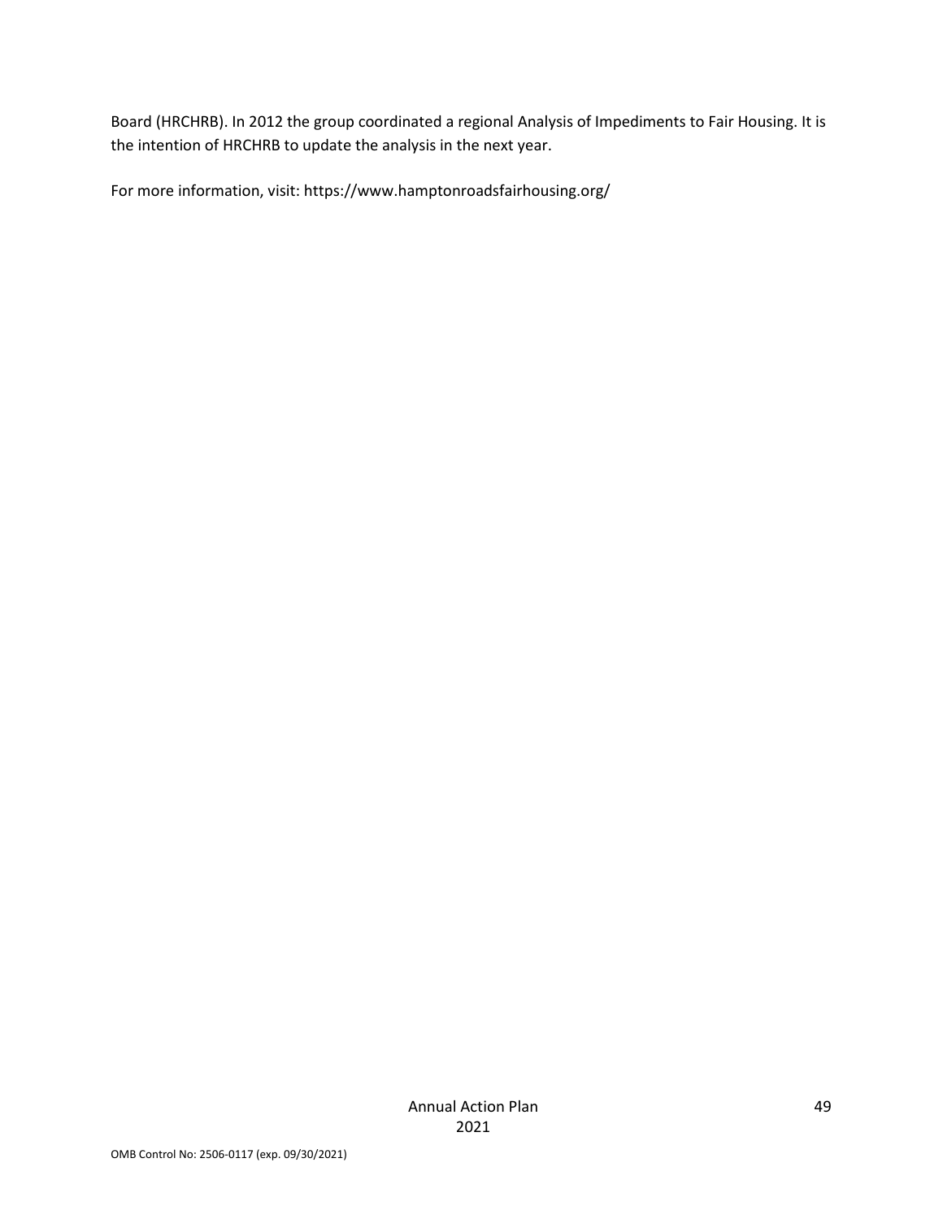Board (HRCHRB). In 2012 the group coordinated a regional Analysis of Impediments to Fair Housing. It is the intention of HRCHRB to update the analysis in the next year.

For more information, visit: https://www.hamptonroadsfairhousing.org/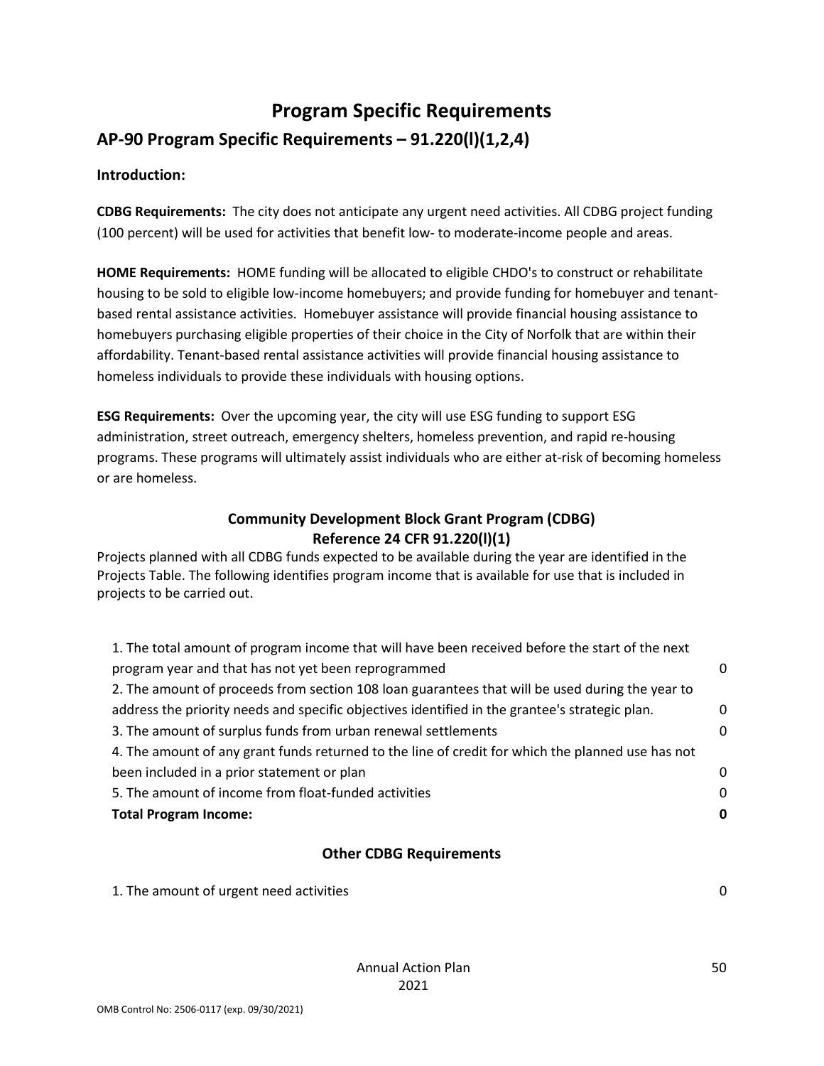# Program Specific Requirements

## AP-90 Program Specific Requirements – 91.220(l)(1,2,4)

**Introduction:**

**CDBG Requirements:** The city does not anticipate any urgent need activities. All CDBG project funding (100 percent) will be used for activities that benefit low- to moderate-income people and areas.

**HOME Requirements:** HOME funding will be allocated to eligible CHDO's to construct or rehabilitate housing to be sold to eligible low-income homebuyers; and provide funding for homebuyer and tenant-based rental assistance activities. Homebuyer assistance will provide financial housing assistance to homebuyers purchasing eligible properties of their choice in the City of Norfolk that are within their affordability. Tenant-based rental assistance activities will provide financial housing assistance to homeless individuals to provide these individuals with housing options.

**ESG Requirements:** Over the upcoming year, the city will use ESG funding to support ESG administration, street outreach, emergency shelters, homeless prevention, and rapid re-housing programs. These programs will ultimately assist individuals who are either at-risk of becoming homeless or are homeless.

### Community Development Block Grant Program (CDBG) Reference 24 CFR 91.220(l)(1)

Projects planned with all CDBG funds expected to be available during the year are identified in the Projects Table. The following identifies program income that is available for use that is included in projects to be carried out.

| | |
|---|---|
| 1. The total amount of program income that will have been received before the start of the next program year and that has not yet been reprogrammed | 0 |
| 2. The amount of proceeds from section 108 loan guarantees that will be used during the year to address the priority needs and specific objectives identified in the grantee's strategic plan. | 0 |
| 3. The amount of surplus funds from urban renewal settlements | 0 |
| 4. The amount of any grant funds returned to the line of credit for which the planned use has not been included in a prior statement or plan | 0 |
| 5. The amount of income from float-funded activities | 0 |
| **Total Program Income:** | **0** |

### Other CDBG Requirements

| | |
|---|---|
| 1. The amount of urgent need activities | 0 |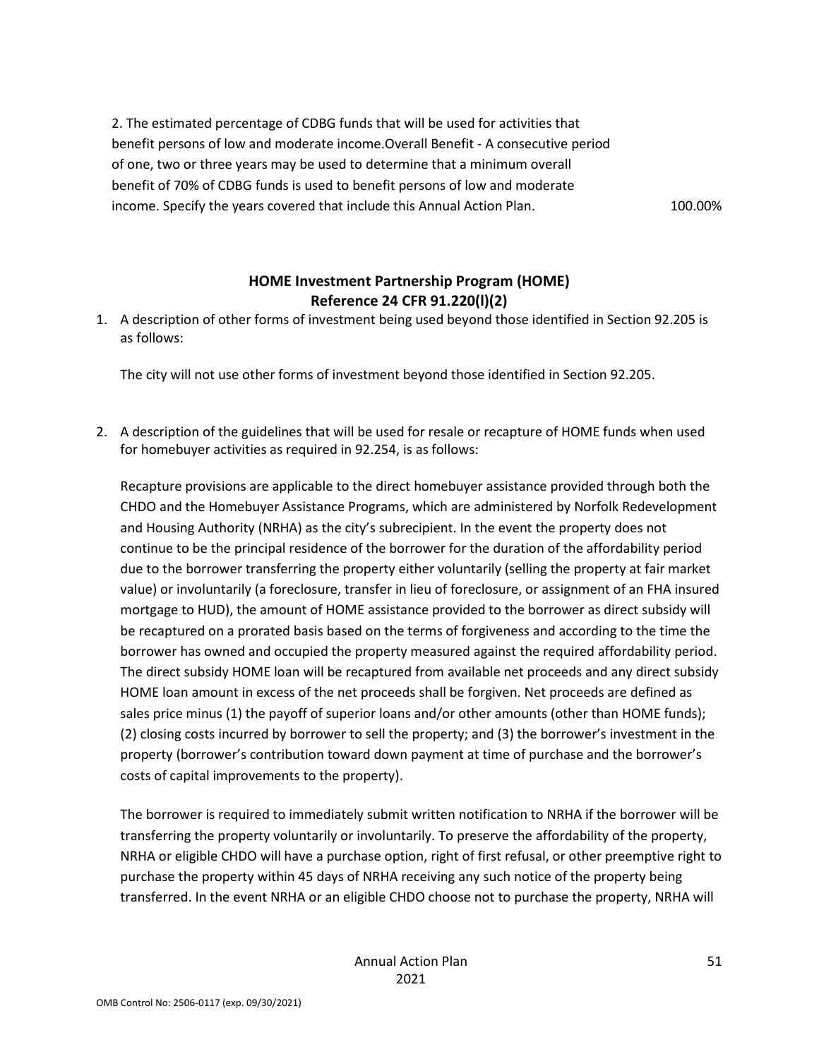2. The estimated percentage of CDBG funds that will be used for activities that benefit persons of low and moderate income.Overall Benefit - A consecutive period of one, two or three years may be used to determine that a minimum overall benefit of 70% of CDBG funds is used to benefit persons of low and moderate income. Specify the years covered that include this Annual Action Plan. 100.00%

## HOME Investment Partnership Program (HOME)
## Reference 24 CFR 91.220(l)(2)

1. A description of other forms of investment being used beyond those identified in Section 92.205 is as follows:

   The city will not use other forms of investment beyond those identified in Section 92.205.

2. A description of the guidelines that will be used for resale or recapture of HOME funds when used for homebuyer activities as required in 92.254, is as follows:

   Recapture provisions are applicable to the direct homebuyer assistance provided through both the CHDO and the Homebuyer Assistance Programs, which are administered by Norfolk Redevelopment and Housing Authority (NRHA) as the city's subrecipient. In the event the property does not continue to be the principal residence of the borrower for the duration of the affordability period due to the borrower transferring the property either voluntarily (selling the property at fair market value) or involuntarily (a foreclosure, transfer in lieu of foreclosure, or assignment of an FHA insured mortgage to HUD), the amount of HOME assistance provided to the borrower as direct subsidy will be recaptured on a prorated basis based on the terms of forgiveness and according to the time the borrower has owned and occupied the property measured against the required affordability period. The direct subsidy HOME loan will be recaptured from available net proceeds and any direct subsidy HOME loan amount in excess of the net proceeds shall be forgiven. Net proceeds are defined as sales price minus (1) the payoff of superior loans and/or other amounts (other than HOME funds); (2) closing costs incurred by borrower to sell the property; and (3) the borrower's investment in the property (borrower's contribution toward down payment at time of purchase and the borrower's costs of capital improvements to the property).

   The borrower is required to immediately submit written notification to NRHA if the borrower will be transferring the property voluntarily or involuntarily. To preserve the affordability of the property, NRHA or eligible CHDO will have a purchase option, right of first refusal, or other preemptive right to purchase the property within 45 days of NRHA receiving any such notice of the property being transferred. In the event NRHA or an eligible CHDO choose not to purchase the property, NRHA will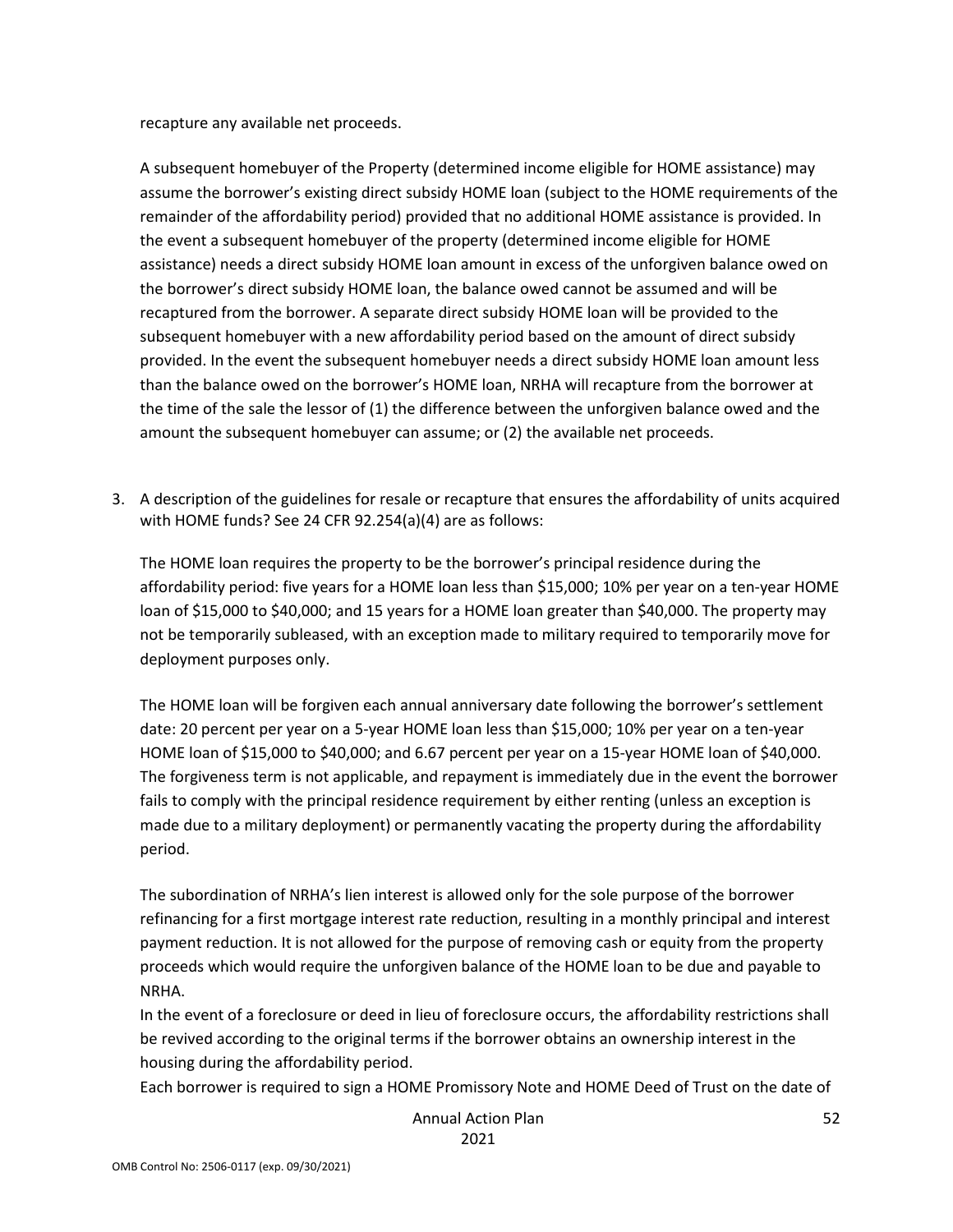recapture any available net proceeds.

A subsequent homebuyer of the Property (determined income eligible for HOME assistance) may assume the borrower's existing direct subsidy HOME loan (subject to the HOME requirements of the remainder of the affordability period) provided that no additional HOME assistance is provided. In the event a subsequent homebuyer of the property (determined income eligible for HOME assistance) needs a direct subsidy HOME loan amount in excess of the unforgiven balance owed on the borrower's direct subsidy HOME loan, the balance owed cannot be assumed and will be recaptured from the borrower. A separate direct subsidy HOME loan will be provided to the subsequent homebuyer with a new affordability period based on the amount of direct subsidy provided. In the event the subsequent homebuyer needs a direct subsidy HOME loan amount less than the balance owed on the borrower's HOME loan, NRHA will recapture from the borrower at the time of the sale the lessor of (1) the difference between the unforgiven balance owed and the amount the subsequent homebuyer can assume; or (2) the available net proceeds.

3. A description of the guidelines for resale or recapture that ensures the affordability of units acquired with HOME funds? See 24 CFR 92.254(a)(4) are as follows:

   The HOME loan requires the property to be the borrower's principal residence during the affordability period: five years for a HOME loan less than $15,000; 10% per year on a ten-year HOME loan of $15,000 to $40,000; and 15 years for a HOME loan greater than $40,000. The property may not be temporarily subleased, with an exception made to military required to temporarily move for deployment purposes only.

   The HOME loan will be forgiven each annual anniversary date following the borrower's settlement date: 20 percent per year on a 5-year HOME loan less than $15,000; 10% per year on a ten-year HOME loan of $15,000 to $40,000; and 6.67 percent per year on a 15-year HOME loan of $40,000. The forgiveness term is not applicable, and repayment is immediately due in the event the borrower fails to comply with the principal residence requirement by either renting (unless an exception is made due to a military deployment) or permanently vacating the property during the affordability period.

   The subordination of NRHA's lien interest is allowed only for the sole purpose of the borrower refinancing for a first mortgage interest rate reduction, resulting in a monthly principal and interest payment reduction. It is not allowed for the purpose of removing cash or equity from the property proceeds which would require the unforgiven balance of the HOME loan to be due and payable to NRHA.

   In the event of a foreclosure or deed in lieu of foreclosure occurs, the affordability restrictions shall be revived according to the original terms if the borrower obtains an ownership interest in the housing during the affordability period.

   Each borrower is required to sign a HOME Promissory Note and HOME Deed of Trust on the date of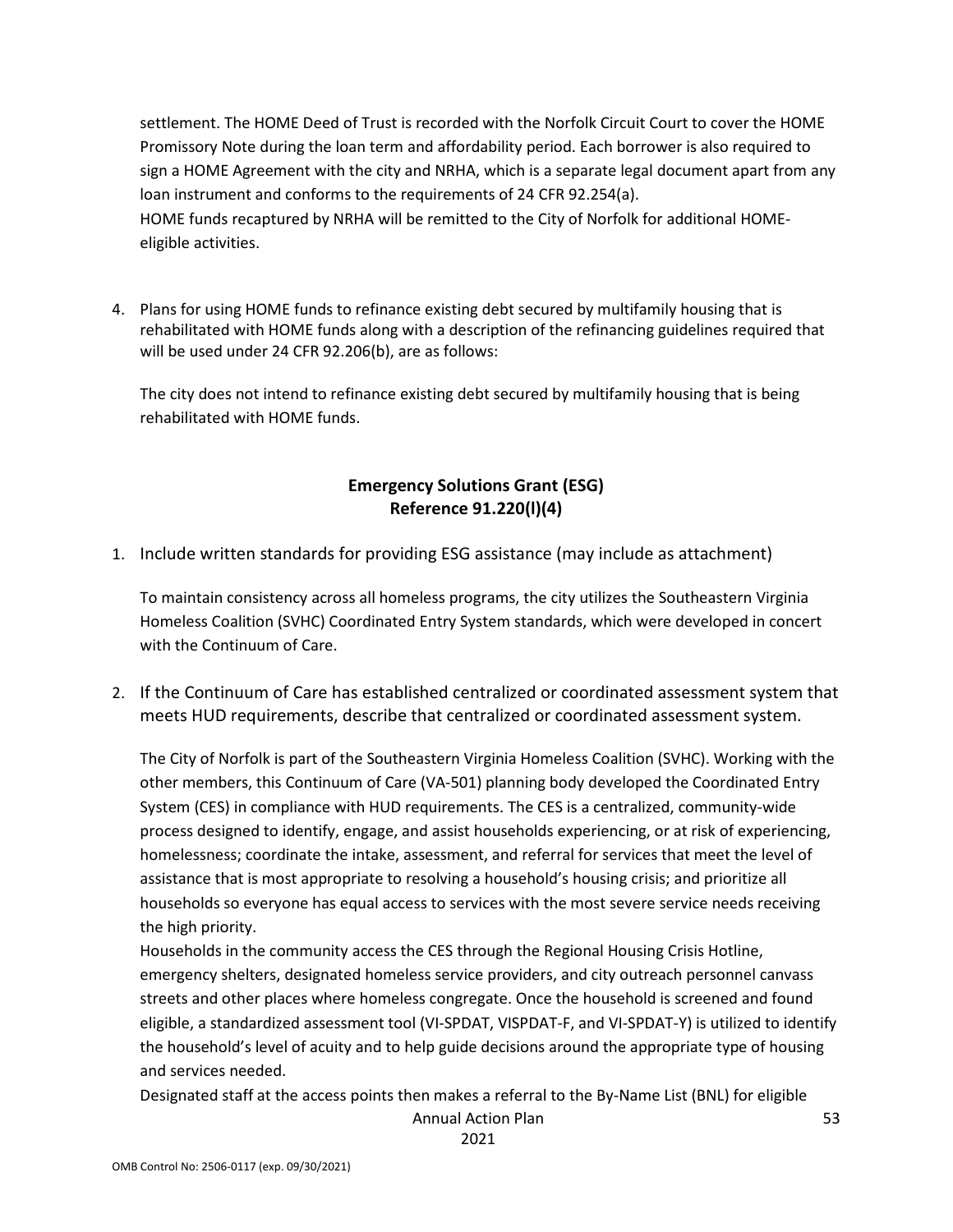settlement. The HOME Deed of Trust is recorded with the Norfolk Circuit Court to cover the HOME Promissory Note during the loan term and affordability period. Each borrower is also required to sign a HOME Agreement with the city and NRHA, which is a separate legal document apart from any loan instrument and conforms to the requirements of 24 CFR 92.254(a).
HOME funds recaptured by NRHA will be remitted to the City of Norfolk for additional HOME-eligible activities.

4. Plans for using HOME funds to refinance existing debt secured by multifamily housing that is rehabilitated with HOME funds along with a description of the refinancing guidelines required that will be used under 24 CFR 92.206(b), are as follows:

   The city does not intend to refinance existing debt secured by multifamily housing that is being rehabilitated with HOME funds.

## Emergency Solutions Grant (ESG)
## Reference 91.220(l)(4)

1. Include written standards for providing ESG assistance (may include as attachment)

   To maintain consistency across all homeless programs, the city utilizes the Southeastern Virginia Homeless Coalition (SVHC) Coordinated Entry System standards, which were developed in concert with the Continuum of Care.

2. If the Continuum of Care has established centralized or coordinated assessment system that meets HUD requirements, describe that centralized or coordinated assessment system.

   The City of Norfolk is part of the Southeastern Virginia Homeless Coalition (SVHC). Working with the other members, this Continuum of Care (VA-501) planning body developed the Coordinated Entry System (CES) in compliance with HUD requirements. The CES is a centralized, community-wide process designed to identify, engage, and assist households experiencing, or at risk of experiencing, homelessness; coordinate the intake, assessment, and referral for services that meet the level of assistance that is most appropriate to resolving a household's housing crisis; and prioritize all households so everyone has equal access to services with the most severe service needs receiving the high priority.
   Households in the community access the CES through the Regional Housing Crisis Hotline, emergency shelters, designated homeless service providers, and city outreach personnel canvass streets and other places where homeless congregate. Once the household is screened and found eligible, a standardized assessment tool (VI-SPDAT, VISPDAT-F, and VI-SPDAT-Y) is utilized to identify the household's level of acuity and to help guide decisions around the appropriate type of housing and services needed.
   Designated staff at the access points then makes a referral to the By-Name List (BNL) for eligible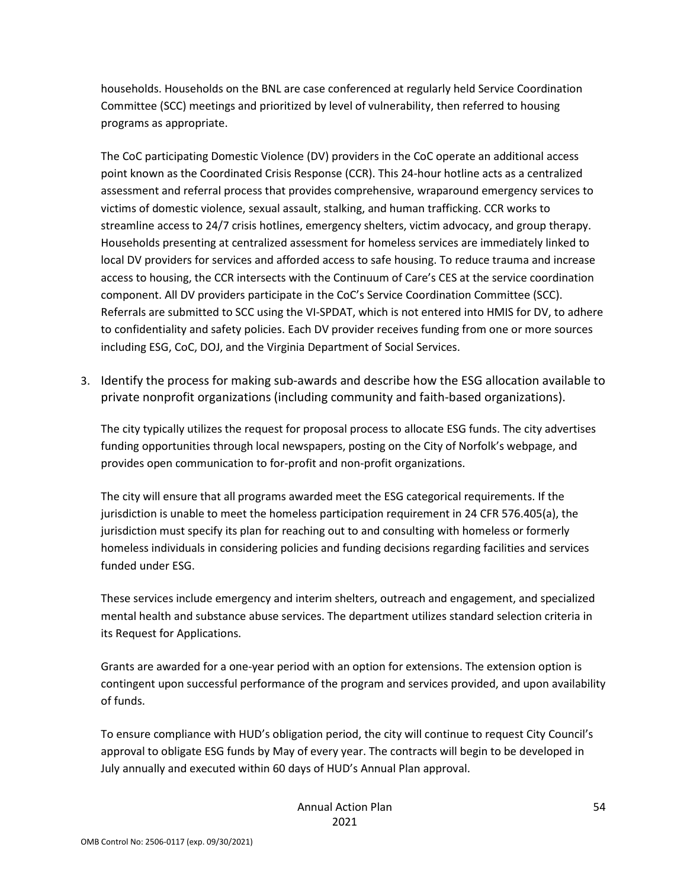households. Households on the BNL are case conferenced at regularly held Service Coordination Committee (SCC) meetings and prioritized by level of vulnerability, then referred to housing programs as appropriate.

The CoC participating Domestic Violence (DV) providers in the CoC operate an additional access point known as the Coordinated Crisis Response (CCR). This 24-hour hotline acts as a centralized assessment and referral process that provides comprehensive, wraparound emergency services to victims of domestic violence, sexual assault, stalking, and human trafficking. CCR works to streamline access to 24/7 crisis hotlines, emergency shelters, victim advocacy, and group therapy. Households presenting at centralized assessment for homeless services are immediately linked to local DV providers for services and afforded access to safe housing. To reduce trauma and increase access to housing, the CCR intersects with the Continuum of Care's CES at the service coordination component. All DV providers participate in the CoC's Service Coordination Committee (SCC). Referrals are submitted to SCC using the VI-SPDAT, which is not entered into HMIS for DV, to adhere to confidentiality and safety policies. Each DV provider receives funding from one or more sources including ESG, CoC, DOJ, and the Virginia Department of Social Services.

3. Identify the process for making sub-awards and describe how the ESG allocation available to private nonprofit organizations (including community and faith-based organizations).

The city typically utilizes the request for proposal process to allocate ESG funds. The city advertises funding opportunities through local newspapers, posting on the City of Norfolk's webpage, and provides open communication to for-profit and non-profit organizations.

The city will ensure that all programs awarded meet the ESG categorical requirements. If the jurisdiction is unable to meet the homeless participation requirement in 24 CFR 576.405(a), the jurisdiction must specify its plan for reaching out to and consulting with homeless or formerly homeless individuals in considering policies and funding decisions regarding facilities and services funded under ESG.

These services include emergency and interim shelters, outreach and engagement, and specialized mental health and substance abuse services. The department utilizes standard selection criteria in its Request for Applications.

Grants are awarded for a one-year period with an option for extensions. The extension option is contingent upon successful performance of the program and services provided, and upon availability of funds.

To ensure compliance with HUD's obligation period, the city will continue to request City Council's approval to obligate ESG funds by May of every year. The contracts will begin to be developed in July annually and executed within 60 days of HUD's Annual Plan approval.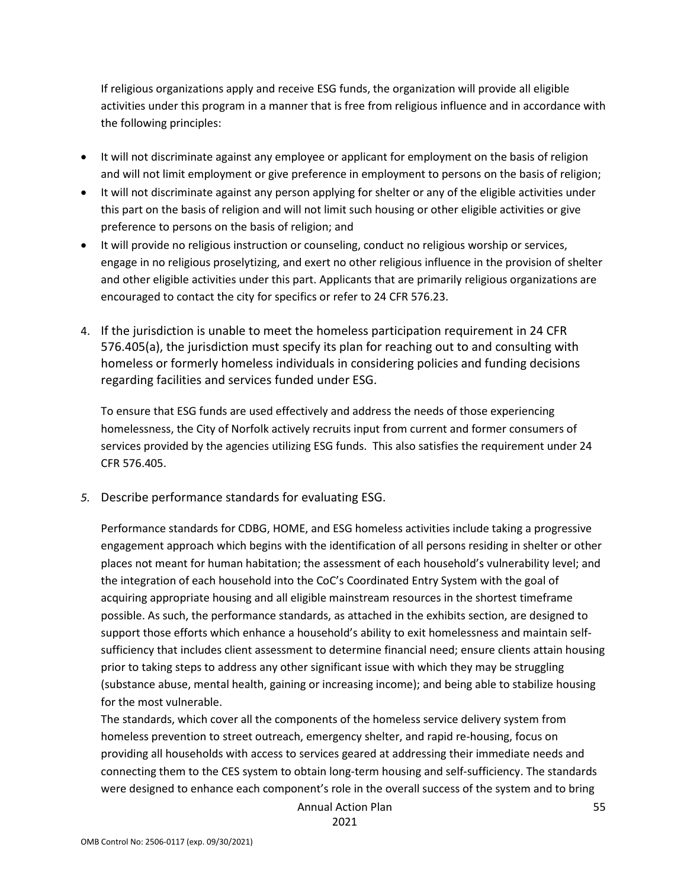If religious organizations apply and receive ESG funds, the organization will provide all eligible activities under this program in a manner that is free from religious influence and in accordance with the following principles:

- It will not discriminate against any employee or applicant for employment on the basis of religion and will not limit employment or give preference in employment to persons on the basis of religion;
- It will not discriminate against any person applying for shelter or any of the eligible activities under this part on the basis of religion and will not limit such housing or other eligible activities or give preference to persons on the basis of religion; and
- It will provide no religious instruction or counseling, conduct no religious worship or services, engage in no religious proselytizing, and exert no other religious influence in the provision of shelter and other eligible activities under this part. Applicants that are primarily religious organizations are encouraged to contact the city for specifics or refer to 24 CFR 576.23.

4. If the jurisdiction is unable to meet the homeless participation requirement in 24 CFR 576.405(a), the jurisdiction must specify its plan for reaching out to and consulting with homeless or formerly homeless individuals in considering policies and funding decisions regarding facilities and services funded under ESG.

   To ensure that ESG funds are used effectively and address the needs of those experiencing homelessness, the City of Norfolk actively recruits input from current and former consumers of services provided by the agencies utilizing ESG funds. This also satisfies the requirement under 24 CFR 576.405.

5. *Describe performance standards for evaluating ESG.*

   Performance standards for CDBG, HOME, and ESG homeless activities include taking a progressive engagement approach which begins with the identification of all persons residing in shelter or other places not meant for human habitation; the assessment of each household's vulnerability level; and the integration of each household into the CoC's Coordinated Entry System with the goal of acquiring appropriate housing and all eligible mainstream resources in the shortest timeframe possible. As such, the performance standards, as attached in the exhibits section, are designed to support those efforts which enhance a household's ability to exit homelessness and maintain self-sufficiency that includes client assessment to determine financial need; ensure clients attain housing prior to taking steps to address any other significant issue with which they may be struggling (substance abuse, mental health, gaining or increasing income); and being able to stabilize housing for the most vulnerable.

   The standards, which cover all the components of the homeless service delivery system from homeless prevention to street outreach, emergency shelter, and rapid re-housing, focus on providing all households with access to services geared at addressing their immediate needs and connecting them to the CES system to obtain long-term housing and self-sufficiency. The standards were designed to enhance each component's role in the overall success of the system and to bring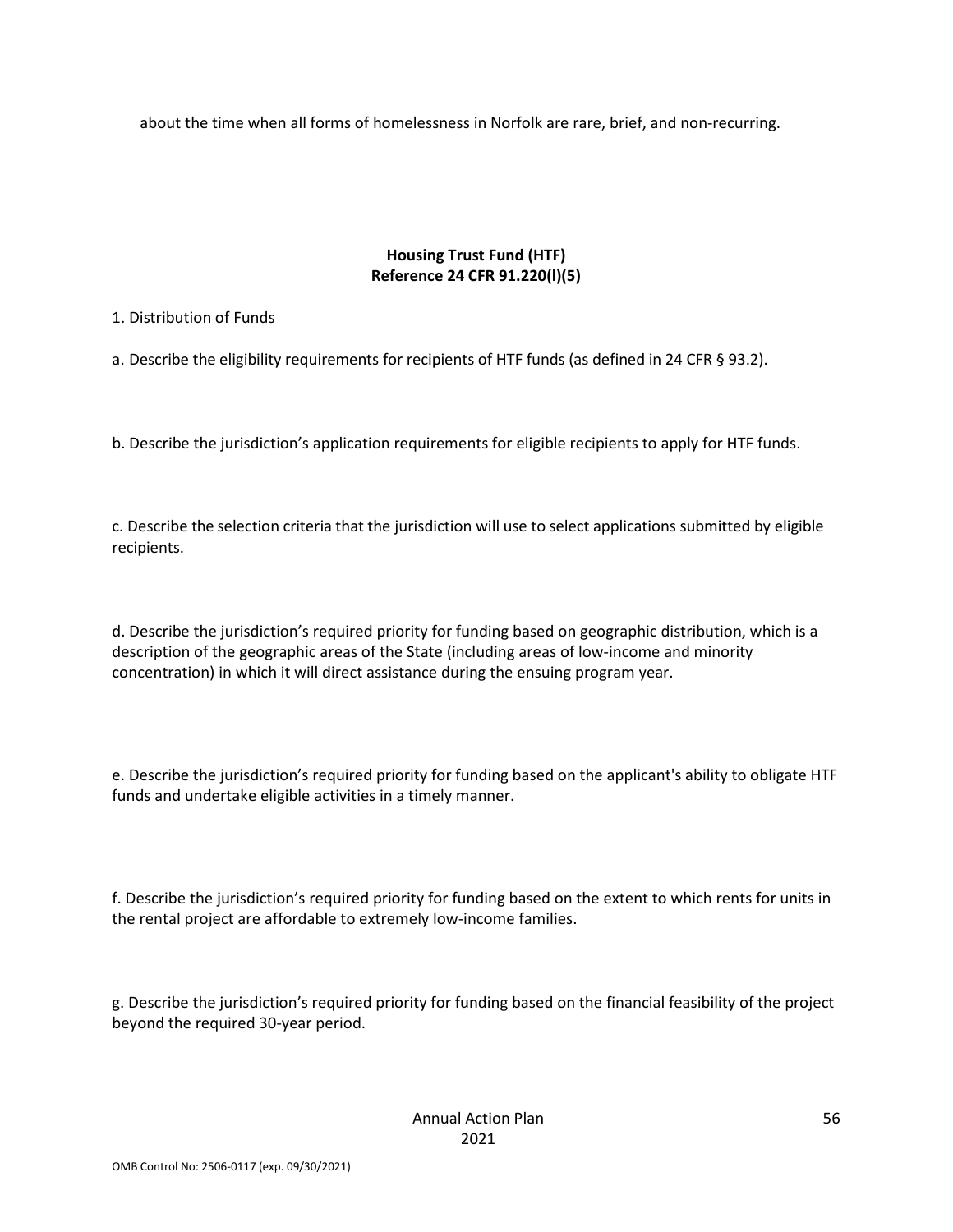about the time when all forms of homelessness in Norfolk are rare, brief, and non-recurring.

## Housing Trust Fund (HTF)
## Reference 24 CFR 91.220(l)(5)

1. Distribution of Funds

a. Describe the eligibility requirements for recipients of HTF funds (as defined in 24 CFR § 93.2).

b. Describe the jurisdiction's application requirements for eligible recipients to apply for HTF funds.

c. Describe the selection criteria that the jurisdiction will use to select applications submitted by eligible recipients.

d. Describe the jurisdiction's required priority for funding based on geographic distribution, which is a description of the geographic areas of the State (including areas of low-income and minority concentration) in which it will direct assistance during the ensuing program year.

e. Describe the jurisdiction's required priority for funding based on the applicant's ability to obligate HTF funds and undertake eligible activities in a timely manner.

f. Describe the jurisdiction's required priority for funding based on the extent to which rents for units in the rental project are affordable to extremely low-income families.

g. Describe the jurisdiction's required priority for funding based on the financial feasibility of the project beyond the required 30-year period.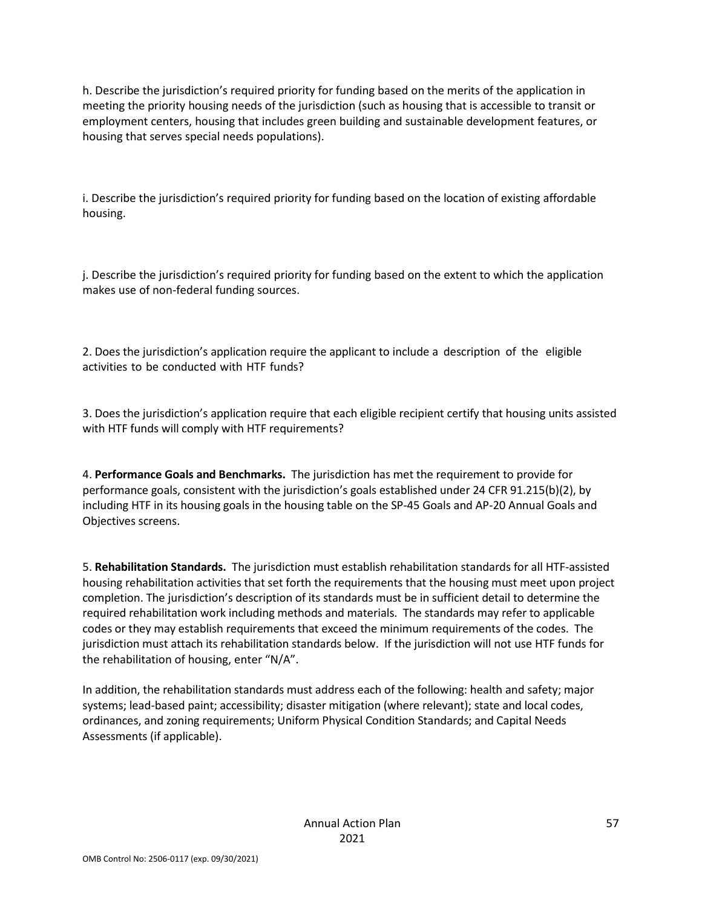h. Describe the jurisdiction's required priority for funding based on the merits of the application in meeting the priority housing needs of the jurisdiction (such as housing that is accessible to transit or employment centers, housing that includes green building and sustainable development features, or housing that serves special needs populations).

i. Describe the jurisdiction's required priority for funding based on the location of existing affordable housing.

j. Describe the jurisdiction's required priority for funding based on the extent to which the application makes use of non-federal funding sources.

2. Does the jurisdiction's application require the applicant to include a description of the eligible activities to be conducted with HTF funds?

3. Does the jurisdiction's application require that each eligible recipient certify that housing units assisted with HTF funds will comply with HTF requirements?

4. **Performance Goals and Benchmarks.** The jurisdiction has met the requirement to provide for performance goals, consistent with the jurisdiction's goals established under 24 CFR 91.215(b)(2), by including HTF in its housing goals in the housing table on the SP-45 Goals and AP-20 Annual Goals and Objectives screens.

5. **Rehabilitation Standards.** The jurisdiction must establish rehabilitation standards for all HTF-assisted housing rehabilitation activities that set forth the requirements that the housing must meet upon project completion. The jurisdiction's description of its standards must be in sufficient detail to determine the required rehabilitation work including methods and materials. The standards may refer to applicable codes or they may establish requirements that exceed the minimum requirements of the codes. The jurisdiction must attach its rehabilitation standards below. If the jurisdiction will not use HTF funds for the rehabilitation of housing, enter "N/A".

In addition, the rehabilitation standards must address each of the following: health and safety; major systems; lead-based paint; accessibility; disaster mitigation (where relevant); state and local codes, ordinances, and zoning requirements; Uniform Physical Condition Standards; and Capital Needs Assessments (if applicable).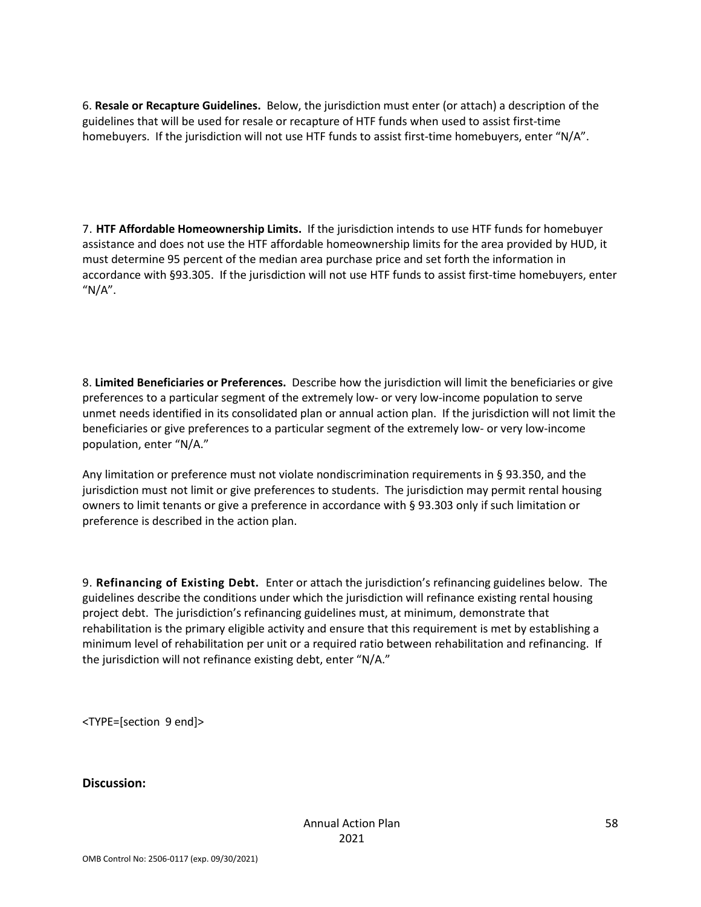6. **Resale or Recapture Guidelines.** Below, the jurisdiction must enter (or attach) a description of the guidelines that will be used for resale or recapture of HTF funds when used to assist first-time homebuyers. If the jurisdiction will not use HTF funds to assist first-time homebuyers, enter "N/A".

7. **HTF Affordable Homeownership Limits.** If the jurisdiction intends to use HTF funds for homebuyer assistance and does not use the HTF affordable homeownership limits for the area provided by HUD, it must determine 95 percent of the median area purchase price and set forth the information in accordance with §93.305. If the jurisdiction will not use HTF funds to assist first-time homebuyers, enter "N/A".

8. **Limited Beneficiaries or Preferences.** Describe how the jurisdiction will limit the beneficiaries or give preferences to a particular segment of the extremely low- or very low-income population to serve unmet needs identified in its consolidated plan or annual action plan. If the jurisdiction will not limit the beneficiaries or give preferences to a particular segment of the extremely low- or very low-income population, enter "N/A."

Any limitation or preference must not violate nondiscrimination requirements in § 93.350, and the jurisdiction must not limit or give preferences to students. The jurisdiction may permit rental housing owners to limit tenants or give a preference in accordance with § 93.303 only if such limitation or preference is described in the action plan.

9. **Refinancing of Existing Debt.** Enter or attach the jurisdiction's refinancing guidelines below. The guidelines describe the conditions under which the jurisdiction will refinance existing rental housing project debt. The jurisdiction's refinancing guidelines must, at minimum, demonstrate that rehabilitation is the primary eligible activity and ensure that this requirement is met by establishing a minimum level of rehabilitation per unit or a required ratio between rehabilitation and refinancing. If the jurisdiction will not refinance existing debt, enter "N/A."

<TYPE=[section 9 end]>

**Discussion:**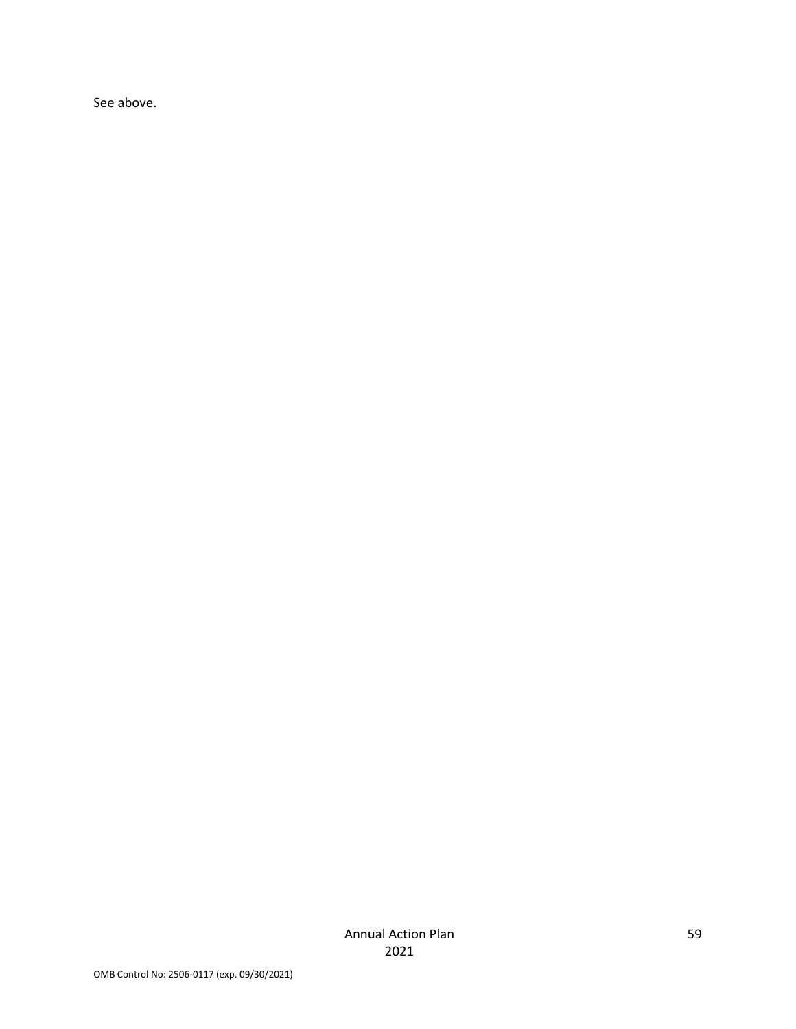See above.